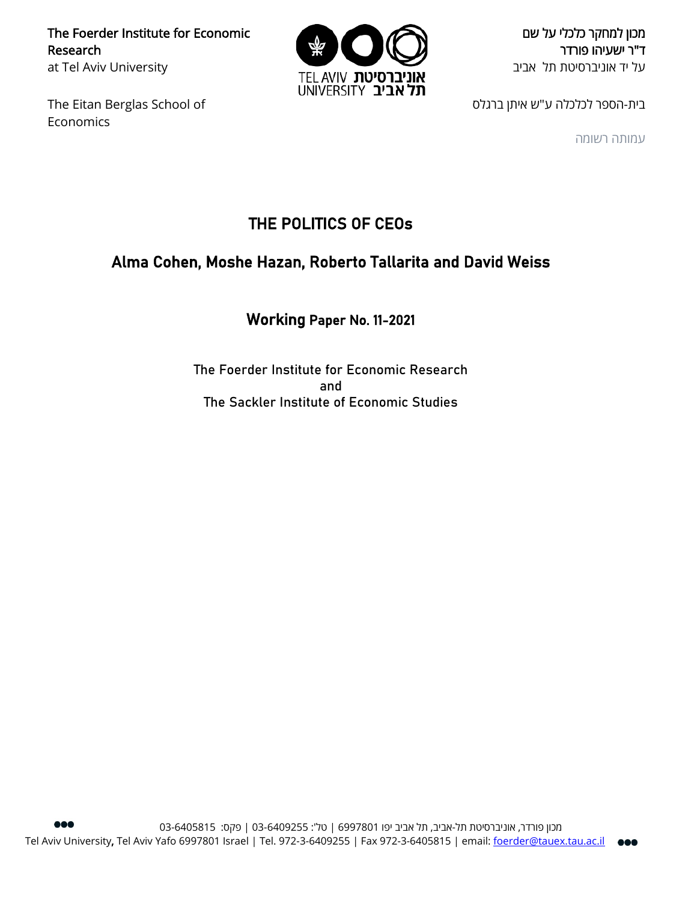The Foerder Institute for Economic Research
at Tel Aviv University

מכון למחקר כלכלי על שם
ד"ר ישעיהו פורדר
על יד אוניברסיטת תל אביב

TEL AVIV UNIVERSITY
אוניברסיטת תל אביב

The Eitan Berglas School of Economics

בית-הספר לכלכלה ע"ש איתן ברגלס

עמותה רשומה

# THE POLITICS OF CEOs

## Alma Cohen, Moshe Hazan, Roberto Tallarita and David Weiss

### Working Paper No. 11-2021

The Foerder Institute for Economic Research
and
The Sackler Institute of Economic Studies

מכון פורדר, אוניברסיטת תל-אביב, תל אביב יפו 6997801 | טל': 03-6409255 | פקס: 03-6405815

Tel Aviv University, Tel Aviv Yafo 6997801 Israel | Tel. 972-3-6409255 | Fax 972-3-6405815 | email: foerder@tauex.tau.ac.il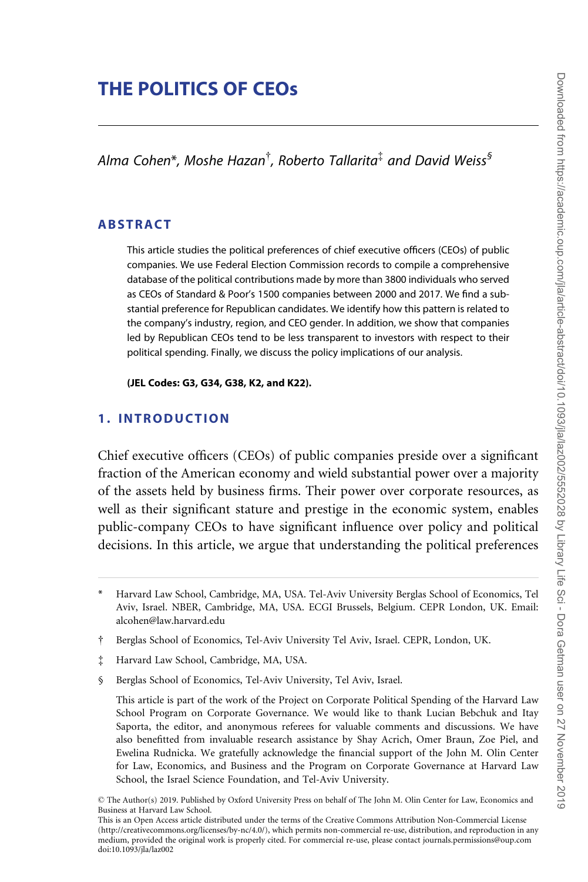# THE POLITICS OF CEOs

*Alma Cohen\*, Moshe Hazan†, Roberto Tallarita‡ and David Weiss§*

## ABSTRACT

This article studies the political preferences of chief executive officers (CEOs) of public companies. We use Federal Election Commission records to compile a comprehensive database of the political contributions made by more than 3800 individuals who served as CEOs of Standard & Poor's 1500 companies between 2000 and 2017. We find a substantial preference for Republican candidates. We identify how this pattern is related to the company's industry, region, and CEO gender. In addition, we show that companies led by Republican CEOs tend to be less transparent to investors with respect to their political spending. Finally, we discuss the policy implications of our analysis.

**(JEL Codes: G3, G34, G38, K2, and K22).**

## 1. INTRODUCTION

Chief executive officers (CEOs) of public companies preside over a significant fraction of the American economy and wield substantial power over a majority of the assets held by business firms. Their power over corporate resources, as well as their significant stature and prestige in the economic system, enables public-company CEOs to have significant influence over policy and political decisions. In this article, we argue that understanding the political preferences

---

\* Harvard Law School, Cambridge, MA, USA. Tel-Aviv University Berglas School of Economics, Tel Aviv, Israel. NBER, Cambridge, MA, USA. ECGI Brussels, Belgium. CEPR London, UK. Email: alcohen@law.harvard.edu

† Berglas School of Economics, Tel-Aviv University Tel Aviv, Israel. CEPR, London, UK.

‡ Harvard Law School, Cambridge, MA, USA.

§ Berglas School of Economics, Tel-Aviv University, Tel Aviv, Israel.

This article is part of the work of the Project on Corporate Political Spending of the Harvard Law School Program on Corporate Governance. We would like to thank Lucian Bebchuk and Itay Saporta, the editor, and anonymous referees for valuable comments and discussions. We have also benefitted from invaluable research assistance by Shay Acrich, Omer Braun, Zoe Piel, and Ewelina Rudnicka. We gratefully acknowledge the financial support of the John M. Olin Center for Law, Economics, and Business and the Program on Corporate Governance at Harvard Law School, the Israel Science Foundation, and Tel-Aviv University.

© The Author(s) 2019. Published by Oxford University Press on behalf of The John M. Olin Center for Law, Economics and Business at Harvard Law School.
This is an Open Access article distributed under the terms of the Creative Commons Attribution Non-Commercial License (http://creativecommons.org/licenses/by-nc/4.0/), which permits non-commercial re-use, distribution, and reproduction in any medium, provided the original work is properly cited. For commercial re-use, please contact journals.permissions@oup.com
doi:10.1093/jla/laz002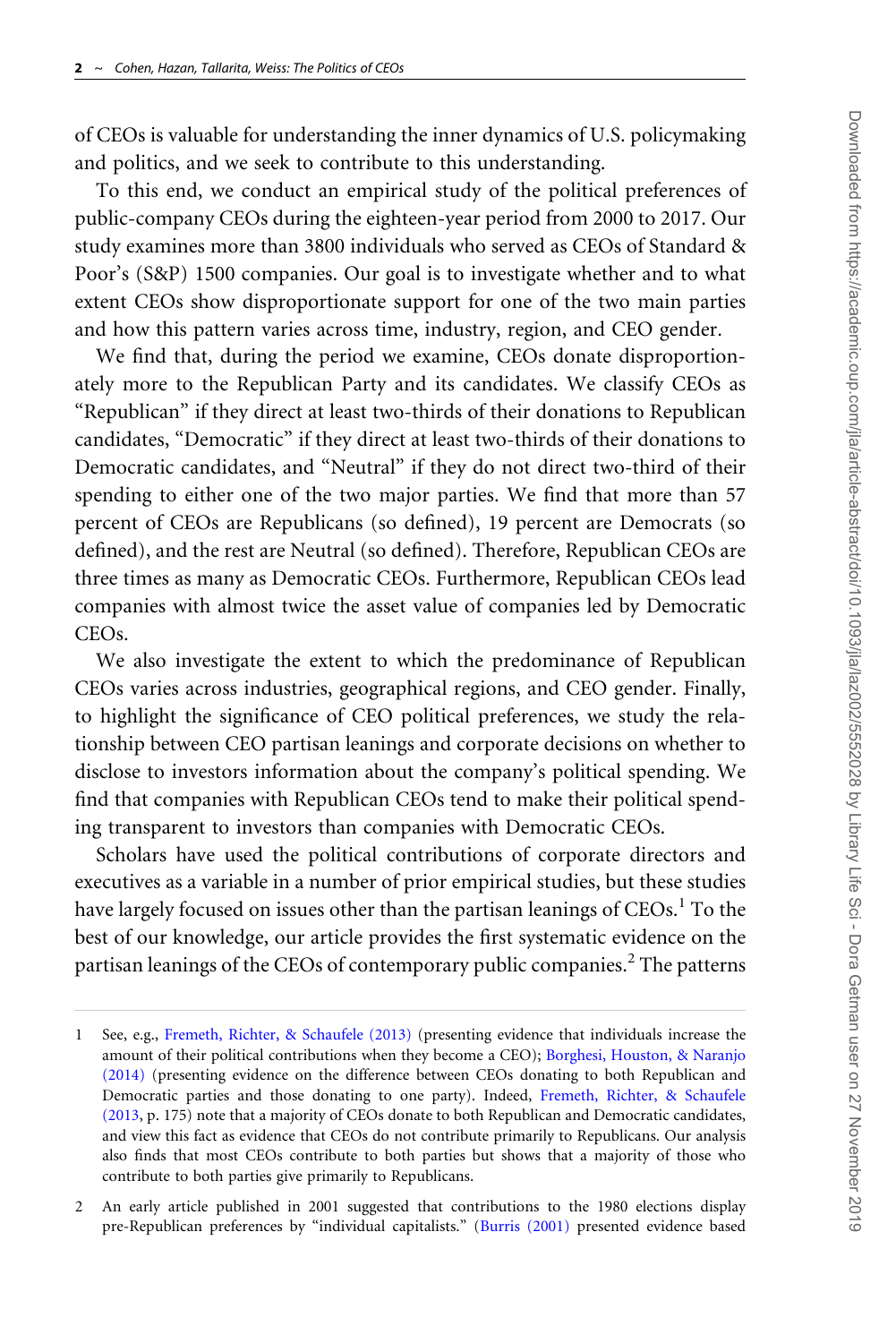of CEOs is valuable for understanding the inner dynamics of U.S. policymaking and politics, and we seek to contribute to this understanding.

To this end, we conduct an empirical study of the political preferences of public-company CEOs during the eighteen-year period from 2000 to 2017. Our study examines more than 3800 individuals who served as CEOs of Standard & Poor's (S&P) 1500 companies. Our goal is to investigate whether and to what extent CEOs show disproportionate support for one of the two main parties and how this pattern varies across time, industry, region, and CEO gender.

We find that, during the period we examine, CEOs donate disproportionately more to the Republican Party and its candidates. We classify CEOs as "Republican" if they direct at least two-thirds of their donations to Republican candidates, "Democratic" if they direct at least two-thirds of their donations to Democratic candidates, and "Neutral" if they do not direct two-third of their spending to either one of the two major parties. We find that more than 57 percent of CEOs are Republicans (so defined), 19 percent are Democrats (so defined), and the rest are Neutral (so defined). Therefore, Republican CEOs are three times as many as Democratic CEOs. Furthermore, Republican CEOs lead companies with almost twice the asset value of companies led by Democratic CEOs.

We also investigate the extent to which the predominance of Republican CEOs varies across industries, geographical regions, and CEO gender. Finally, to highlight the significance of CEO political preferences, we study the relationship between CEO partisan leanings and corporate decisions on whether to disclose to investors information about the company's political spending. We find that companies with Republican CEOs tend to make their political spending transparent to investors than companies with Democratic CEOs.

Scholars have used the political contributions of corporate directors and executives as a variable in a number of prior empirical studies, but these studies have largely focused on issues other than the partisan leanings of CEOs.[1] To the best of our knowledge, our article provides the first systematic evidence on the partisan leanings of the CEOs of contemporary public companies.[2] The patterns

1 See, e.g., Fremeth, Richter, & Schaufele (2013) (presenting evidence that individuals increase the amount of their political contributions when they become a CEO); Borghesi, Houston, & Naranjo (2014) (presenting evidence on the difference between CEOs donating to both Republican and Democratic parties and those donating to one party). Indeed, Fremeth, Richter, & Schaufele (2013, p. 175) note that a majority of CEOs donate to both Republican and Democratic candidates, and view this fact as evidence that CEOs do not contribute primarily to Republicans. Our analysis also finds that most CEOs contribute to both parties but shows that a majority of those who contribute to both parties give primarily to Republicans.

2 An early article published in 2001 suggested that contributions to the 1980 elections display pre-Republican preferences by "individual capitalists." (Burris (2001) presented evidence based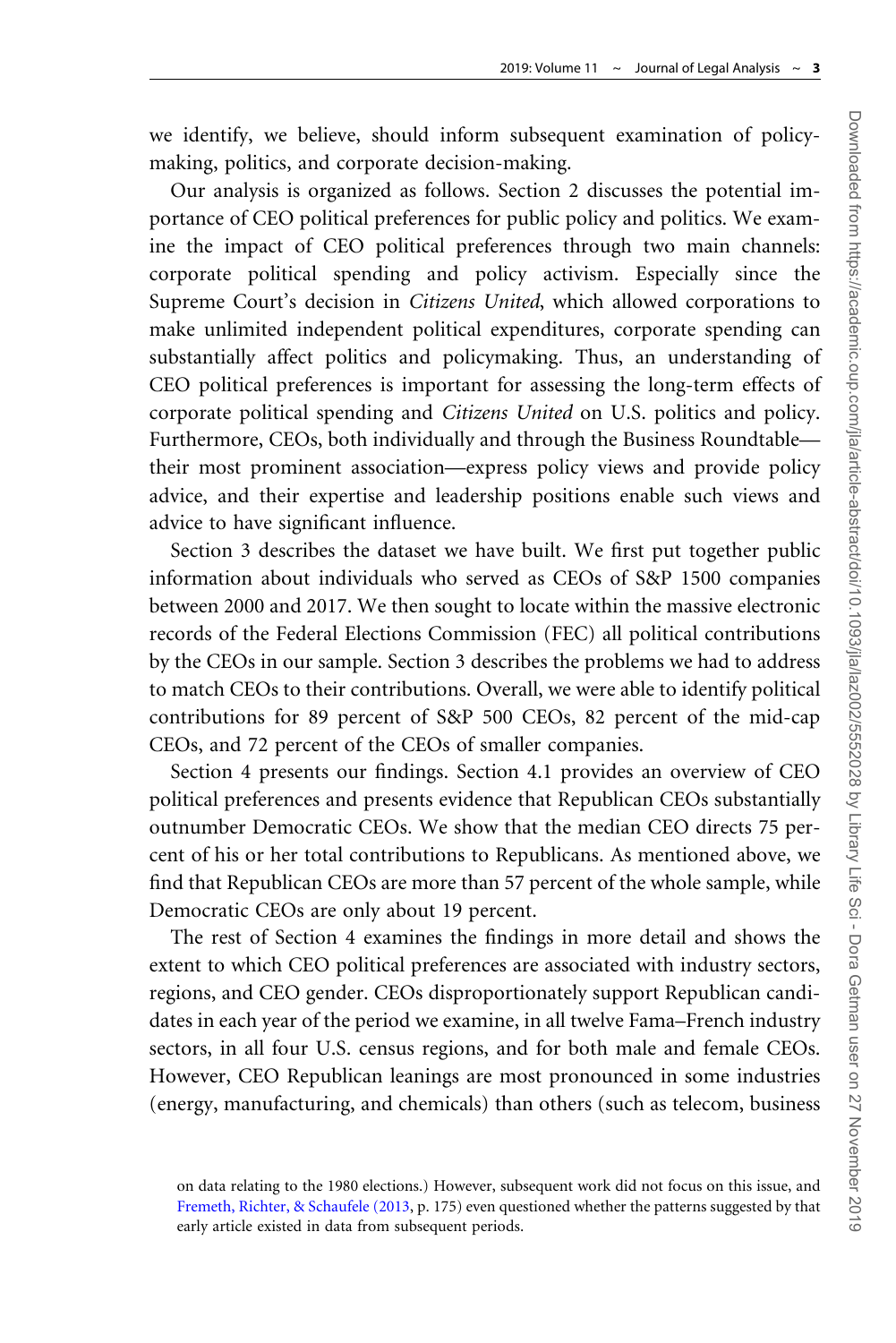we identify, we believe, should inform subsequent examination of policy-making, politics, and corporate decision-making.

Our analysis is organized as follows. Section 2 discusses the potential importance of CEO political preferences for public policy and politics. We examine the impact of CEO political preferences through two main channels: corporate political spending and policy activism. Especially since the Supreme Court's decision in *Citizens United*, which allowed corporations to make unlimited independent political expenditures, corporate spending can substantially affect politics and policymaking. Thus, an understanding of CEO political preferences is important for assessing the long-term effects of corporate political spending and *Citizens United* on U.S. politics and policy. Furthermore, CEOs, both individually and through the Business Roundtable—their most prominent association—express policy views and provide policy advice, and their expertise and leadership positions enable such views and advice to have significant influence.

Section 3 describes the dataset we have built. We first put together public information about individuals who served as CEOs of S&P 1500 companies between 2000 and 2017. We then sought to locate within the massive electronic records of the Federal Elections Commission (FEC) all political contributions by the CEOs in our sample. Section 3 describes the problems we had to address to match CEOs to their contributions. Overall, we were able to identify political contributions for 89 percent of S&P 500 CEOs, 82 percent of the mid-cap CEOs, and 72 percent of the CEOs of smaller companies.

Section 4 presents our findings. Section 4.1 provides an overview of CEO political preferences and presents evidence that Republican CEOs substantially outnumber Democratic CEOs. We show that the median CEO directs 75 percent of his or her total contributions to Republicans. As mentioned above, we find that Republican CEOs are more than 57 percent of the whole sample, while Democratic CEOs are only about 19 percent.

The rest of Section 4 examines the findings in more detail and shows the extent to which CEO political preferences are associated with industry sectors, regions, and CEO gender. CEOs disproportionately support Republican candidates in each year of the period we examine, in all twelve Fama–French industry sectors, in all four U.S. census regions, and for both male and female CEOs. However, CEO Republican leanings are most pronounced in some industries (energy, manufacturing, and chemicals) than others (such as telecom, business

on data relating to the 1980 elections.) However, subsequent work did not focus on this issue, and Fremeth, Richter, & Schaufele (2013, p. 175) even questioned whether the patterns suggested by that early article existed in data from subsequent periods.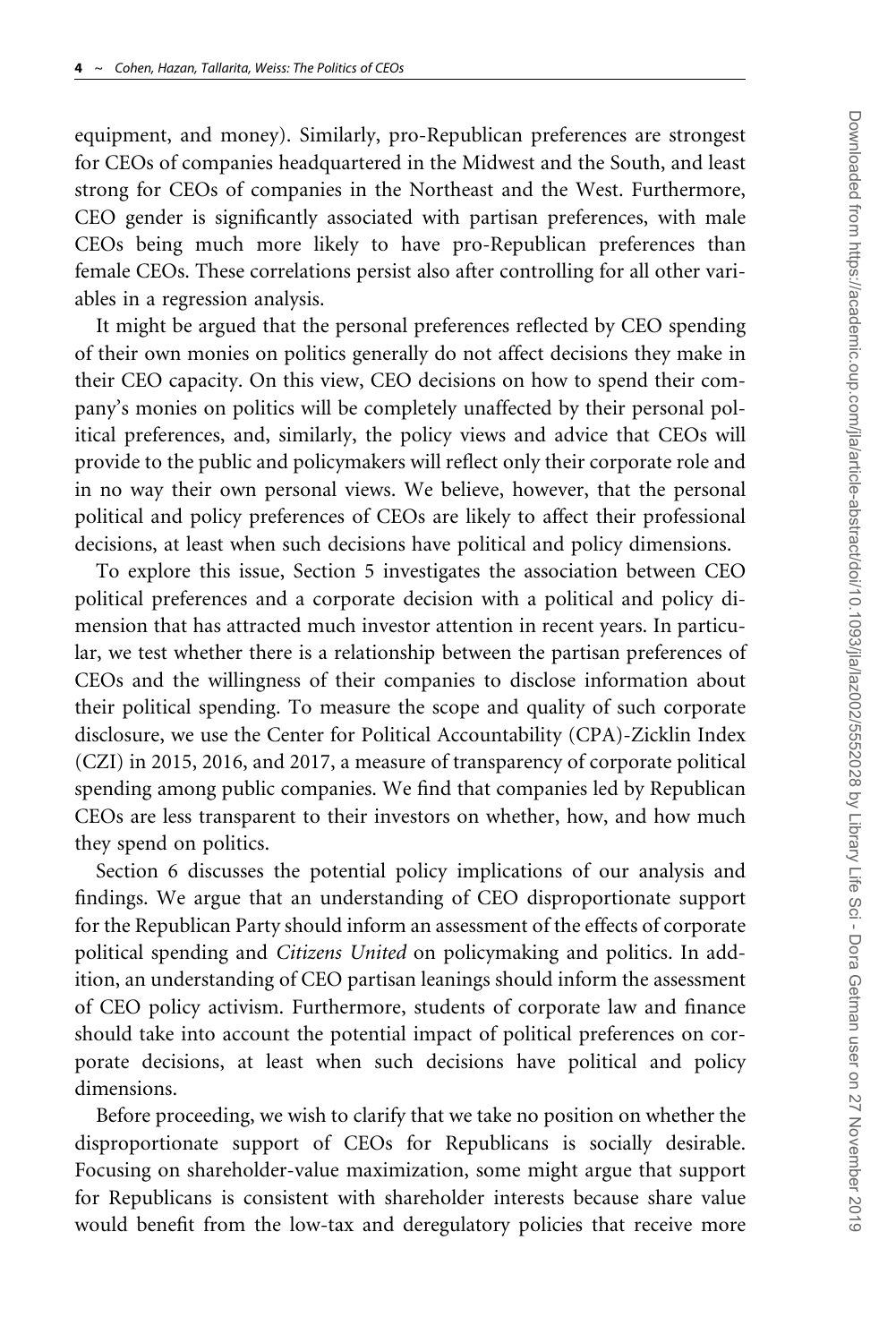equipment, and money). Similarly, pro-Republican preferences are strongest for CEOs of companies headquartered in the Midwest and the South, and least strong for CEOs of companies in the Northeast and the West. Furthermore, CEO gender is significantly associated with partisan preferences, with male CEOs being much more likely to have pro-Republican preferences than female CEOs. These correlations persist also after controlling for all other variables in a regression analysis.

It might be argued that the personal preferences reflected by CEO spending of their own monies on politics generally do not affect decisions they make in their CEO capacity. On this view, CEO decisions on how to spend their company's monies on politics will be completely unaffected by their personal political preferences, and, similarly, the policy views and advice that CEOs will provide to the public and policymakers will reflect only their corporate role and in no way their own personal views. We believe, however, that the personal political and policy preferences of CEOs are likely to affect their professional decisions, at least when such decisions have political and policy dimensions.

To explore this issue, Section 5 investigates the association between CEO political preferences and a corporate decision with a political and policy dimension that has attracted much investor attention in recent years. In particular, we test whether there is a relationship between the partisan preferences of CEOs and the willingness of their companies to disclose information about their political spending. To measure the scope and quality of such corporate disclosure, we use the Center for Political Accountability (CPA)-Zicklin Index (CZI) in 2015, 2016, and 2017, a measure of transparency of corporate political spending among public companies. We find that companies led by Republican CEOs are less transparent to their investors on whether, how, and how much they spend on politics.

Section 6 discusses the potential policy implications of our analysis and findings. We argue that an understanding of CEO disproportionate support for the Republican Party should inform an assessment of the effects of corporate political spending and *Citizens United* on policymaking and politics. In addition, an understanding of CEO partisan leanings should inform the assessment of CEO policy activism. Furthermore, students of corporate law and finance should take into account the potential impact of political preferences on corporate decisions, at least when such decisions have political and policy dimensions.

Before proceeding, we wish to clarify that we take no position on whether the disproportionate support of CEOs for Republicans is socially desirable. Focusing on shareholder-value maximization, some might argue that support for Republicans is consistent with shareholder interests because share value would benefit from the low-tax and deregulatory policies that receive more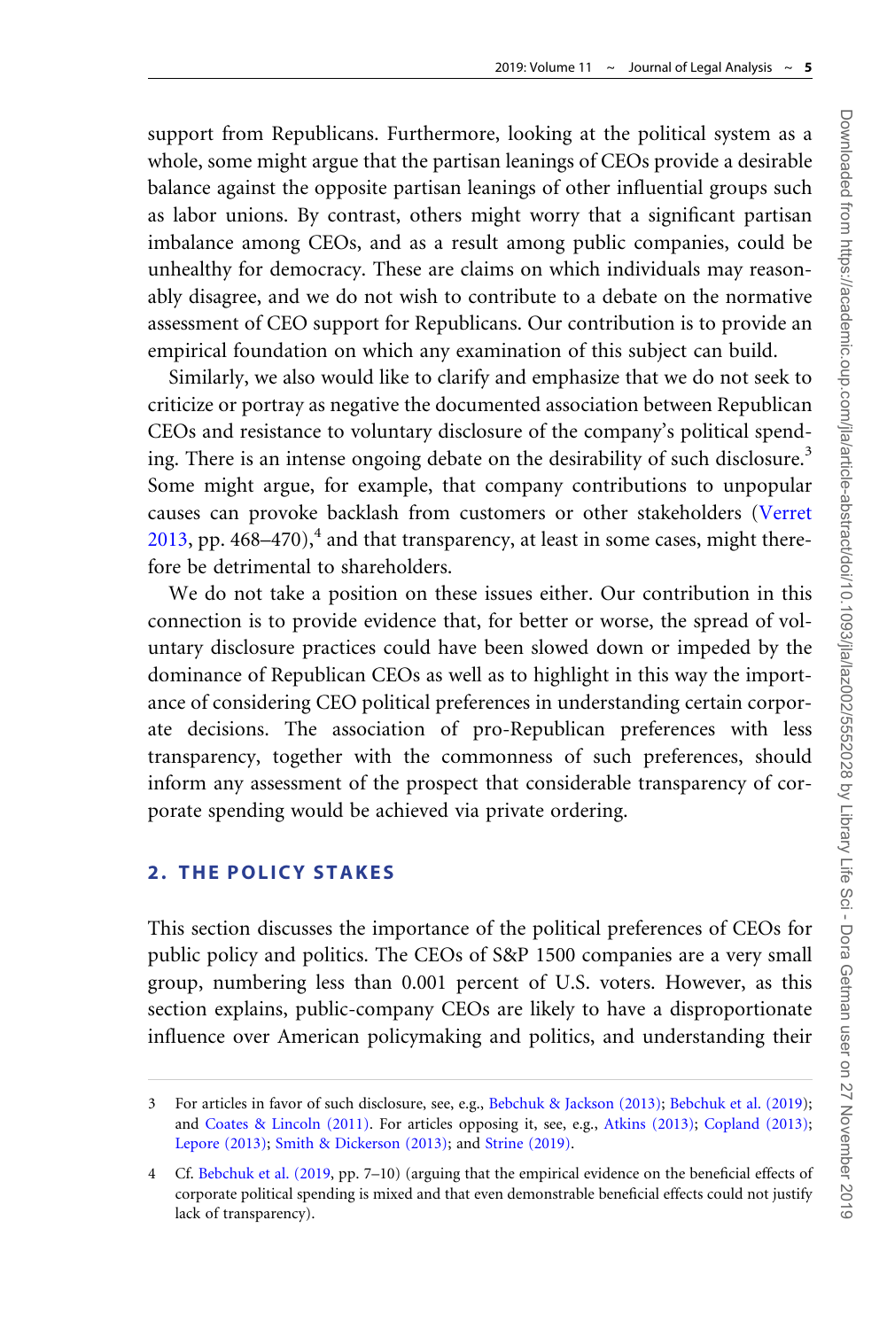support from Republicans. Furthermore, looking at the political system as a whole, some might argue that the partisan leanings of CEOs provide a desirable balance against the opposite partisan leanings of other influential groups such as labor unions. By contrast, others might worry that a significant partisan imbalance among CEOs, and as a result among public companies, could be unhealthy for democracy. These are claims on which individuals may reasonably disagree, and we do not wish to contribute to a debate on the normative assessment of CEO support for Republicans. Our contribution is to provide an empirical foundation on which any examination of this subject can build.

Similarly, we also would like to clarify and emphasize that we do not seek to criticize or portray as negative the documented association between Republican CEOs and resistance to voluntary disclosure of the company's political spending. There is an intense ongoing debate on the desirability of such disclosure.[3] Some might argue, for example, that company contributions to unpopular causes can provoke backlash from customers or other stakeholders (Verret 2013, pp. 468–470),[4] and that transparency, at least in some cases, might therefore be detrimental to shareholders.

We do not take a position on these issues either. Our contribution in this connection is to provide evidence that, for better or worse, the spread of voluntary disclosure practices could have been slowed down or impeded by the dominance of Republican CEOs as well as to highlight in this way the importance of considering CEO political preferences in understanding certain corporate decisions. The association of pro-Republican preferences with less transparency, together with the commonness of such preferences, should inform any assessment of the prospect that considerable transparency of corporate spending would be achieved via private ordering.

## 2. THE POLICY STAKES

This section discusses the importance of the political preferences of CEOs for public policy and politics. The CEOs of S&P 1500 companies are a very small group, numbering less than 0.001 percent of U.S. voters. However, as this section explains, public-company CEOs are likely to have a disproportionate influence over American policymaking and politics, and understanding their

---

3 For articles in favor of such disclosure, see, e.g., Bebchuk & Jackson (2013); Bebchuk et al. (2019); and Coates & Lincoln (2011). For articles opposing it, see, e.g., Atkins (2013); Copland (2013); Lepore (2013); Smith & Dickerson (2013); and Strine (2019).

4 Cf. Bebchuk et al. (2019, pp. 7–10) (arguing that the empirical evidence on the beneficial effects of corporate political spending is mixed and that even demonstrable beneficial effects could not justify lack of transparency).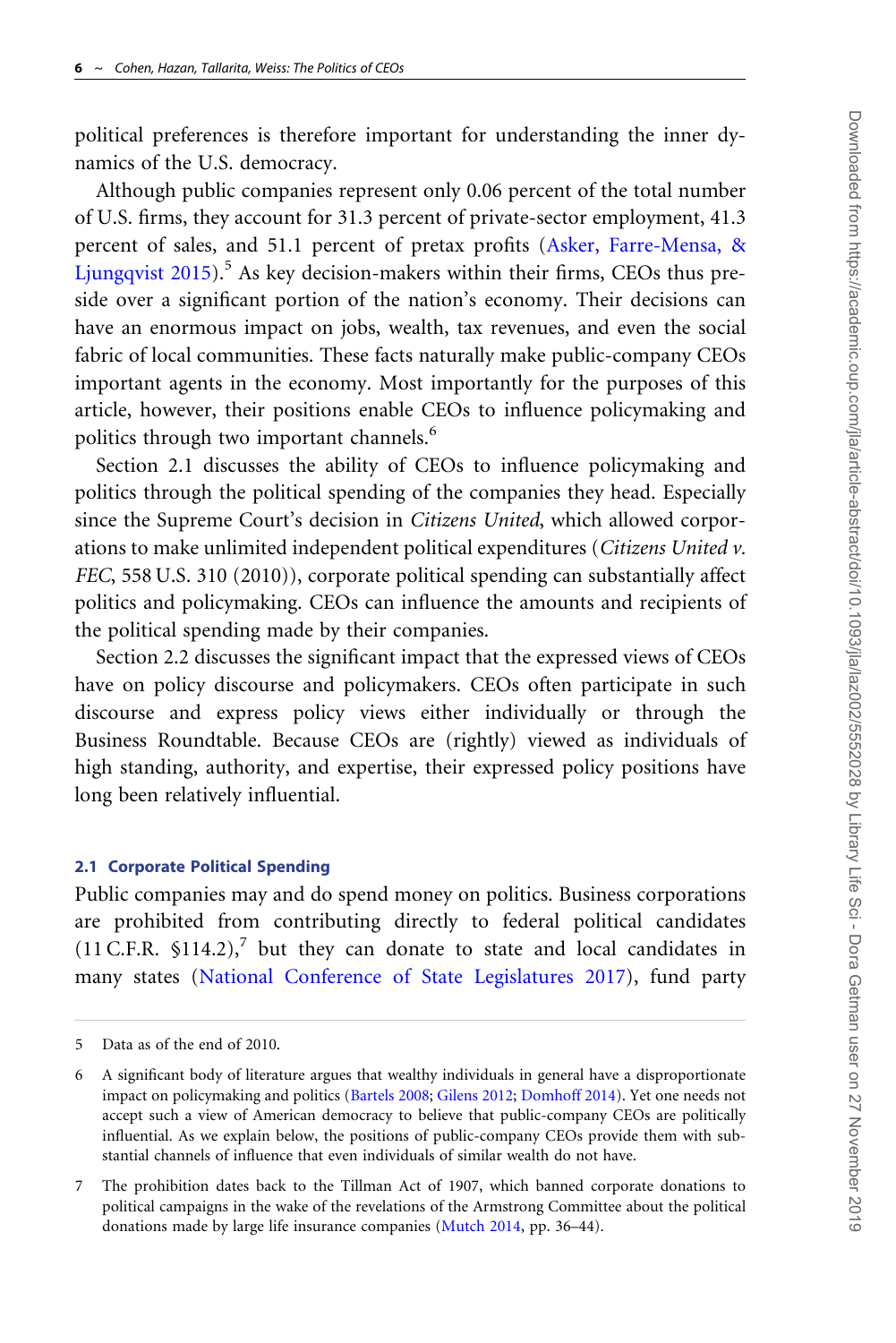political preferences is therefore important for understanding the inner dynamics of the U.S. democracy.

Although public companies represent only 0.06 percent of the total number of U.S. firms, they account for 31.3 percent of private-sector employment, 41.3 percent of sales, and 51.1 percent of pretax profits (Asker, Farre-Mensa, & Ljungqvist 2015).[5] As key decision-makers within their firms, CEOs thus preside over a significant portion of the nation's economy. Their decisions can have an enormous impact on jobs, wealth, tax revenues, and even the social fabric of local communities. These facts naturally make public-company CEOs important agents in the economy. Most importantly for the purposes of this article, however, their positions enable CEOs to influence policymaking and politics through two important channels.[6]

Section 2.1 discusses the ability of CEOs to influence policymaking and politics through the political spending of the companies they head. Especially since the Supreme Court's decision in *Citizens United*, which allowed corporations to make unlimited independent political expenditures (*Citizens United v. FEC*, 558 U.S. 310 (2010)), corporate political spending can substantially affect politics and policymaking. CEOs can influence the amounts and recipients of the political spending made by their companies.

Section 2.2 discusses the significant impact that the expressed views of CEOs have on policy discourse and policymakers. CEOs often participate in such discourse and express policy views either individually or through the Business Roundtable. Because CEOs are (rightly) viewed as individuals of high standing, authority, and expertise, their expressed policy positions have long been relatively influential.

### 2.1 Corporate Political Spending

Public companies may and do spend money on politics. Business corporations are prohibited from contributing directly to federal political candidates (11 C.F.R. §114.2),[7] but they can donate to state and local candidates in many states (National Conference of State Legislatures 2017), fund party

---

5 Data as of the end of 2010.

6 A significant body of literature argues that wealthy individuals in general have a disproportionate impact on policymaking and politics (Bartels 2008; Gilens 2012; Domhoff 2014). Yet one needs not accept such a view of American democracy to believe that public-company CEOs are politically influential. As we explain below, the positions of public-company CEOs provide them with substantial channels of influence that even individuals of similar wealth do not have.

7 The prohibition dates back to the Tillman Act of 1907, which banned corporate donations to political campaigns in the wake of the revelations of the Armstrong Committee about the political donations made by large life insurance companies (Mutch 2014, pp. 36–44).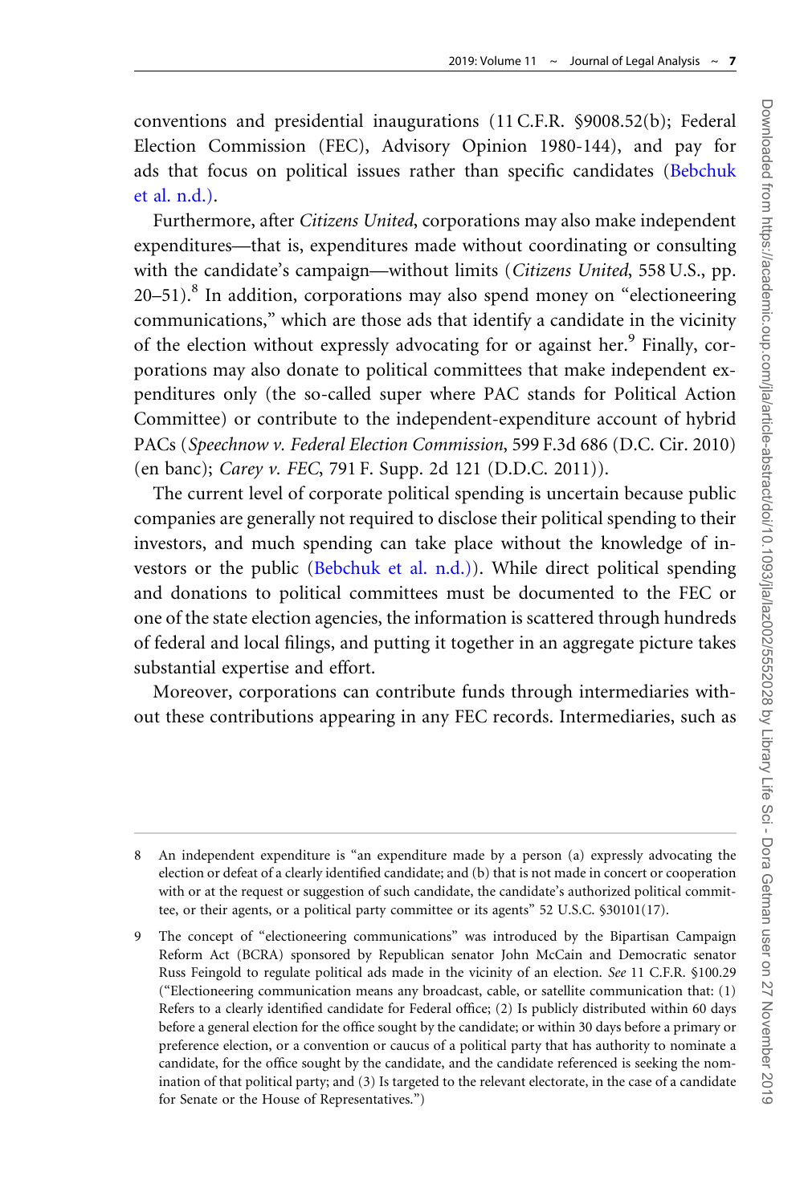conventions and presidential inaugurations (11 C.F.R. §9008.52(b); Federal Election Commission (FEC), Advisory Opinion 1980-144), and pay for ads that focus on political issues rather than specific candidates (Bebchuk et al. n.d.).

Furthermore, after *Citizens United*, corporations may also make independent expenditures—that is, expenditures made without coordinating or consulting with the candidate's campaign—without limits (*Citizens United*, 558 U.S., pp. 20–51).[8] In addition, corporations may also spend money on "electioneering communications," which are those ads that identify a candidate in the vicinity of the election without expressly advocating for or against her.[9] Finally, corporations may also donate to political committees that make independent expenditures only (the so-called super where PAC stands for Political Action Committee) or contribute to the independent-expenditure account of hybrid PACs (*Speechnow v. Federal Election Commission*, 599 F.3d 686 (D.C. Cir. 2010) (en banc); *Carey v. FEC*, 791 F. Supp. 2d 121 (D.D.C. 2011)).

The current level of corporate political spending is uncertain because public companies are generally not required to disclose their political spending to their investors, and much spending can take place without the knowledge of investors or the public (Bebchuk et al. n.d.)). While direct political spending and donations to political committees must be documented to the FEC or one of the state election agencies, the information is scattered through hundreds of federal and local filings, and putting it together in an aggregate picture takes substantial expertise and effort.

Moreover, corporations can contribute funds through intermediaries without these contributions appearing in any FEC records. Intermediaries, such as

---

8 An independent expenditure is "an expenditure made by a person (a) expressly advocating the election or defeat of a clearly identified candidate; and (b) that is not made in concert or cooperation with or at the request or suggestion of such candidate, the candidate's authorized political committee, or their agents, or a political party committee or its agents" 52 U.S.C. §30101(17).

9 The concept of "electioneering communications" was introduced by the Bipartisan Campaign Reform Act (BCRA) sponsored by Republican senator John McCain and Democratic senator Russ Feingold to regulate political ads made in the vicinity of an election. *See* 11 C.F.R. §100.29 ("Electioneering communication means any broadcast, cable, or satellite communication that: (1) Refers to a clearly identified candidate for Federal office; (2) Is publicly distributed within 60 days before a general election for the office sought by the candidate; or within 30 days before a primary or preference election, or a convention or caucus of a political party that has authority to nominate a candidate, for the office sought by the candidate, and the candidate referenced is seeking the nomination of that political party; and (3) Is targeted to the relevant electorate, in the case of a candidate for Senate or the House of Representatives.")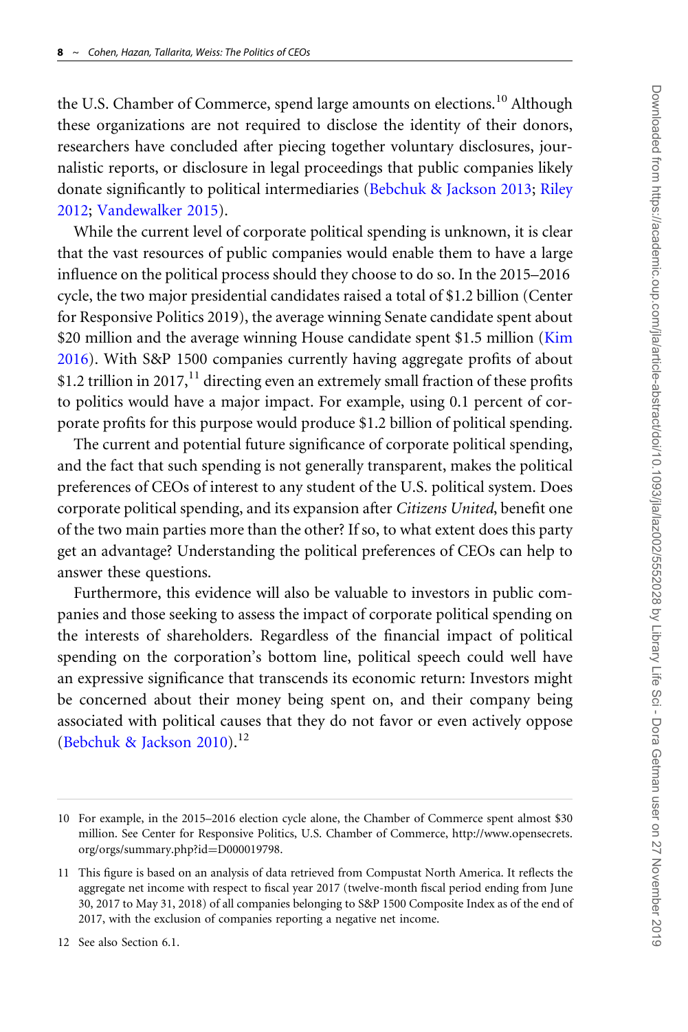the U.S. Chamber of Commerce, spend large amounts on elections.[10] Although these organizations are not required to disclose the identity of their donors, researchers have concluded after piecing together voluntary disclosures, journalistic reports, or disclosure in legal proceedings that public companies likely donate significantly to political intermediaries (Bebchuk & Jackson 2013; Riley 2012; Vandewalker 2015).

While the current level of corporate political spending is unknown, it is clear that the vast resources of public companies would enable them to have a large influence on the political process should they choose to do so. In the 2015–2016 cycle, the two major presidential candidates raised a total of $1.2 billion (Center for Responsive Politics 2019), the average winning Senate candidate spent about $20 million and the average winning House candidate spent $1.5 million (Kim 2016). With S&P 1500 companies currently having aggregate profits of about $1.2 trillion in 2017,[11] directing even an extremely small fraction of these profits to politics would have a major impact. For example, using 0.1 percent of corporate profits for this purpose would produce $1.2 billion of political spending.

The current and potential future significance of corporate political spending, and the fact that such spending is not generally transparent, makes the political preferences of CEOs of interest to any student of the U.S. political system. Does corporate political spending, and its expansion after *Citizens United*, benefit one of the two main parties more than the other? If so, to what extent does this party get an advantage? Understanding the political preferences of CEOs can help to answer these questions.

Furthermore, this evidence will also be valuable to investors in public companies and those seeking to assess the impact of corporate political spending on the interests of shareholders. Regardless of the financial impact of political spending on the corporation's bottom line, political speech could well have an expressive significance that transcends its economic return: Investors might be concerned about their money being spent on, and their company being associated with political causes that they do not favor or even actively oppose (Bebchuk & Jackson 2010).[12]

10 For example, in the 2015–2016 election cycle alone, the Chamber of Commerce spent almost $30 million. See Center for Responsive Politics, U.S. Chamber of Commerce, http://www.opensecrets.org/orgs/summary.php?id=D000019798.

11 This figure is based on an analysis of data retrieved from Compustat North America. It reflects the aggregate net income with respect to fiscal year 2017 (twelve-month fiscal period ending from June 30, 2017 to May 31, 2018) of all companies belonging to S&P 1500 Composite Index as of the end of 2017, with the exclusion of companies reporting a negative net income.

12 See also Section 6.1.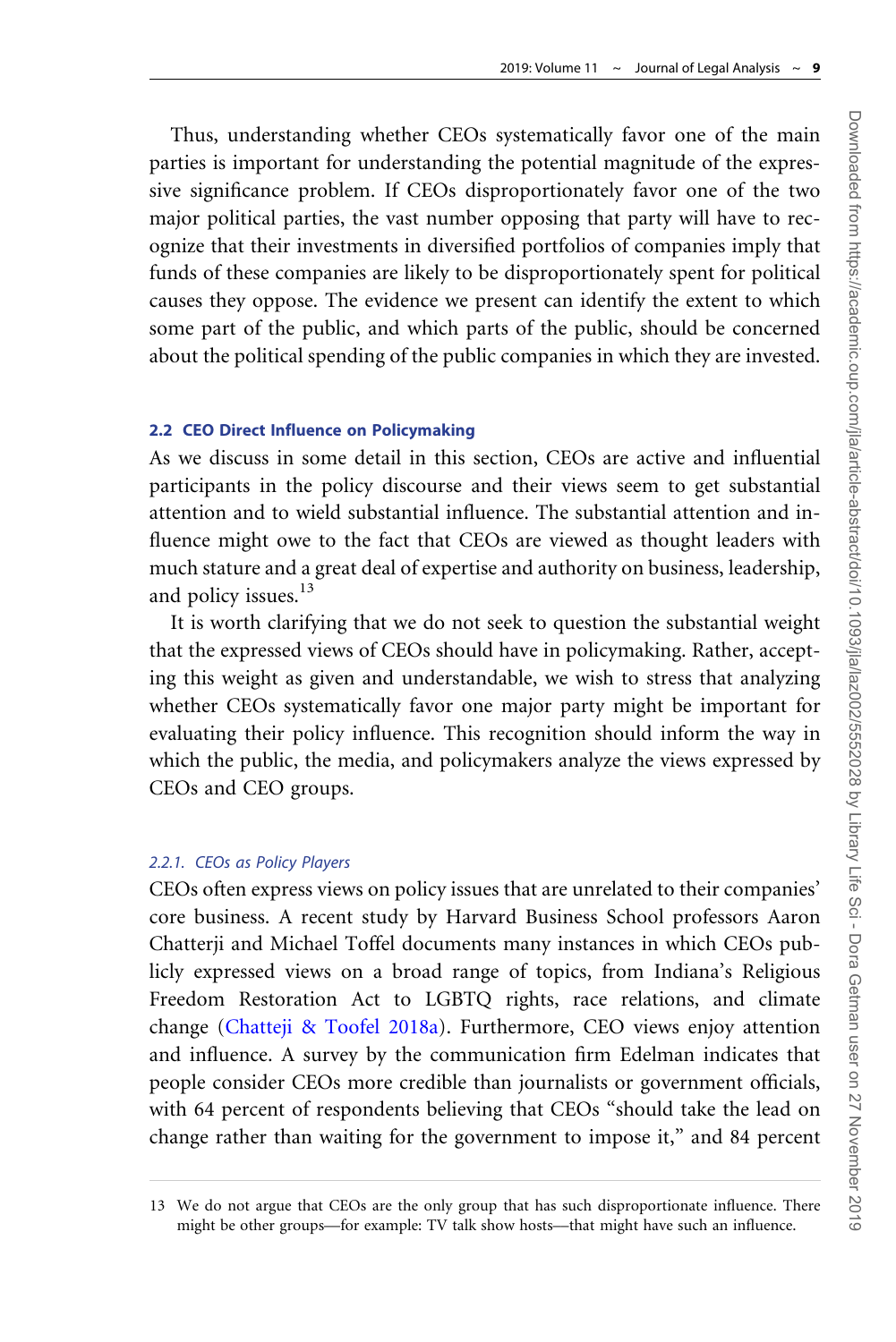Thus, understanding whether CEOs systematically favor one of the main parties is important for understanding the potential magnitude of the expressive significance problem. If CEOs disproportionately favor one of the two major political parties, the vast number opposing that party will have to recognize that their investments in diversified portfolios of companies imply that funds of these companies are likely to be disproportionately spent for political causes they oppose. The evidence we present can identify the extent to which some part of the public, and which parts of the public, should be concerned about the political spending of the public companies in which they are invested.

### 2.2 CEO Direct Influence on Policymaking

As we discuss in some detail in this section, CEOs are active and influential participants in the policy discourse and their views seem to get substantial attention and to wield substantial influence. The substantial attention and influence might owe to the fact that CEOs are viewed as thought leaders with much stature and a great deal of expertise and authority on business, leadership, and policy issues.[13]

It is worth clarifying that we do not seek to question the substantial weight that the expressed views of CEOs should have in policymaking. Rather, accepting this weight as given and understandable, we wish to stress that analyzing whether CEOs systematically favor one major party might be important for evaluating their policy influence. This recognition should inform the way in which the public, the media, and policymakers analyze the views expressed by CEOs and CEO groups.

#### *2.2.1. CEOs as Policy Players*

CEOs often express views on policy issues that are unrelated to their companies' core business. A recent study by Harvard Business School professors Aaron Chatterji and Michael Toffel documents many instances in which CEOs publicly expressed views on a broad range of topics, from Indiana's Religious Freedom Restoration Act to LGBTQ rights, race relations, and climate change (Chatteji & Toofel 2018a). Furthermore, CEO views enjoy attention and influence. A survey by the communication firm Edelman indicates that people consider CEOs more credible than journalists or government officials, with 64 percent of respondents believing that CEOs "should take the lead on change rather than waiting for the government to impose it," and 84 percent

13 We do not argue that CEOs are the only group that has such disproportionate influence. There might be other groups—for example: TV talk show hosts—that might have such an influence.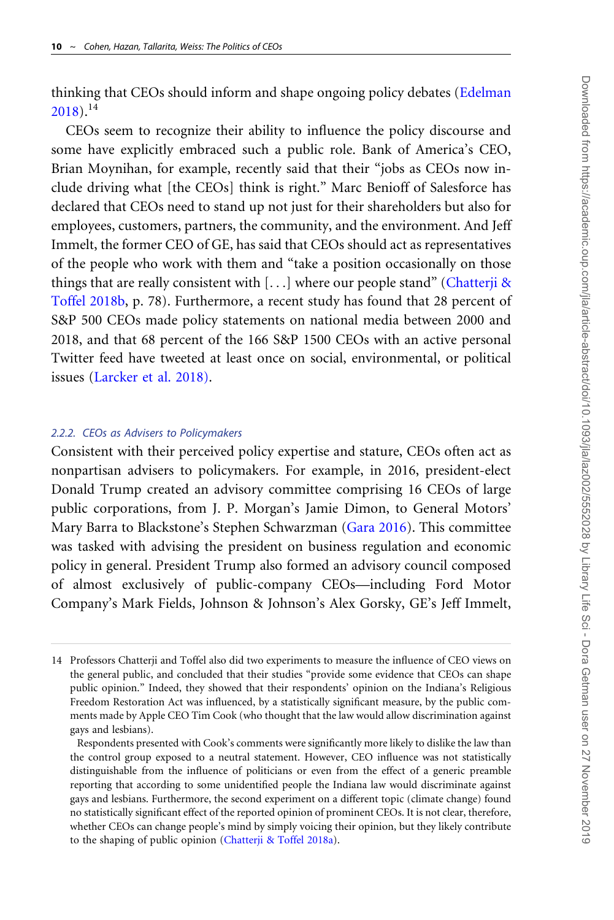thinking that CEOs should inform and shape ongoing policy debates (Edelman 2018).[14]

CEOs seem to recognize their ability to influence the policy discourse and some have explicitly embraced such a public role. Bank of America's CEO, Brian Moynihan, for example, recently said that their "jobs as CEOs now include driving what [the CEOs] think is right." Marc Benioff of Salesforce has declared that CEOs need to stand up not just for their shareholders but also for employees, customers, partners, the community, and the environment. And Jeff Immelt, the former CEO of GE, has said that CEOs should act as representatives of the people who work with them and "take a position occasionally on those things that are really consistent with [...] where our people stand" (Chatterji & Toffel 2018b, p. 78). Furthermore, a recent study has found that 28 percent of S&P 500 CEOs made policy statements on national media between 2000 and 2018, and that 68 percent of the 166 S&P 1500 CEOs with an active personal Twitter feed have tweeted at least once on social, environmental, or political issues (Larcker et al. 2018).

#### *2.2.2. CEOs as Advisers to Policymakers*

Consistent with their perceived policy expertise and stature, CEOs often act as nonpartisan advisers to policymakers. For example, in 2016, president-elect Donald Trump created an advisory committee comprising 16 CEOs of large public corporations, from J. P. Morgan's Jamie Dimon, to General Motors' Mary Barra to Blackstone's Stephen Schwarzman (Gara 2016). This committee was tasked with advising the president on business regulation and economic policy in general. President Trump also formed an advisory council composed of almost exclusively of public-company CEOs—including Ford Motor Company's Mark Fields, Johnson & Johnson's Alex Gorsky, GE's Jeff Immelt,

---

14 Professors Chatterji and Toffel also did two experiments to measure the influence of CEO views on the general public, and concluded that their studies "provide some evidence that CEOs can shape public opinion." Indeed, they showed that their respondents' opinion on the Indiana's Religious Freedom Restoration Act was influenced, by a statistically significant measure, by the public comments made by Apple CEO Tim Cook (who thought that the law would allow discrimination against gays and lesbians).

Respondents presented with Cook's comments were significantly more likely to dislike the law than the control group exposed to a neutral statement. However, CEO influence was not statistically distinguishable from the influence of politicians or even from the effect of a generic preamble reporting that according to some unidentified people the Indiana law would discriminate against gays and lesbians. Furthermore, the second experiment on a different topic (climate change) found no statistically significant effect of the reported opinion of prominent CEOs. It is not clear, therefore, whether CEOs can change people's mind by simply voicing their opinion, but they likely contribute to the shaping of public opinion (Chatterji & Toffel 2018a).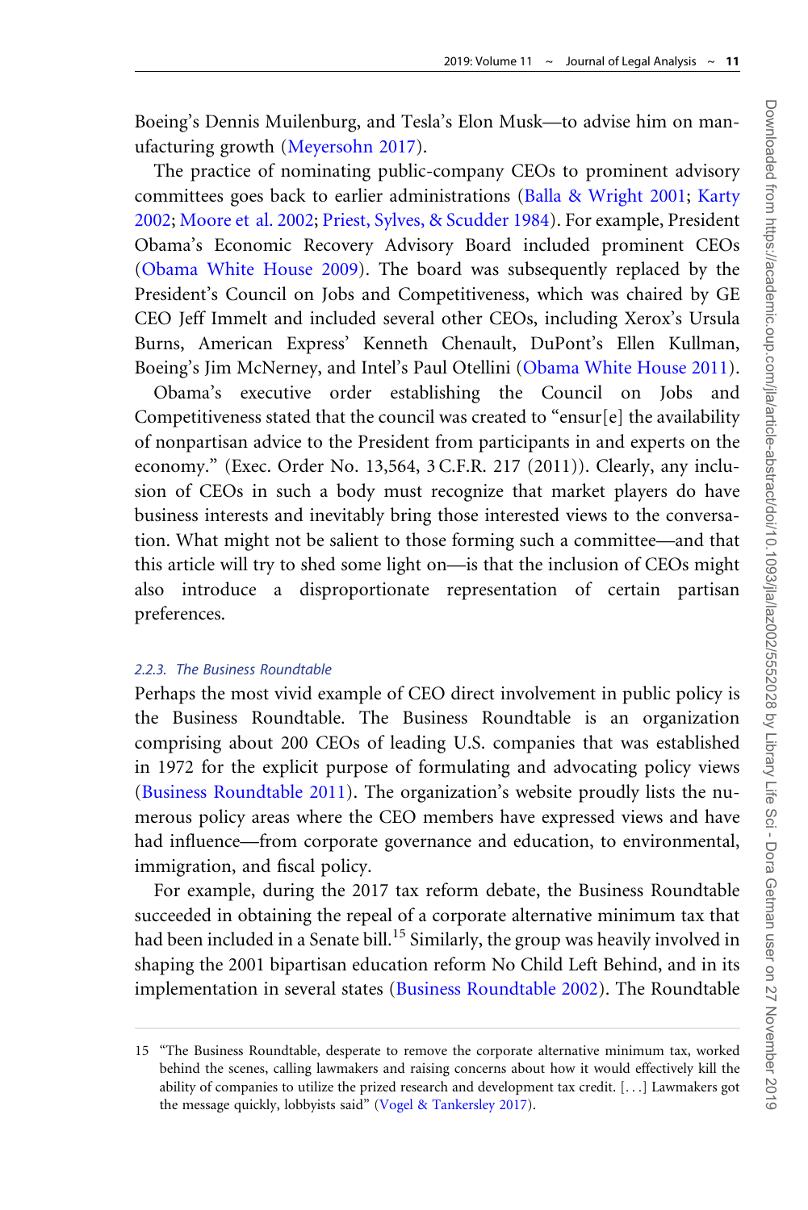Boeing's Dennis Muilenburg, and Tesla's Elon Musk—to advise him on manufacturing growth (Meyersohn 2017).

The practice of nominating public-company CEOs to prominent advisory committees goes back to earlier administrations (Balla & Wright 2001; Karty 2002; Moore et al. 2002; Priest, Sylves, & Scudder 1984). For example, President Obama's Economic Recovery Advisory Board included prominent CEOs (Obama White House 2009). The board was subsequently replaced by the President's Council on Jobs and Competitiveness, which was chaired by GE CEO Jeff Immelt and included several other CEOs, including Xerox's Ursula Burns, American Express' Kenneth Chenault, DuPont's Ellen Kullman, Boeing's Jim McNerney, and Intel's Paul Otellini (Obama White House 2011).

Obama's executive order establishing the Council on Jobs and Competitiveness stated that the council was created to "ensur[e] the availability of nonpartisan advice to the President from participants in and experts on the economy." (Exec. Order No. 13,564, 3 C.F.R. 217 (2011)). Clearly, any inclusion of CEOs in such a body must recognize that market players do have business interests and inevitably bring those interested views to the conversation. What might not be salient to those forming such a committee—and that this article will try to shed some light on—is that the inclusion of CEOs might also introduce a disproportionate representation of certain partisan preferences.

#### *2.2.3. The Business Roundtable*

Perhaps the most vivid example of CEO direct involvement in public policy is the Business Roundtable. The Business Roundtable is an organization comprising about 200 CEOs of leading U.S. companies that was established in 1972 for the explicit purpose of formulating and advocating policy views (Business Roundtable 2011). The organization's website proudly lists the numerous policy areas where the CEO members have expressed views and have had influence—from corporate governance and education, to environmental, immigration, and fiscal policy.

For example, during the 2017 tax reform debate, the Business Roundtable succeeded in obtaining the repeal of a corporate alternative minimum tax that had been included in a Senate bill.[15] Similarly, the group was heavily involved in shaping the 2001 bipartisan education reform No Child Left Behind, and in its implementation in several states (Business Roundtable 2002). The Roundtable

15 "The Business Roundtable, desperate to remove the corporate alternative minimum tax, worked behind the scenes, calling lawmakers and raising concerns about how it would effectively kill the ability of companies to utilize the prized research and development tax credit. [. . .] Lawmakers got the message quickly, lobbyists said" (Vogel & Tankersley 2017).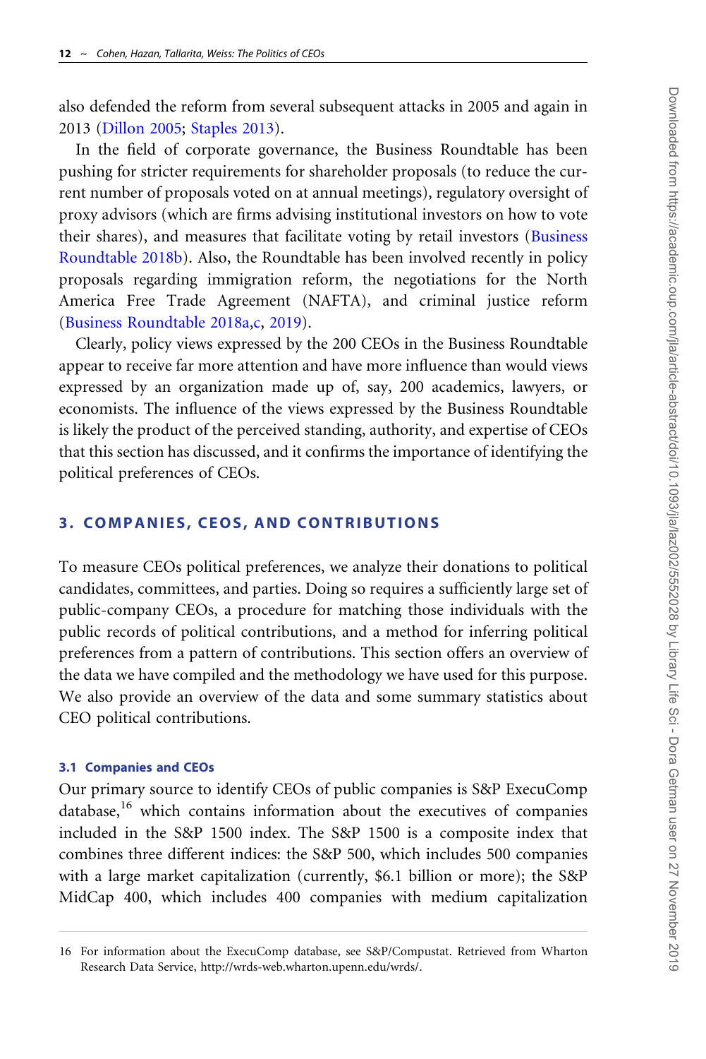also defended the reform from several subsequent attacks in 2005 and again in 2013 (Dillon 2005; Staples 2013).

In the field of corporate governance, the Business Roundtable has been pushing for stricter requirements for shareholder proposals (to reduce the current number of proposals voted on at annual meetings), regulatory oversight of proxy advisors (which are firms advising institutional investors on how to vote their shares), and measures that facilitate voting by retail investors (Business Roundtable 2018b). Also, the Roundtable has been involved recently in policy proposals regarding immigration reform, the negotiations for the North America Free Trade Agreement (NAFTA), and criminal justice reform (Business Roundtable 2018a,c, 2019).

Clearly, policy views expressed by the 200 CEOs in the Business Roundtable appear to receive far more attention and have more influence than would views expressed by an organization made up of, say, 200 academics, lawyers, or economists. The influence of the views expressed by the Business Roundtable is likely the product of the perceived standing, authority, and expertise of CEOs that this section has discussed, and it confirms the importance of identifying the political preferences of CEOs.

## 3. COMPANIES, CEOS, AND CONTRIBUTIONS

To measure CEOs political preferences, we analyze their donations to political candidates, committees, and parties. Doing so requires a sufficiently large set of public-company CEOs, a procedure for matching those individuals with the public records of political contributions, and a method for inferring political preferences from a pattern of contributions. This section offers an overview of the data we have compiled and the methodology we have used for this purpose. We also provide an overview of the data and some summary statistics about CEO political contributions.

### 3.1 Companies and CEOs

Our primary source to identify CEOs of public companies is S&P ExecuComp database,[16] which contains information about the executives of companies included in the S&P 1500 index. The S&P 1500 is a composite index that combines three different indices: the S&P 500, which includes 500 companies with a large market capitalization (currently, $6.1 billion or more); the S&P MidCap 400, which includes 400 companies with medium capitalization

16 For information about the ExecuComp database, see S&P/Compustat. Retrieved from Wharton Research Data Service, http://wrds-web.wharton.upenn.edu/wrds/.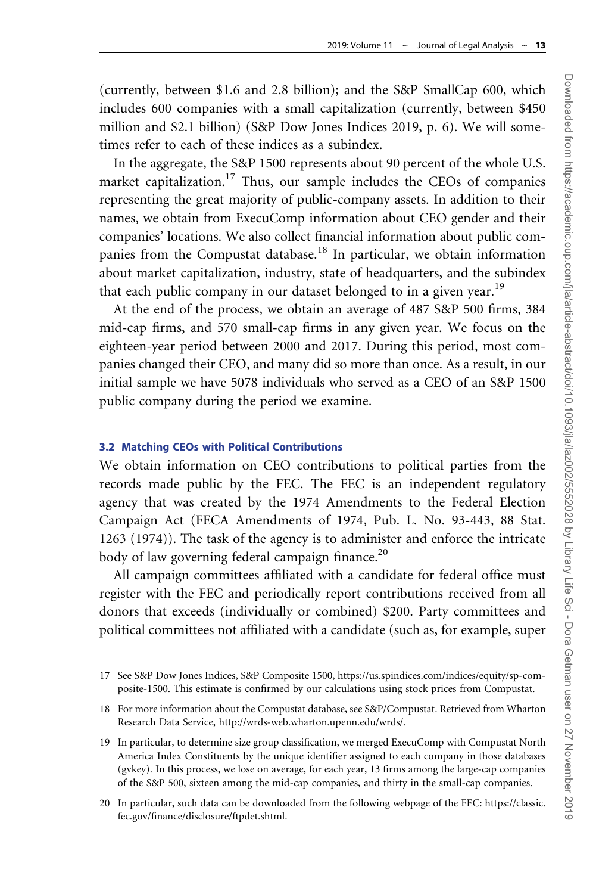(currently, between $1.6 and 2.8 billion); and the S&P SmallCap 600, which includes 600 companies with a small capitalization (currently, between $450 million and $2.1 billion) (S&P Dow Jones Indices 2019, p. 6). We will sometimes refer to each of these indices as a subindex.

In the aggregate, the S&P 1500 represents about 90 percent of the whole U.S. market capitalization.[17] Thus, our sample includes the CEOs of companies representing the great majority of public-company assets. In addition to their names, we obtain from ExecuComp information about CEO gender and their companies' locations. We also collect financial information about public companies from the Compustat database.[18] In particular, we obtain information about market capitalization, industry, state of headquarters, and the subindex that each public company in our dataset belonged to in a given year.[19]

At the end of the process, we obtain an average of 487 S&P 500 firms, 384 mid-cap firms, and 570 small-cap firms in any given year. We focus on the eighteen-year period between 2000 and 2017. During this period, most companies changed their CEO, and many did so more than once. As a result, in our initial sample we have 5078 individuals who served as a CEO of an S&P 1500 public company during the period we examine.

### 3.2 Matching CEOs with Political Contributions

We obtain information on CEO contributions to political parties from the records made public by the FEC. The FEC is an independent regulatory agency that was created by the 1974 Amendments to the Federal Election Campaign Act (FECA Amendments of 1974, Pub. L. No. 93-443, 88 Stat. 1263 (1974)). The task of the agency is to administer and enforce the intricate body of law governing federal campaign finance.[20]

All campaign committees affiliated with a candidate for federal office must register with the FEC and periodically report contributions received from all donors that exceeds (individually or combined) $200. Party committees and political committees not affiliated with a candidate (such as, for example, super

---

17 See S&P Dow Jones Indices, S&P Composite 1500, https://us.spindices.com/indices/equity/sp-composite-1500. This estimate is confirmed by our calculations using stock prices from Compustat.

18 For more information about the Compustat database, see S&P/Compustat. Retrieved from Wharton Research Data Service, http://wrds-web.wharton.upenn.edu/wrds/.

19 In particular, to determine size group classification, we merged ExecuComp with Compustat North America Index Constituents by the unique identifier assigned to each company in those databases (gvkey). In this process, we lose on average, for each year, 13 firms among the large-cap companies of the S&P 500, sixteen among the mid-cap companies, and thirty in the small-cap companies.

20 In particular, such data can be downloaded from the following webpage of the FEC: https://classic.fec.gov/finance/disclosure/ftpdet.shtml.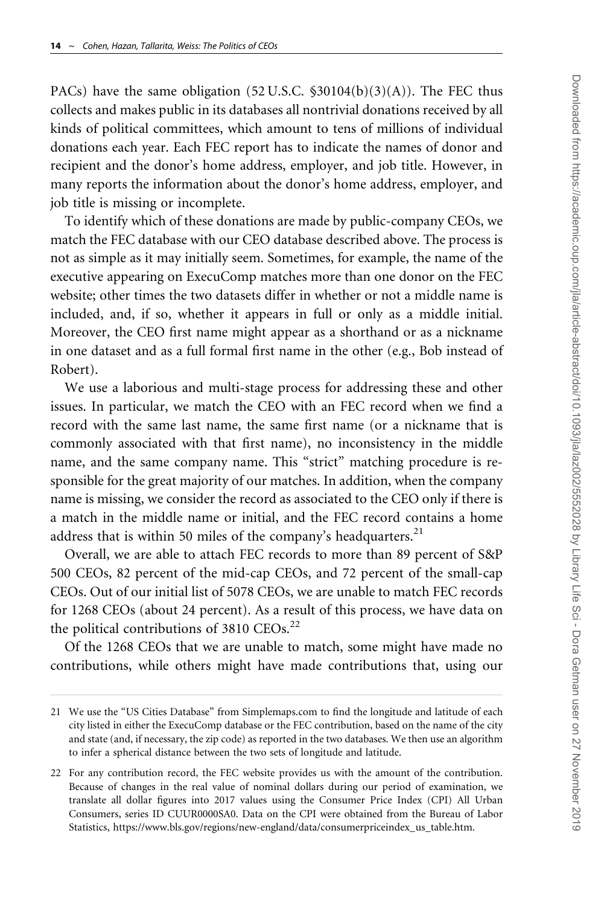PACs) have the same obligation (52 U.S.C. §30104(b)(3)(A)). The FEC thus collects and makes public in its databases all nontrivial donations received by all kinds of political committees, which amount to tens of millions of individual donations each year. Each FEC report has to indicate the names of donor and recipient and the donor's home address, employer, and job title. However, in many reports the information about the donor's home address, employer, and job title is missing or incomplete.

To identify which of these donations are made by public-company CEOs, we match the FEC database with our CEO database described above. The process is not as simple as it may initially seem. Sometimes, for example, the name of the executive appearing on ExecuComp matches more than one donor on the FEC website; other times the two datasets differ in whether or not a middle name is included, and, if so, whether it appears in full or only as a middle initial. Moreover, the CEO first name might appear as a shorthand or as a nickname in one dataset and as a full formal first name in the other (e.g., Bob instead of Robert).

We use a laborious and multi-stage process for addressing these and other issues. In particular, we match the CEO with an FEC record when we find a record with the same last name, the same first name (or a nickname that is commonly associated with that first name), no inconsistency in the middle name, and the same company name. This "strict" matching procedure is responsible for the great majority of our matches. In addition, when the company name is missing, we consider the record as associated to the CEO only if there is a match in the middle name or initial, and the FEC record contains a home address that is within 50 miles of the company's headquarters.[21]

Overall, we are able to attach FEC records to more than 89 percent of S&P 500 CEOs, 82 percent of the mid-cap CEOs, and 72 percent of the small-cap CEOs. Out of our initial list of 5078 CEOs, we are unable to match FEC records for 1268 CEOs (about 24 percent). As a result of this process, we have data on the political contributions of 3810 CEOs.[22]

Of the 1268 CEOs that we are unable to match, some might have made no contributions, while others might have made contributions that, using our

---

21 We use the "US Cities Database" from Simplemaps.com to find the longitude and latitude of each city listed in either the ExecuComp database or the FEC contribution, based on the name of the city and state (and, if necessary, the zip code) as reported in the two databases. We then use an algorithm to infer a spherical distance between the two sets of longitude and latitude.

22 For any contribution record, the FEC website provides us with the amount of the contribution. Because of changes in the real value of nominal dollars during our period of examination, we translate all dollar figures into 2017 values using the Consumer Price Index (CPI) All Urban Consumers, series ID CUUR0000SA0. Data on the CPI were obtained from the Bureau of Labor Statistics, https://www.bls.gov/regions/new-england/data/consumerpriceindex_us_table.htm.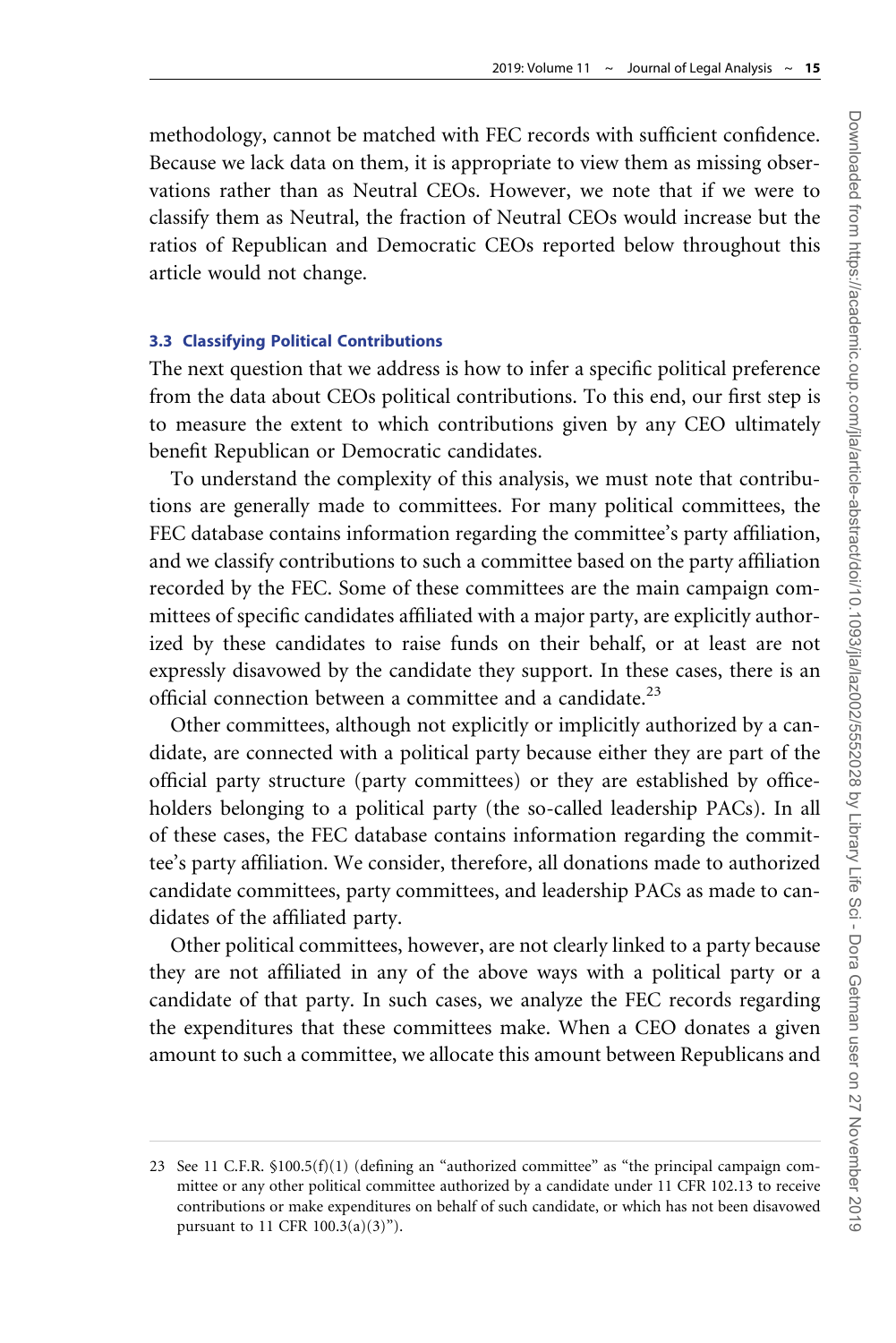methodology, cannot be matched with FEC records with sufficient confidence. Because we lack data on them, it is appropriate to view them as missing observations rather than as Neutral CEOs. However, we note that if we were to classify them as Neutral, the fraction of Neutral CEOs would increase but the ratios of Republican and Democratic CEOs reported below throughout this article would not change.

### 3.3 Classifying Political Contributions

The next question that we address is how to infer a specific political preference from the data about CEOs political contributions. To this end, our first step is to measure the extent to which contributions given by any CEO ultimately benefit Republican or Democratic candidates.

To understand the complexity of this analysis, we must note that contributions are generally made to committees. For many political committees, the FEC database contains information regarding the committee's party affiliation, and we classify contributions to such a committee based on the party affiliation recorded by the FEC. Some of these committees are the main campaign committees of specific candidates affiliated with a major party, are explicitly authorized by these candidates to raise funds on their behalf, or at least are not expressly disavowed by the candidate they support. In these cases, there is an official connection between a committee and a candidate.[23]

Other committees, although not explicitly or implicitly authorized by a candidate, are connected with a political party because either they are part of the official party structure (party committees) or they are established by officeholders belonging to a political party (the so-called leadership PACs). In all of these cases, the FEC database contains information regarding the committee's party affiliation. We consider, therefore, all donations made to authorized candidate committees, party committees, and leadership PACs as made to candidates of the affiliated party.

Other political committees, however, are not clearly linked to a party because they are not affiliated in any of the above ways with a political party or a candidate of that party. In such cases, we analyze the FEC records regarding the expenditures that these committees make. When a CEO donates a given amount to such a committee, we allocate this amount between Republicans and

23 See 11 C.F.R. §100.5(f)(1) (defining an "authorized committee" as "the principal campaign committee or any other political committee authorized by a candidate under 11 CFR 102.13 to receive contributions or make expenditures on behalf of such candidate, or which has not been disavowed pursuant to 11 CFR 100.3(a)(3)").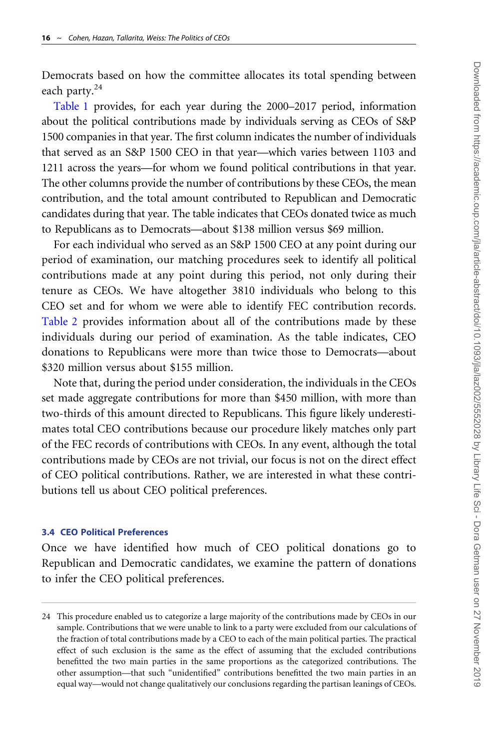Democrats based on how the committee allocates its total spending between each party.[24]

Table 1 provides, for each year during the 2000–2017 period, information about the political contributions made by individuals serving as CEOs of S&P 1500 companies in that year. The first column indicates the number of individuals that served as an S&P 1500 CEO in that year—which varies between 1103 and 1211 across the years—for whom we found political contributions in that year. The other columns provide the number of contributions by these CEOs, the mean contribution, and the total amount contributed to Republican and Democratic candidates during that year. The table indicates that CEOs donated twice as much to Republicans as to Democrats—about $138 million versus $69 million.

For each individual who served as an S&P 1500 CEO at any point during our period of examination, our matching procedures seek to identify all political contributions made at any point during this period, not only during their tenure as CEOs. We have altogether 3810 individuals who belong to this CEO set and for whom we were able to identify FEC contribution records. Table 2 provides information about all of the contributions made by these individuals during our period of examination. As the table indicates, CEO donations to Republicans were more than twice those to Democrats—about $320 million versus about $155 million.

Note that, during the period under consideration, the individuals in the CEOs set made aggregate contributions for more than $450 million, with more than two-thirds of this amount directed to Republicans. This figure likely underestimates total CEO contributions because our procedure likely matches only part of the FEC records of contributions with CEOs. In any event, although the total contributions made by CEOs are not trivial, our focus is not on the direct effect of CEO political contributions. Rather, we are interested in what these contributions tell us about CEO political preferences.

### 3.4 CEO Political Preferences

Once we have identified how much of CEO political donations go to Republican and Democratic candidates, we examine the pattern of donations to infer the CEO political preferences.

---

24 This procedure enabled us to categorize a large majority of the contributions made by CEOs in our sample. Contributions that we were unable to link to a party were excluded from our calculations of the fraction of total contributions made by a CEO to each of the main political parties. The practical effect of such exclusion is the same as the effect of assuming that the excluded contributions benefitted the two main parties in the same proportions as the categorized contributions. The other assumption—that such "unidentified" contributions benefitted the two main parties in an equal way—would not change qualitatively our conclusions regarding the partisan leanings of CEOs.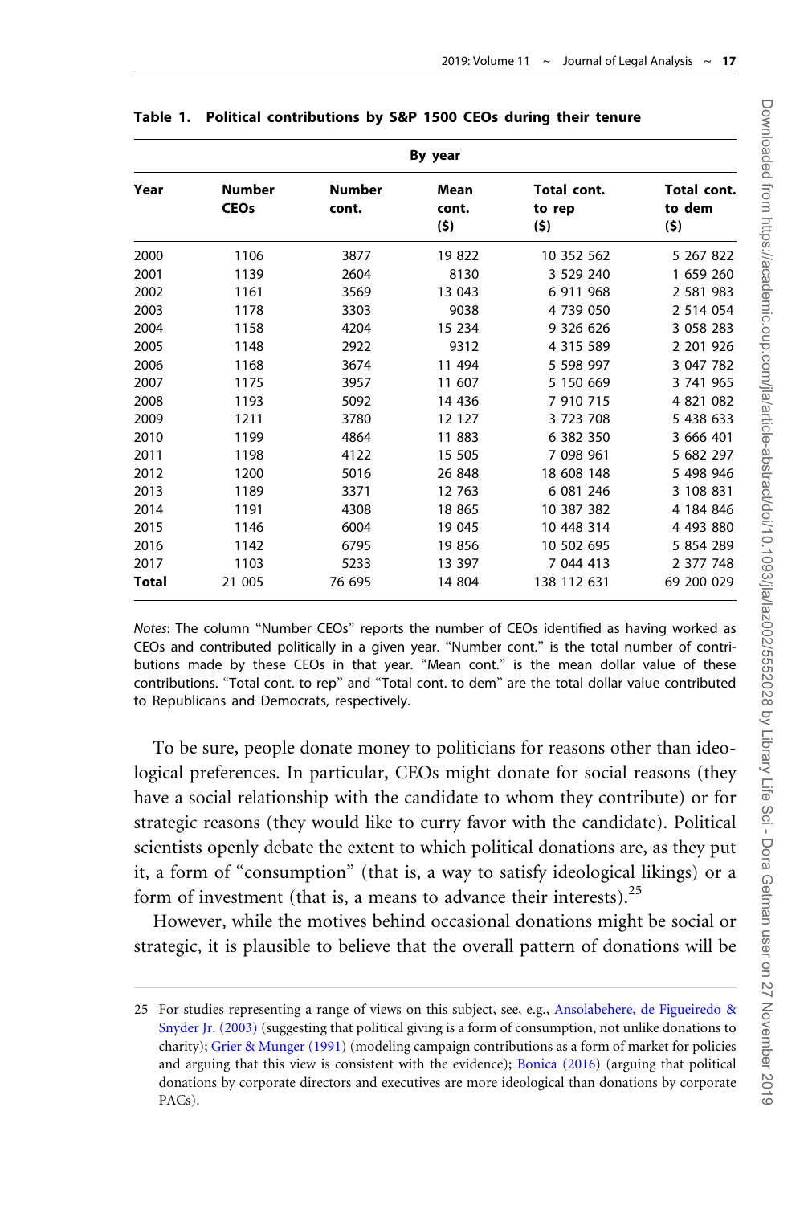**Table 1. Political contributions by S&P 1500 CEOs during their tenure**

| By year | | | | | |
|---|---|---|---|---|---|
| Year | Number CEOs | Number cont. | Mean cont. ($) | Total cont. to rep ($) | Total cont. to dem ($) |
| 2000 | 1106 | 3877 | 19 822 | 10 352 562 | 5 267 822 |
| 2001 | 1139 | 2604 | 8130 | 3 529 240 | 1 659 260 |
| 2002 | 1161 | 3569 | 13 043 | 6 911 968 | 2 581 983 |
| 2003 | 1178 | 3303 | 9038 | 4 739 050 | 2 514 054 |
| 2004 | 1158 | 4204 | 15 234 | 9 326 626 | 3 058 283 |
| 2005 | 1148 | 2922 | 9312 | 4 315 589 | 2 201 926 |
| 2006 | 1168 | 3674 | 11 494 | 5 598 997 | 3 047 782 |
| 2007 | 1175 | 3957 | 11 607 | 5 150 669 | 3 741 965 |
| 2008 | 1193 | 5092 | 14 436 | 7 910 715 | 4 821 082 |
| 2009 | 1211 | 3780 | 12 127 | 3 723 708 | 5 438 633 |
| 2010 | 1199 | 4864 | 11 883 | 6 382 350 | 3 666 401 |
| 2011 | 1198 | 4122 | 15 505 | 7 098 961 | 5 682 297 |
| 2012 | 1200 | 5016 | 26 848 | 18 608 148 | 5 498 946 |
| 2013 | 1189 | 3371 | 12 763 | 6 081 246 | 3 108 831 |
| 2014 | 1191 | 4308 | 18 865 | 10 387 382 | 4 184 846 |
| 2015 | 1146 | 6004 | 19 045 | 10 448 314 | 4 493 880 |
| 2016 | 1142 | 6795 | 19 856 | 10 502 695 | 5 854 289 |
| 2017 | 1103 | 5233 | 13 397 | 7 044 413 | 2 377 748 |
| **Total** | 21 005 | 76 695 | 14 804 | 138 112 631 | 69 200 029 |

*Notes*: The column "Number CEOs" reports the number of CEOs identified as having worked as CEOs and contributed politically in a given year. "Number cont." is the total number of contributions made by these CEOs in that year. "Mean cont." is the mean dollar value of these contributions. "Total cont. to rep" and "Total cont. to dem" are the total dollar value contributed to Republicans and Democrats, respectively.

To be sure, people donate money to politicians for reasons other than ideological preferences. In particular, CEOs might donate for social reasons (they have a social relationship with the candidate to whom they contribute) or for strategic reasons (they would like to curry favor with the candidate). Political scientists openly debate the extent to which political donations are, as they put it, a form of "consumption" (that is, a way to satisfy ideological likings) or a form of investment (that is, a means to advance their interests).[25]

However, while the motives behind occasional donations might be social or strategic, it is plausible to believe that the overall pattern of donations will be

25 For studies representing a range of views on this subject, see, e.g., Ansolabehere, de Figueiredo & Snyder Jr. (2003) (suggesting that political giving is a form of consumption, not unlike donations to charity); Grier & Munger (1991) (modeling campaign contributions as a form of market for policies and arguing that this view is consistent with the evidence); Bonica (2016) (arguing that political donations by corporate directors and executives are more ideological than donations by corporate PACs).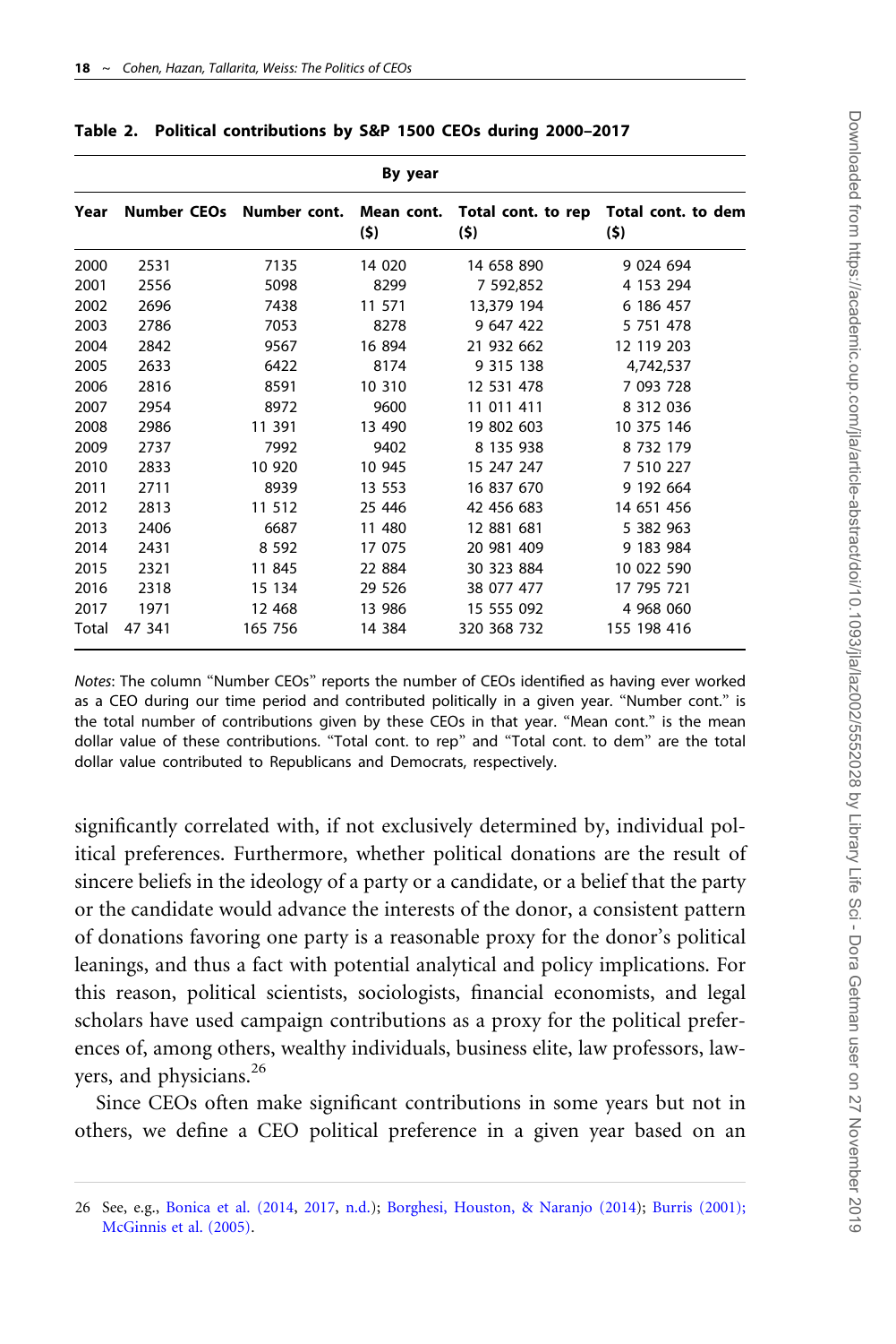**Table 2. Political contributions by S&P 1500 CEOs during 2000–2017**

| By year | | | | | |
|---|---|---|---|---|---|
| Year | Number CEOs | Number cont. | Mean cont. ($) | Total cont. to rep ($) | Total cont. to dem ($) |
| 2000 | 2531 | 7135 | 14 020 | 14 658 890 | 9 024 694 |
| 2001 | 2556 | 5098 | 8299 | 7 592,852 | 4 153 294 |
| 2002 | 2696 | 7438 | 11 571 | 13,379 194 | 6 186 457 |
| 2003 | 2786 | 7053 | 8278 | 9 647 422 | 5 751 478 |
| 2004 | 2842 | 9567 | 16 894 | 21 932 662 | 12 119 203 |
| 2005 | 2633 | 6422 | 8174 | 9 315 138 | 4,742,537 |
| 2006 | 2816 | 8591 | 10 310 | 12 531 478 | 7 093 728 |
| 2007 | 2954 | 8972 | 9600 | 11 011 411 | 8 312 036 |
| 2008 | 2986 | 11 391 | 13 490 | 19 802 603 | 10 375 146 |
| 2009 | 2737 | 7992 | 9402 | 8 135 938 | 8 732 179 |
| 2010 | 2833 | 10 920 | 10 945 | 15 247 247 | 7 510 227 |
| 2011 | 2711 | 8939 | 13 553 | 16 837 670 | 9 192 664 |
| 2012 | 2813 | 11 512 | 25 446 | 42 456 683 | 14 651 456 |
| 2013 | 2406 | 6687 | 11 480 | 12 881 681 | 5 382 963 |
| 2014 | 2431 | 8 592 | 17 075 | 20 981 409 | 9 183 984 |
| 2015 | 2321 | 11 845 | 22 884 | 30 323 884 | 10 022 590 |
| 2016 | 2318 | 15 134 | 29 526 | 38 077 477 | 17 795 721 |
| 2017 | 1971 | 12 468 | 13 986 | 15 555 092 | 4 968 060 |
| Total | 47 341 | 165 756 | 14 384 | 320 368 732 | 155 198 416 |

*Notes*: The column "Number CEOs" reports the number of CEOs identified as having ever worked as a CEO during our time period and contributed politically in a given year. "Number cont." is the total number of contributions given by these CEOs in that year. "Mean cont." is the mean dollar value of these contributions. "Total cont. to rep" and "Total cont. to dem" are the total dollar value contributed to Republicans and Democrats, respectively.

significantly correlated with, if not exclusively determined by, individual political preferences. Furthermore, whether political donations are the result of sincere beliefs in the ideology of a party or a candidate, or a belief that the party or the candidate would advance the interests of the donor, a consistent pattern of donations favoring one party is a reasonable proxy for the donor's political leanings, and thus a fact with potential analytical and policy implications. For this reason, political scientists, sociologists, financial economists, and legal scholars have used campaign contributions as a proxy for the political preferences of, among others, wealthy individuals, business elite, law professors, lawyers, and physicians.[26]

Since CEOs often make significant contributions in some years but not in others, we define a CEO political preference in a given year based on an

26 See, e.g., Bonica et al. (2014, 2017, n.d.); Borghesi, Houston, & Naranjo (2014); Burris (2001); McGinnis et al. (2005).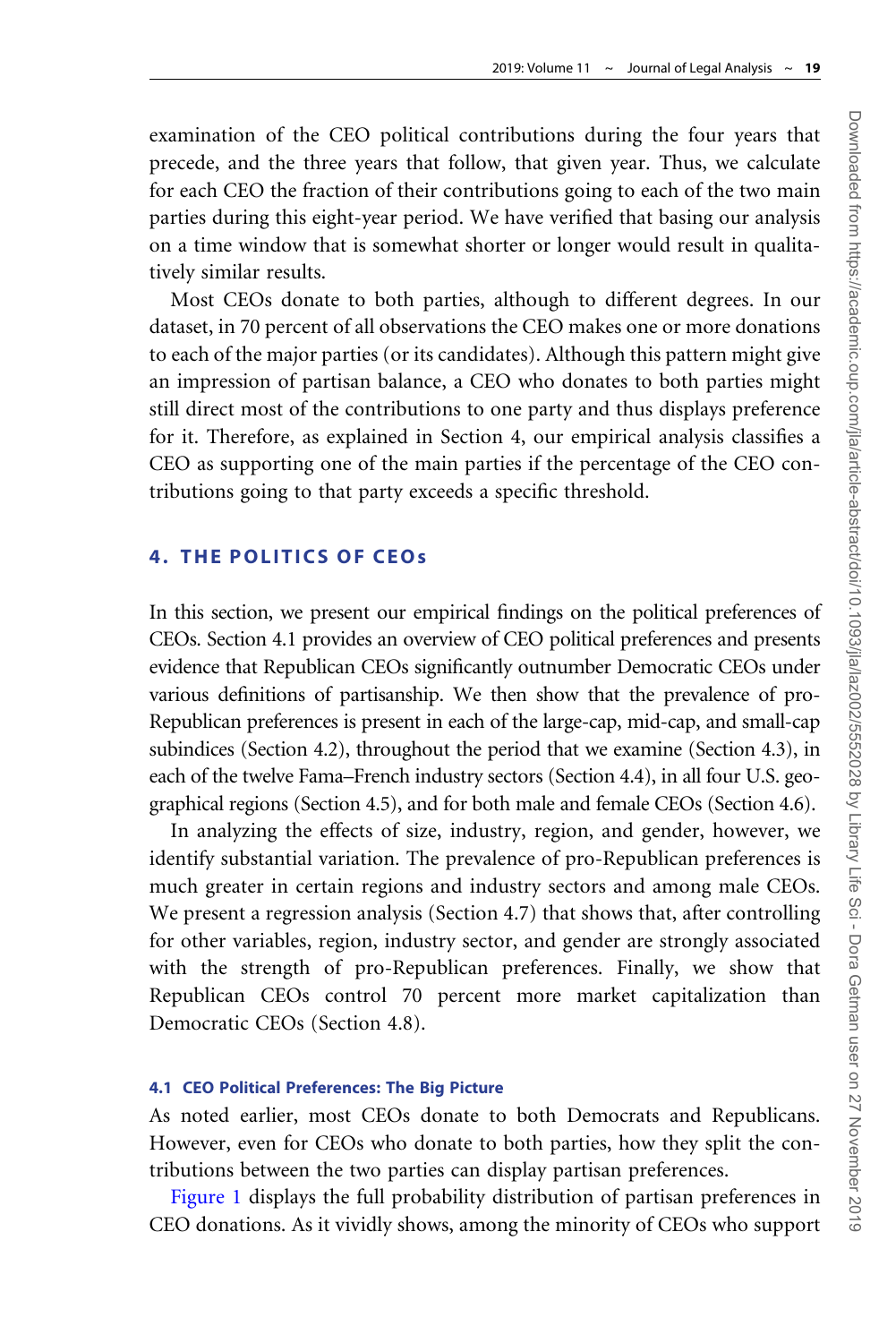examination of the CEO political contributions during the four years that precede, and the three years that follow, that given year. Thus, we calculate for each CEO the fraction of their contributions going to each of the two main parties during this eight-year period. We have verified that basing our analysis on a time window that is somewhat shorter or longer would result in qualitatively similar results.

Most CEOs donate to both parties, although to different degrees. In our dataset, in 70 percent of all observations the CEO makes one or more donations to each of the major parties (or its candidates). Although this pattern might give an impression of partisan balance, a CEO who donates to both parties might still direct most of the contributions to one party and thus displays preference for it. Therefore, as explained in Section 4, our empirical analysis classifies a CEO as supporting one of the main parties if the percentage of the CEO contributions going to that party exceeds a specific threshold.

## 4. THE POLITICS OF CEOs

In this section, we present our empirical findings on the political preferences of CEOs. Section 4.1 provides an overview of CEO political preferences and presents evidence that Republican CEOs significantly outnumber Democratic CEOs under various definitions of partisanship. We then show that the prevalence of pro-Republican preferences is present in each of the large-cap, mid-cap, and small-cap subindices (Section 4.2), throughout the period that we examine (Section 4.3), in each of the twelve Fama–French industry sectors (Section 4.4), in all four U.S. geographical regions (Section 4.5), and for both male and female CEOs (Section 4.6).

In analyzing the effects of size, industry, region, and gender, however, we identify substantial variation. The prevalence of pro-Republican preferences is much greater in certain regions and industry sectors and among male CEOs. We present a regression analysis (Section 4.7) that shows that, after controlling for other variables, region, industry sector, and gender are strongly associated with the strength of pro-Republican preferences. Finally, we show that Republican CEOs control 70 percent more market capitalization than Democratic CEOs (Section 4.8).

### 4.1 CEO Political Preferences: The Big Picture

As noted earlier, most CEOs donate to both Democrats and Republicans. However, even for CEOs who donate to both parties, how they split the contributions between the two parties can display partisan preferences.

Figure 1 displays the full probability distribution of partisan preferences in CEO donations. As it vividly shows, among the minority of CEOs who support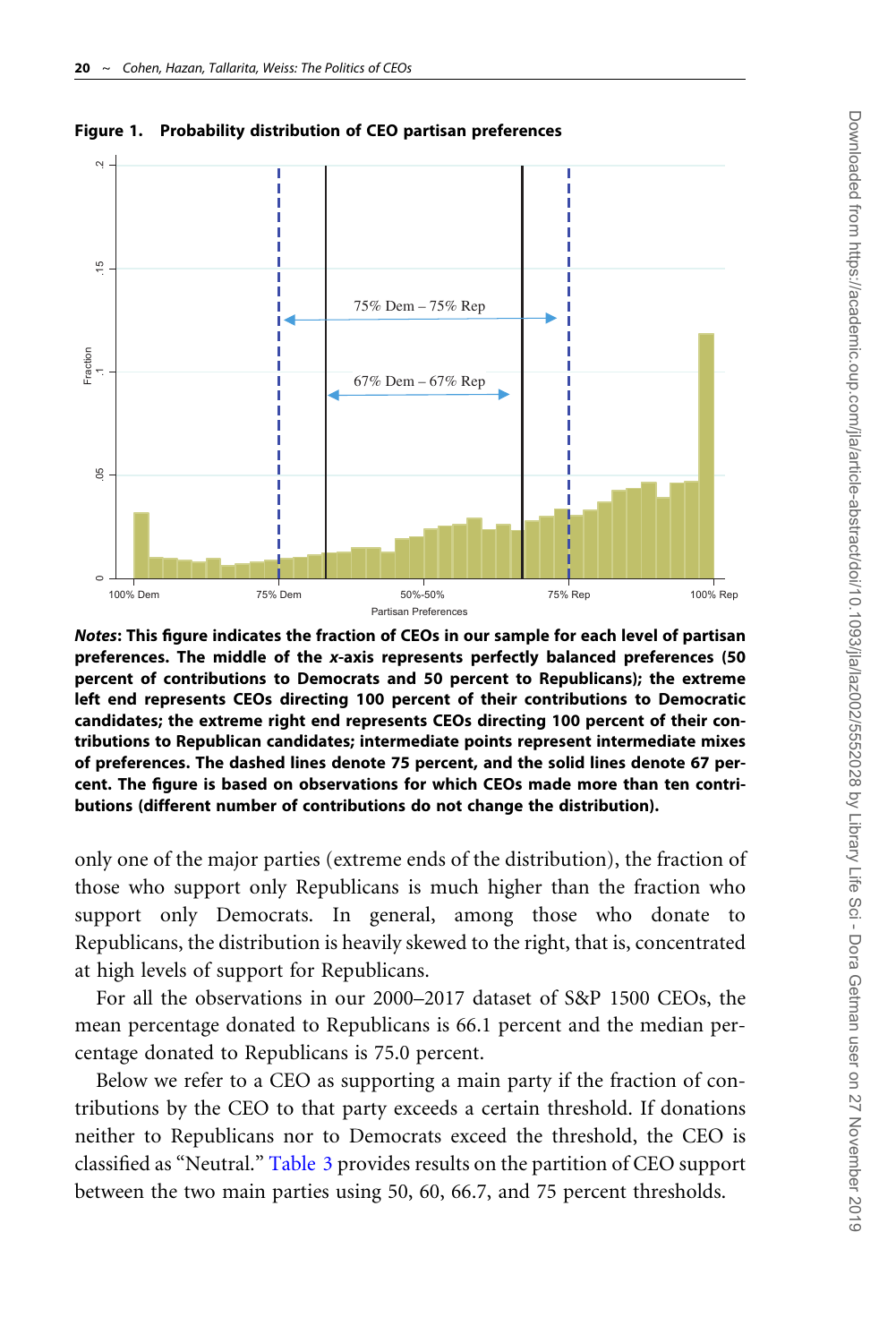**Figure 1. Probability distribution of CEO partisan preferences**

***Notes*: This figure indicates the fraction of CEOs in our sample for each level of partisan preferences. The middle of the *x*-axis represents perfectly balanced preferences (50 percent of contributions to Democrats and 50 percent to Republicans); the extreme left end represents CEOs directing 100 percent of their contributions to Democratic candidates; the extreme right end represents CEOs directing 100 percent of their contributions to Republican candidates; intermediate points represent intermediate mixes of preferences. The dashed lines denote 75 percent, and the solid lines denote 67 percent. The figure is based on observations for which CEOs made more than ten contributions (different number of contributions do not change the distribution).**

only one of the major parties (extreme ends of the distribution), the fraction of those who support only Republicans is much higher than the fraction who support only Democrats. In general, among those who donate to Republicans, the distribution is heavily skewed to the right, that is, concentrated at high levels of support for Republicans.

For all the observations in our 2000–2017 dataset of S&P 1500 CEOs, the mean percentage donated to Republicans is 66.1 percent and the median percentage donated to Republicans is 75.0 percent.

Below we refer to a CEO as supporting a main party if the fraction of contributions by the CEO to that party exceeds a certain threshold. If donations neither to Republicans nor to Democrats exceed the threshold, the CEO is classified as "Neutral." Table 3 provides results on the partition of CEO support between the two main parties using 50, 60, 66.7, and 75 percent thresholds.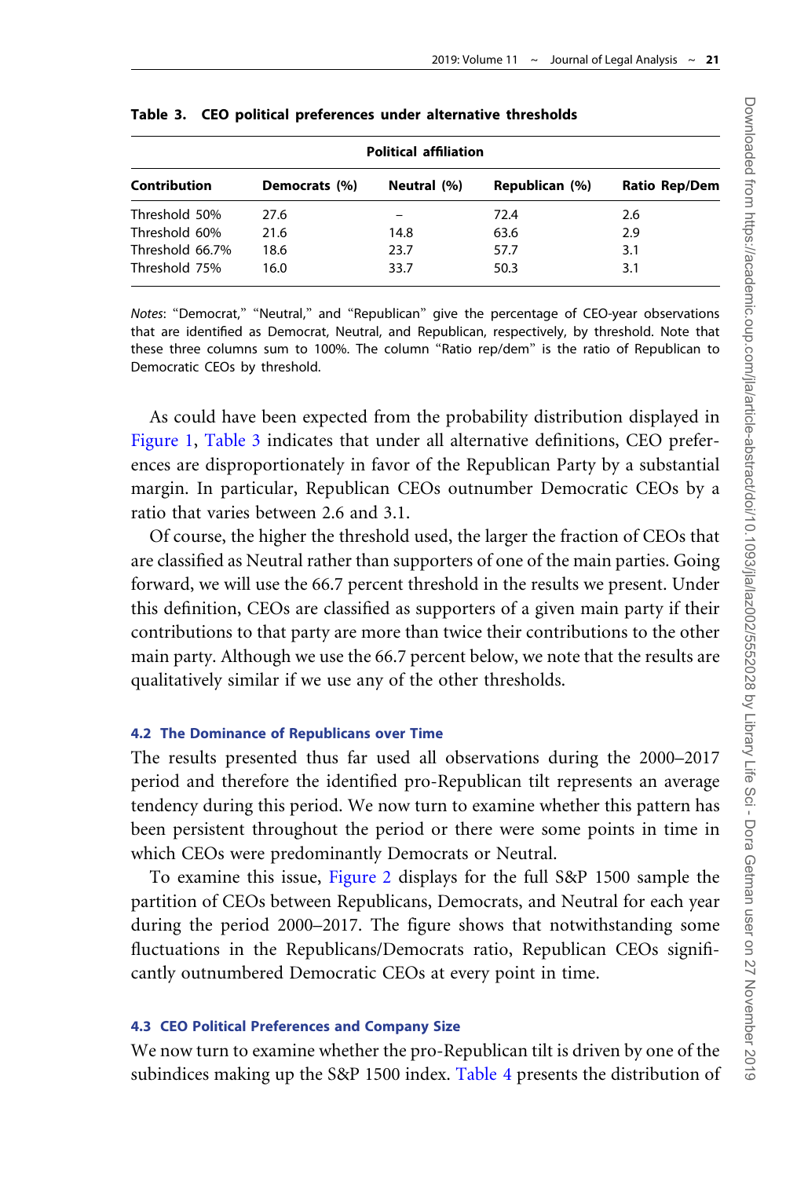**Table 3. CEO political preferences under alternative thresholds**

| | Political affiliation | | | |
|---|---|---|---|---|
| **Contribution** | **Democrats (%)** | **Neutral (%)** | **Republican (%)** | **Ratio Rep/Dem** |
| Threshold 50% | 27.6 | – | 72.4 | 2.6 |
| Threshold 60% | 21.6 | 14.8 | 63.6 | 2.9 |
| Threshold 66.7% | 18.6 | 23.7 | 57.7 | 3.1 |
| Threshold 75% | 16.0 | 33.7 | 50.3 | 3.1 |

*Notes*: "Democrat," "Neutral," and "Republican" give the percentage of CEO-year observations that are identified as Democrat, Neutral, and Republican, respectively, by threshold. Note that these three columns sum to 100%. The column "Ratio rep/dem" is the ratio of Republican to Democratic CEOs by threshold.

As could have been expected from the probability distribution displayed in Figure 1, Table 3 indicates that under all alternative definitions, CEO preferences are disproportionately in favor of the Republican Party by a substantial margin. In particular, Republican CEOs outnumber Democratic CEOs by a ratio that varies between 2.6 and 3.1.

Of course, the higher the threshold used, the larger the fraction of CEOs that are classified as Neutral rather than supporters of one of the main parties. Going forward, we will use the 66.7 percent threshold in the results we present. Under this definition, CEOs are classified as supporters of a given main party if their contributions to that party are more than twice their contributions to the other main party. Although we use the 66.7 percent below, we note that the results are qualitatively similar if we use any of the other thresholds.

### 4.2 The Dominance of Republicans over Time

The results presented thus far used all observations during the 2000–2017 period and therefore the identified pro-Republican tilt represents an average tendency during this period. We now turn to examine whether this pattern has been persistent throughout the period or there were some points in time in which CEOs were predominantly Democrats or Neutral.

To examine this issue, Figure 2 displays for the full S&P 1500 sample the partition of CEOs between Republicans, Democrats, and Neutral for each year during the period 2000–2017. The figure shows that notwithstanding some fluctuations in the Republicans/Democrats ratio, Republican CEOs significantly outnumbered Democratic CEOs at every point in time.

### 4.3 CEO Political Preferences and Company Size

We now turn to examine whether the pro-Republican tilt is driven by one of the subindices making up the S&P 1500 index. Table 4 presents the distribution of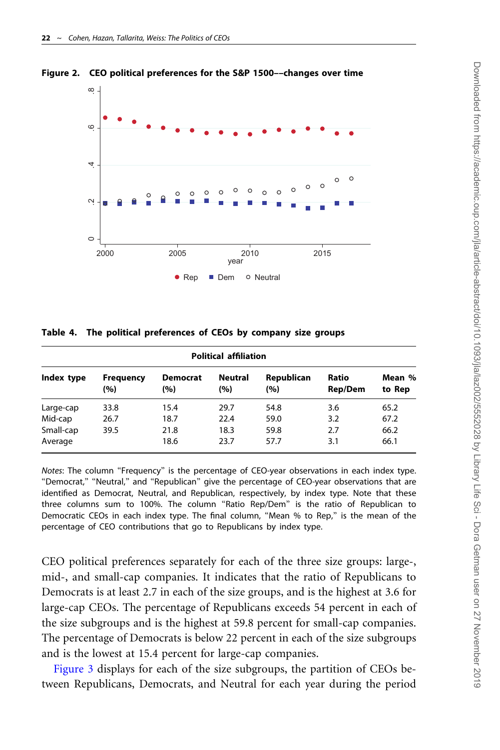**Figure 2. CEO political preferences for the S&P 1500––changes over time**

**Table 4. The political preferences of CEOs by company size groups**

| | Political affiliation | | | | | |
|---|---|---|---|---|---|---|
| **Index type** | **Frequency (%)** | **Democrat (%)** | **Neutral (%)** | **Republican (%)** | **Ratio Rep/Dem** | **Mean % to Rep** |
| Large-cap | 33.8 | 15.4 | 29.7 | 54.8 | 3.6 | 65.2 |
| Mid-cap | 26.7 | 18.7 | 22.4 | 59.0 | 3.2 | 67.2 |
| Small-cap | 39.5 | 21.8 | 18.3 | 59.8 | 2.7 | 66.2 |
| Average | | 18.6 | 23.7 | 57.7 | 3.1 | 66.1 |

*Notes*: The column "Frequency" is the percentage of CEO-year observations in each index type. "Democrat," "Neutral," and "Republican" give the percentage of CEO-year observations that are identified as Democrat, Neutral, and Republican, respectively, by index type. Note that these three columns sum to 100%. The column "Ratio Rep/Dem" is the ratio of Republican to Democratic CEOs in each index type. The final column, "Mean % to Rep," is the mean of the percentage of CEO contributions that go to Republicans by index type.

CEO political preferences separately for each of the three size groups: large-, mid-, and small-cap companies. It indicates that the ratio of Republicans to Democrats is at least 2.7 in each of the size groups, and is the highest at 3.6 for large-cap CEOs. The percentage of Republicans exceeds 54 percent in each of the size subgroups and is the highest at 59.8 percent for small-cap companies. The percentage of Democrats is below 22 percent in each of the size subgroups and is the lowest at 15.4 percent for large-cap companies.

Figure 3 displays for each of the size subgroups, the partition of CEOs between Republicans, Democrats, and Neutral for each year during the period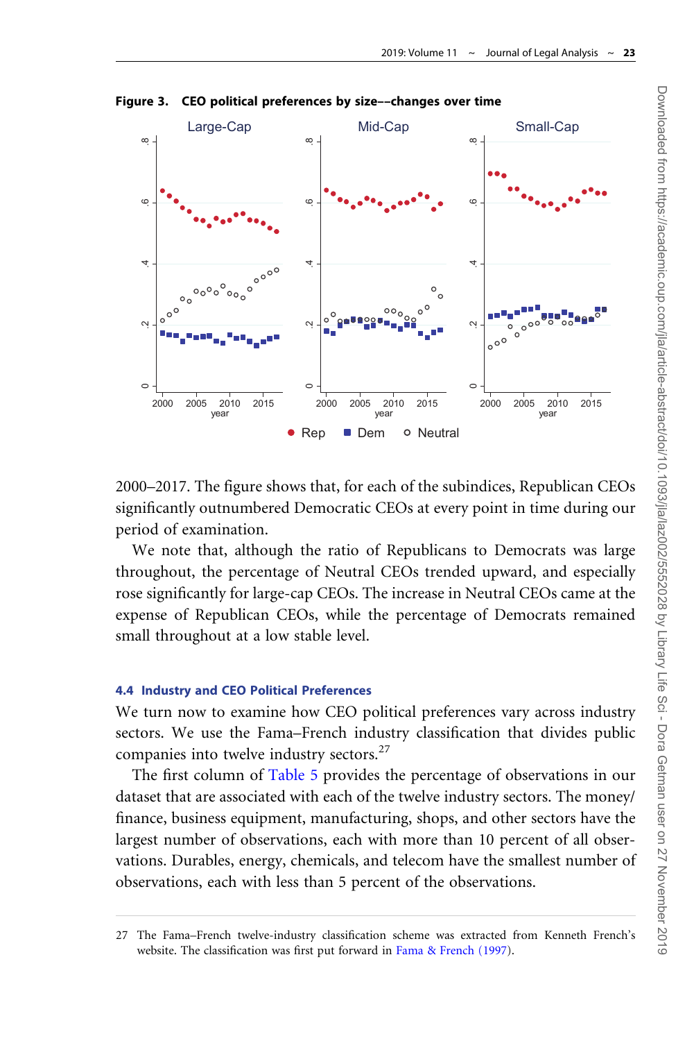**Figure 3. CEO political preferences by size––changes over time**

2000–2017. The figure shows that, for each of the subindices, Republican CEOs significantly outnumbered Democratic CEOs at every point in time during our period of examination.

We note that, although the ratio of Republicans to Democrats was large throughout, the percentage of Neutral CEOs trended upward, and especially rose significantly for large-cap CEOs. The increase in Neutral CEOs came at the expense of Republican CEOs, while the percentage of Democrats remained small throughout at a low stable level.

### 4.4 Industry and CEO Political Preferences

We turn now to examine how CEO political preferences vary across industry sectors. We use the Fama–French industry classification that divides public companies into twelve industry sectors.[27]

The first column of Table 5 provides the percentage of observations in our dataset that are associated with each of the twelve industry sectors. The money/finance, business equipment, manufacturing, shops, and other sectors have the largest number of observations, each with more than 10 percent of all observations. Durables, energy, chemicals, and telecom have the smallest number of observations, each with less than 5 percent of the observations.

---

27 The Fama–French twelve-industry classification scheme was extracted from Kenneth French's website. The classification was first put forward in Fama & French (1997).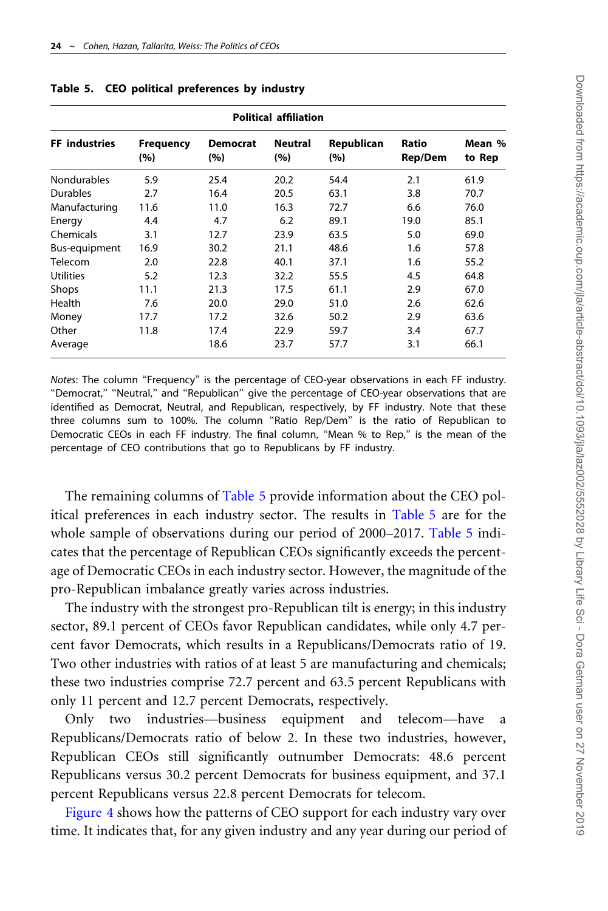**Table 5. CEO political preferences by industry**

| | Political affiliation | | | | | |
|---|---|---|---|---|---|---|
| FF industries | Frequency (%) | Democrat (%) | Neutral (%) | Republican (%) | Ratio Rep/Dem | Mean % to Rep |
| Nondurables | 5.9 | 25.4 | 20.2 | 54.4 | 2.1 | 61.9 |
| Durables | 2.7 | 16.4 | 20.5 | 63.1 | 3.8 | 70.7 |
| Manufacturing | 11.6 | 11.0 | 16.3 | 72.7 | 6.6 | 76.0 |
| Energy | 4.4 | 4.7 | 6.2 | 89.1 | 19.0 | 85.1 |
| Chemicals | 3.1 | 12.7 | 23.9 | 63.5 | 5.0 | 69.0 |
| Bus-equipment | 16.9 | 30.2 | 21.1 | 48.6 | 1.6 | 57.8 |
| Telecom | 2.0 | 22.8 | 40.1 | 37.1 | 1.6 | 55.2 |
| Utilities | 5.2 | 12.3 | 32.2 | 55.5 | 4.5 | 64.8 |
| Shops | 11.1 | 21.3 | 17.5 | 61.1 | 2.9 | 67.0 |
| Health | 7.6 | 20.0 | 29.0 | 51.0 | 2.6 | 62.6 |
| Money | 17.7 | 17.2 | 32.6 | 50.2 | 2.9 | 63.6 |
| Other | 11.8 | 17.4 | 22.9 | 59.7 | 3.4 | 67.7 |
| Average | | 18.6 | 23.7 | 57.7 | 3.1 | 66.1 |

*Notes*: The column "Frequency" is the percentage of CEO-year observations in each FF industry. "Democrat," "Neutral," and "Republican" give the percentage of CEO-year observations that are identified as Democrat, Neutral, and Republican, respectively, by FF industry. Note that these three columns sum to 100%. The column "Ratio Rep/Dem" is the ratio of Republican to Democratic CEOs in each FF industry. The final column, "Mean % to Rep," is the mean of the percentage of CEO contributions that go to Republicans by FF industry.

The remaining columns of Table 5 provide information about the CEO political preferences in each industry sector. The results in Table 5 are for the whole sample of observations during our period of 2000–2017. Table 5 indicates that the percentage of Republican CEOs significantly exceeds the percentage of Democratic CEOs in each industry sector. However, the magnitude of the pro-Republican imbalance greatly varies across industries.

The industry with the strongest pro-Republican tilt is energy; in this industry sector, 89.1 percent of CEOs favor Republican candidates, while only 4.7 percent favor Democrats, which results in a Republicans/Democrats ratio of 19. Two other industries with ratios of at least 5 are manufacturing and chemicals; these two industries comprise 72.7 percent and 63.5 percent Republicans with only 11 percent and 12.7 percent Democrats, respectively.

Only two industries—business equipment and telecom—have a Republicans/Democrats ratio of below 2. In these two industries, however, Republican CEOs still significantly outnumber Democrats: 48.6 percent Republicans versus 30.2 percent Democrats for business equipment, and 37.1 percent Republicans versus 22.8 percent Democrats for telecom.

Figure 4 shows how the patterns of CEO support for each industry vary over time. It indicates that, for any given industry and any year during our period of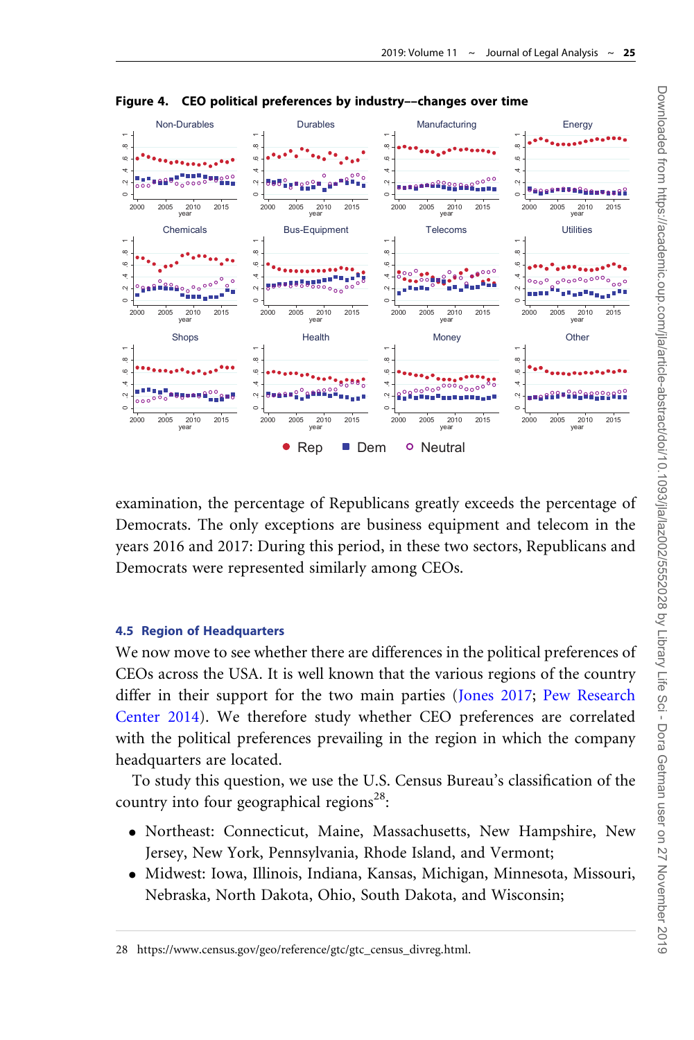**Figure 4. CEO political preferences by industry––changes over time**

examination, the percentage of Republicans greatly exceeds the percentage of Democrats. The only exceptions are business equipment and telecom in the years 2016 and 2017: During this period, in these two sectors, Republicans and Democrats were represented similarly among CEOs.

### 4.5 Region of Headquarters

We now move to see whether there are differences in the political preferences of CEOs across the USA. It is well known that the various regions of the country differ in their support for the two main parties (Jones 2017; Pew Research Center 2014). We therefore study whether CEO preferences are correlated with the political preferences prevailing in the region in which the company headquarters are located.

To study this question, we use the U.S. Census Bureau's classification of the country into four geographical regions[28]:

- Northeast: Connecticut, Maine, Massachusetts, New Hampshire, New Jersey, New York, Pennsylvania, Rhode Island, and Vermont;
- Midwest: Iowa, Illinois, Indiana, Kansas, Michigan, Minnesota, Missouri, Nebraska, North Dakota, Ohio, South Dakota, and Wisconsin;

28 https://www.census.gov/geo/reference/gtc/gtc_census_divreg.html.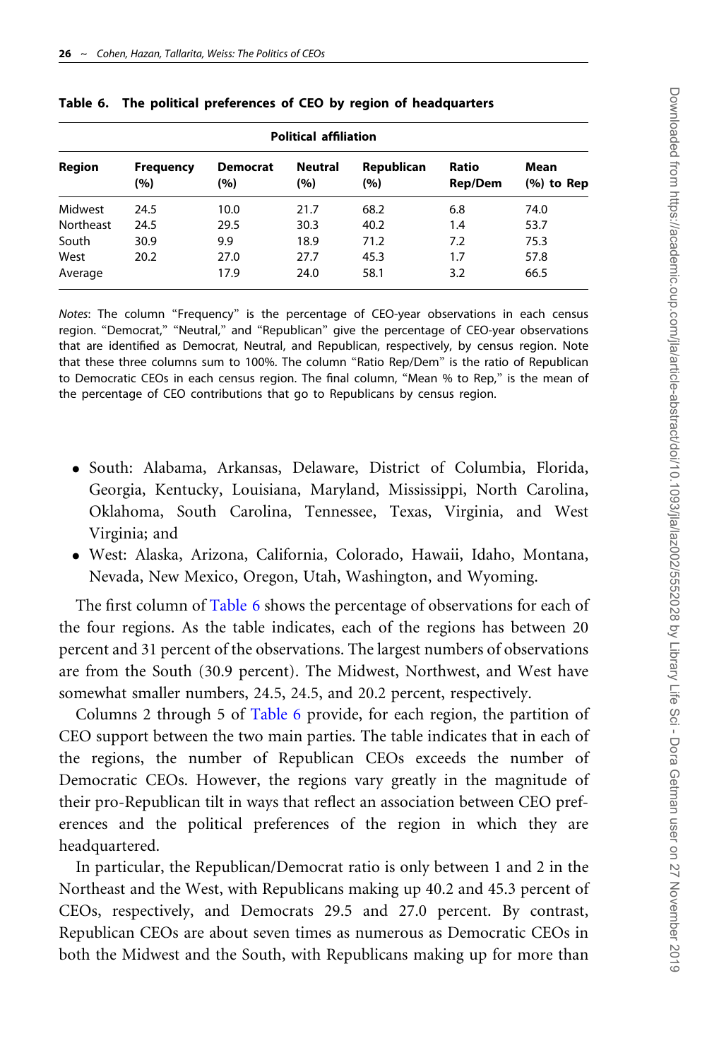**Table 6. The political preferences of CEO by region of headquarters**

| | | Political affiliation | | | | |
|---|---|---|---|---|---|---|
| **Region** | **Frequency (%)** | **Democrat (%)** | **Neutral (%)** | **Republican (%)** | **Ratio Rep/Dem** | **Mean (%) to Rep** |
| Midwest | 24.5 | 10.0 | 21.7 | 68.2 | 6.8 | 74.0 |
| Northeast | 24.5 | 29.5 | 30.3 | 40.2 | 1.4 | 53.7 |
| South | 30.9 | 9.9 | 18.9 | 71.2 | 7.2 | 75.3 |
| West | 20.2 | 27.0 | 27.7 | 45.3 | 1.7 | 57.8 |
| Average | | 17.9 | 24.0 | 58.1 | 3.2 | 66.5 |

*Notes*: The column "Frequency" is the percentage of CEO-year observations in each census region. "Democrat," "Neutral," and "Republican" give the percentage of CEO-year observations that are identified as Democrat, Neutral, and Republican, respectively, by census region. Note that these three columns sum to 100%. The column "Ratio Rep/Dem" is the ratio of Republican to Democratic CEOs in each census region. The final column, "Mean % to Rep," is the mean of the percentage of CEO contributions that go to Republicans by census region.

- South: Alabama, Arkansas, Delaware, District of Columbia, Florida, Georgia, Kentucky, Louisiana, Maryland, Mississippi, North Carolina, Oklahoma, South Carolina, Tennessee, Texas, Virginia, and West Virginia; and
- West: Alaska, Arizona, California, Colorado, Hawaii, Idaho, Montana, Nevada, New Mexico, Oregon, Utah, Washington, and Wyoming.

The first column of Table 6 shows the percentage of observations for each of the four regions. As the table indicates, each of the regions has between 20 percent and 31 percent of the observations. The largest numbers of observations are from the South (30.9 percent). The Midwest, Northwest, and West have somewhat smaller numbers, 24.5, 24.5, and 20.2 percent, respectively.

Columns 2 through 5 of Table 6 provide, for each region, the partition of CEO support between the two main parties. The table indicates that in each of the regions, the number of Republican CEOs exceeds the number of Democratic CEOs. However, the regions vary greatly in the magnitude of their pro-Republican tilt in ways that reflect an association between CEO preferences and the political preferences of the region in which they are headquartered.

In particular, the Republican/Democrat ratio is only between 1 and 2 in the Northeast and the West, with Republicans making up 40.2 and 45.3 percent of CEOs, respectively, and Democrats 29.5 and 27.0 percent. By contrast, Republican CEOs are about seven times as numerous as Democratic CEOs in both the Midwest and the South, with Republicans making up for more than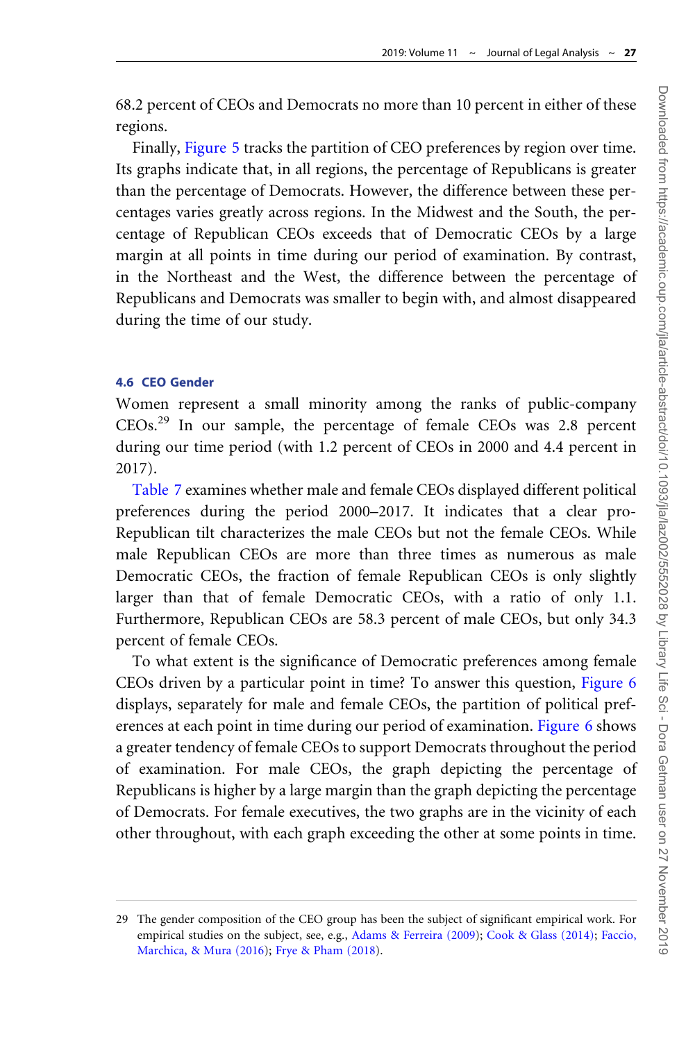68.2 percent of CEOs and Democrats no more than 10 percent in either of these regions.

Finally, Figure 5 tracks the partition of CEO preferences by region over time. Its graphs indicate that, in all regions, the percentage of Republicans is greater than the percentage of Democrats. However, the difference between these percentages varies greatly across regions. In the Midwest and the South, the percentage of Republican CEOs exceeds that of Democratic CEOs by a large margin at all points in time during our period of examination. By contrast, in the Northeast and the West, the difference between the percentage of Republicans and Democrats was smaller to begin with, and almost disappeared during the time of our study.

### 4.6 CEO Gender

Women represent a small minority among the ranks of public-company CEOs.[29] In our sample, the percentage of female CEOs was 2.8 percent during our time period (with 1.2 percent of CEOs in 2000 and 4.4 percent in 2017).

Table 7 examines whether male and female CEOs displayed different political preferences during the period 2000–2017. It indicates that a clear pro-Republican tilt characterizes the male CEOs but not the female CEOs. While male Republican CEOs are more than three times as numerous as male Democratic CEOs, the fraction of female Republican CEOs is only slightly larger than that of female Democratic CEOs, with a ratio of only 1.1. Furthermore, Republican CEOs are 58.3 percent of male CEOs, but only 34.3 percent of female CEOs.

To what extent is the significance of Democratic preferences among female CEOs driven by a particular point in time? To answer this question, Figure 6 displays, separately for male and female CEOs, the partition of political preferences at each point in time during our period of examination. Figure 6 shows a greater tendency of female CEOs to support Democrats throughout the period of examination. For male CEOs, the graph depicting the percentage of Republicans is higher by a large margin than the graph depicting the percentage of Democrats. For female executives, the two graphs are in the vicinity of each other throughout, with each graph exceeding the other at some points in time.

29 The gender composition of the CEO group has been the subject of significant empirical work. For empirical studies on the subject, see, e.g., Adams & Ferreira (2009); Cook & Glass (2014); Faccio, Marchica, & Mura (2016); Frye & Pham (2018).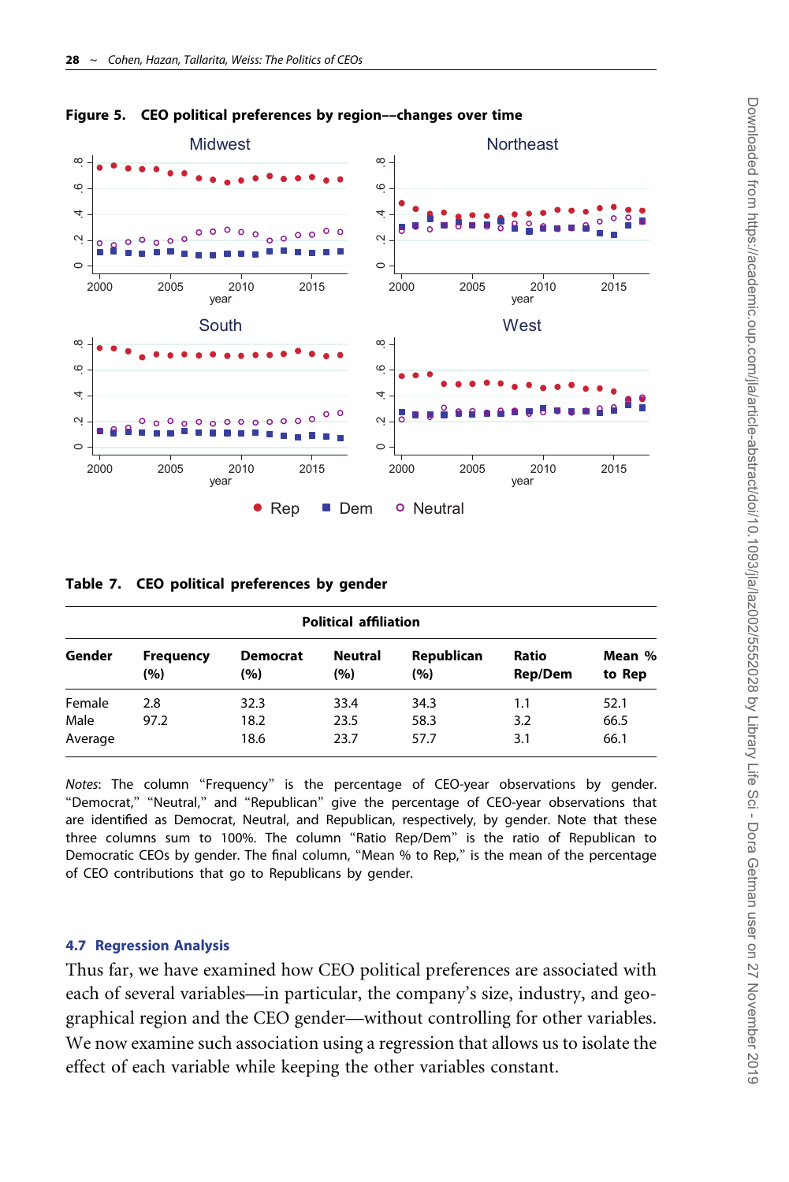**Figure 5. CEO political preferences by region—changes over time**

**Table 7. CEO political preferences by gender**

| | | Political affiliation | | | | |
|---|---|---|---|---|---|---|
| Gender | Frequency (%) | Democrat (%) | Neutral (%) | Republican (%) | Ratio Rep/Dem | Mean % to Rep |
| Female | 2.8 | 32.3 | 33.4 | 34.3 | 1.1 | 52.1 |
| Male | 97.2 | 18.2 | 23.5 | 58.3 | 3.2 | 66.5 |
| Average | | 18.6 | 23.7 | 57.7 | 3.1 | 66.1 |

*Notes*: The column "Frequency" is the percentage of CEO-year observations by gender. "Democrat," "Neutral," and "Republican" give the percentage of CEO-year observations that are identified as Democrat, Neutral, and Republican, respectively, by gender. Note that these three columns sum to 100%. The column "Ratio Rep/Dem" is the ratio of Republican to Democratic CEOs by gender. The final column, "Mean % to Rep," is the mean of the percentage of CEO contributions that go to Republicans by gender.

### 4.7 Regression Analysis

Thus far, we have examined how CEO political preferences are associated with each of several variables—in particular, the company's size, industry, and geographical region and the CEO gender—without controlling for other variables. We now examine such association using a regression that allows us to isolate the effect of each variable while keeping the other variables constant.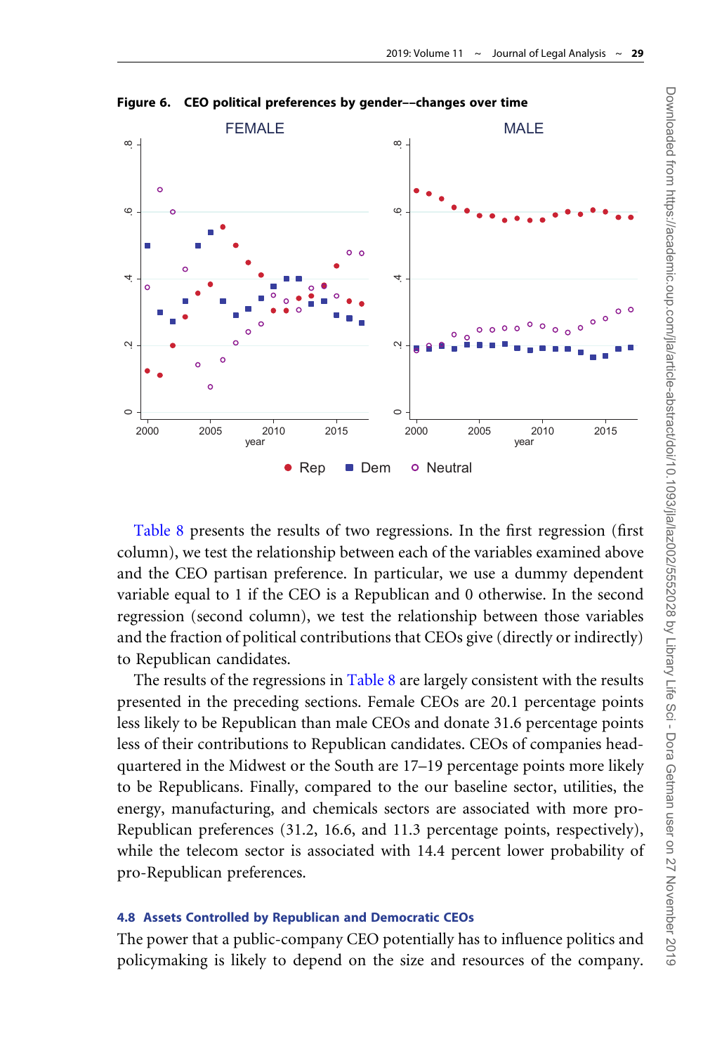**Figure 6. CEO political preferences by gender––changes over time**

Table 8 presents the results of two regressions. In the first regression (first column), we test the relationship between each of the variables examined above and the CEO partisan preference. In particular, we use a dummy dependent variable equal to 1 if the CEO is a Republican and 0 otherwise. In the second regression (second column), we test the relationship between those variables and the fraction of political contributions that CEOs give (directly or indirectly) to Republican candidates.

The results of the regressions in Table 8 are largely consistent with the results presented in the preceding sections. Female CEOs are 20.1 percentage points less likely to be Republican than male CEOs and donate 31.6 percentage points less of their contributions to Republican candidates. CEOs of companies headquartered in the Midwest or the South are 17–19 percentage points more likely to be Republicans. Finally, compared to the our baseline sector, utilities, the energy, manufacturing, and chemicals sectors are associated with more pro-Republican preferences (31.2, 16.6, and 11.3 percentage points, respectively), while the telecom sector is associated with 14.4 percent lower probability of pro-Republican preferences.

### 4.8 Assets Controlled by Republican and Democratic CEOs

The power that a public-company CEO potentially has to influence politics and policymaking is likely to depend on the size and resources of the company.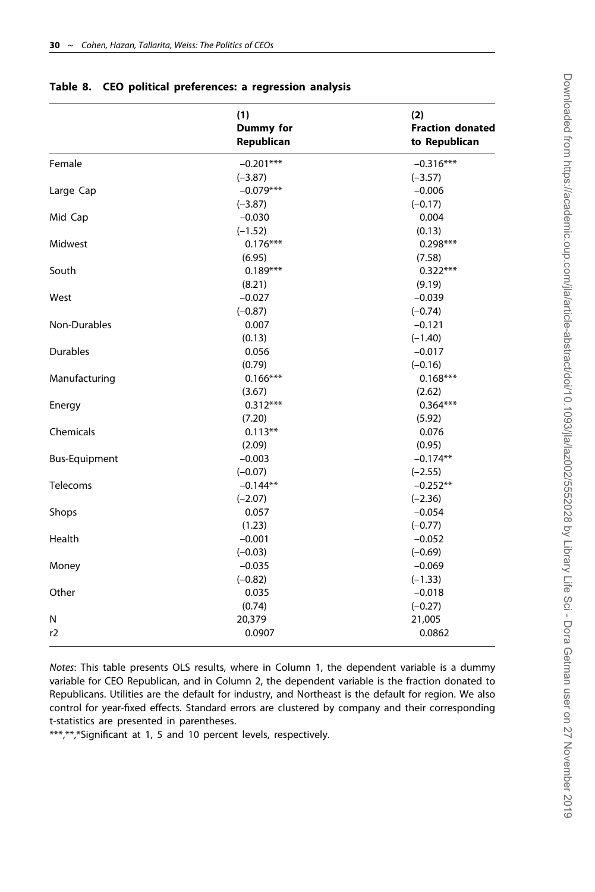**Table 8. CEO political preferences: a regression analysis**

| | (1) Dummy for Republican | (2) Fraction donated to Republican |
|---|---|---|
| Female | −0.201*** | −0.316*** |
| | (−3.87) | (−3.57) |
| Large Cap | −0.079*** | −0.006 |
| | (−3.87) | (−0.17) |
| Mid Cap | −0.030 | 0.004 |
| | (−1.52) | (0.13) |
| Midwest | 0.176*** | 0.298*** |
| | (6.95) | (7.58) |
| South | 0.189*** | 0.322*** |
| | (8.21) | (9.19) |
| West | −0.027 | −0.039 |
| | (−0.87) | (−0.74) |
| Non-Durables | 0.007 | −0.121 |
| | (0.13) | (−1.40) |
| Durables | 0.056 | −0.017 |
| | (0.79) | (−0.16) |
| Manufacturing | 0.166*** | 0.168*** |
| | (3.67) | (2.62) |
| Energy | 0.312*** | 0.364*** |
| | (7.20) | (5.92) |
| Chemicals | 0.113** | 0.076 |
| | (2.09) | (0.95) |
| Bus-Equipment | −0.003 | −0.174** |
| | (−0.07) | (−2.55) |
| Telecoms | −0.144** | −0.252** |
| | (−2.07) | (−2.36) |
| Shops | 0.057 | −0.054 |
| | (1.23) | (−0.77) |
| Health | −0.001 | −0.052 |
| | (−0.03) | (−0.69) |
| Money | −0.035 | −0.069 |
| | (−0.82) | (−1.33) |
| Other | 0.035 | −0.018 |
| | (0.74) | (−0.27) |
| N | 20,379 | 21,005 |
| r2 | 0.0907 | 0.0862 |

*Notes*: This table presents OLS results, where in Column 1, the dependent variable is a dummy variable for CEO Republican, and in Column 2, the dependent variable is the fraction donated to Republicans. Utilities are the default for industry, and Northeast is the default for region. We also control for year-fixed effects. Standard errors are clustered by company and their corresponding t-statistics are presented in parentheses.

***,**,*Significant at 1, 5 and 10 percent levels, respectively.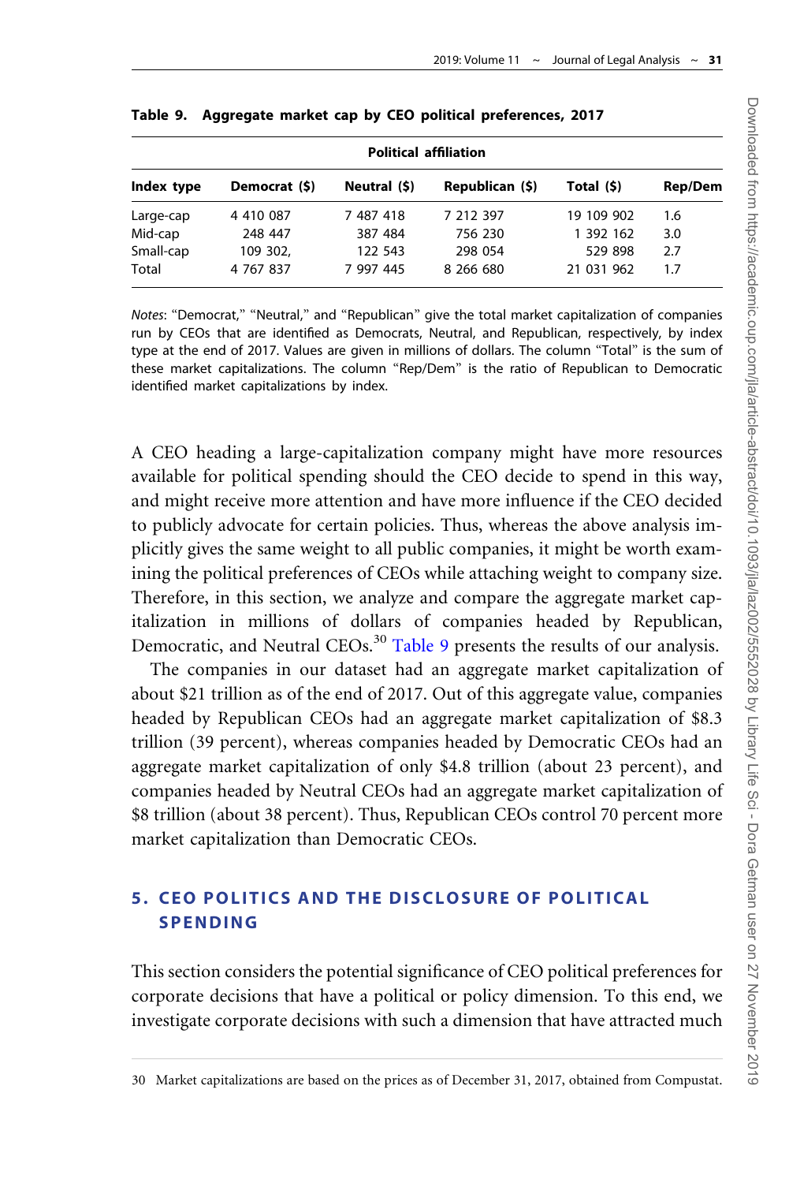**Table 9. Aggregate market cap by CEO political preferences, 2017**

| | Political affiliation | | | | |
|---|---|---|---|---|---|
| Index type | Democrat ($) | Neutral ($) | Republican ($) | Total ($) | Rep/Dem |
| Large-cap | 4 410 087 | 7 487 418 | 7 212 397 | 19 109 902 | 1.6 |
| Mid-cap | 248 447 | 387 484 | 756 230 | 1 392 162 | 3.0 |
| Small-cap | 109 302, | 122 543 | 298 054 | 529 898 | 2.7 |
| Total | 4 767 837 | 7 997 445 | 8 266 680 | 21 031 962 | 1.7 |

*Notes*: "Democrat," "Neutral," and "Republican" give the total market capitalization of companies run by CEOs that are identified as Democrats, Neutral, and Republican, respectively, by index type at the end of 2017. Values are given in millions of dollars. The column "Total" is the sum of these market capitalizations. The column "Rep/Dem" is the ratio of Republican to Democratic identified market capitalizations by index.

A CEO heading a large-capitalization company might have more resources available for political spending should the CEO decide to spend in this way, and might receive more attention and have more influence if the CEO decided to publicly advocate for certain policies. Thus, whereas the above analysis implicitly gives the same weight to all public companies, it might be worth examining the political preferences of CEOs while attaching weight to company size. Therefore, in this section, we analyze and compare the aggregate market capitalization in millions of dollars of companies headed by Republican, Democratic, and Neutral CEOs.[30] Table 9 presents the results of our analysis.

The companies in our dataset had an aggregate market capitalization of about $21 trillion as of the end of 2017. Out of this aggregate value, companies headed by Republican CEOs had an aggregate market capitalization of $8.3 trillion (39 percent), whereas companies headed by Democratic CEOs had an aggregate market capitalization of only $4.8 trillion (about 23 percent), and companies headed by Neutral CEOs had an aggregate market capitalization of $8 trillion (about 38 percent). Thus, Republican CEOs control 70 percent more market capitalization than Democratic CEOs.

## 5. CEO POLITICS AND THE DISCLOSURE OF POLITICAL SPENDING

This section considers the potential significance of CEO political preferences for corporate decisions that have a political or policy dimension. To this end, we investigate corporate decisions with such a dimension that have attracted much

30 Market capitalizations are based on the prices as of December 31, 2017, obtained from Compustat.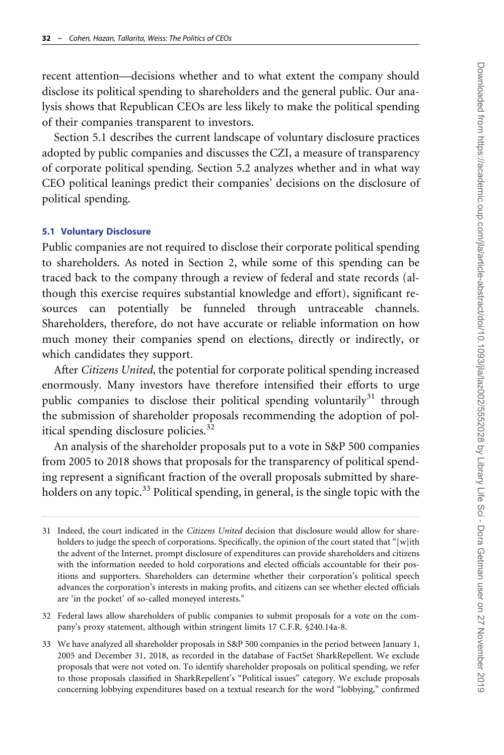recent attention—decisions whether and to what extent the company should disclose its political spending to shareholders and the general public. Our analysis shows that Republican CEOs are less likely to make the political spending of their companies transparent to investors.

Section 5.1 describes the current landscape of voluntary disclosure practices adopted by public companies and discusses the CZI, a measure of transparency of corporate political spending. Section 5.2 analyzes whether and in what way CEO political leanings predict their companies' decisions on the disclosure of political spending.

### 5.1 Voluntary Disclosure

Public companies are not required to disclose their corporate political spending to shareholders. As noted in Section 2, while some of this spending can be traced back to the company through a review of federal and state records (although this exercise requires substantial knowledge and effort), significant resources can potentially be funneled through untraceable channels. Shareholders, therefore, do not have accurate or reliable information on how much money their companies spend on elections, directly or indirectly, or which candidates they support.

After *Citizens United*, the potential for corporate political spending increased enormously. Many investors have therefore intensified their efforts to urge public companies to disclose their political spending voluntarily[31] through the submission of shareholder proposals recommending the adoption of political spending disclosure policies.[32]

An analysis of the shareholder proposals put to a vote in S&P 500 companies from 2005 to 2018 shows that proposals for the transparency of political spending represent a significant fraction of the overall proposals submitted by shareholders on any topic.[33] Political spending, in general, is the single topic with the

---

31 Indeed, the court indicated in the *Citizens United* decision that disclosure would allow for shareholders to judge the speech of corporations. Specifically, the opinion of the court stated that "[w]ith the advent of the Internet, prompt disclosure of expenditures can provide shareholders and citizens with the information needed to hold corporations and elected officials accountable for their positions and supporters. Shareholders can determine whether their corporation's political speech advances the corporation's interests in making profits, and citizens can see whether elected officials are 'in the pocket' of so-called moneyed interests."

32 Federal laws allow shareholders of public companies to submit proposals for a vote on the company's proxy statement, although within stringent limits 17 C.F.R. §240.14a-8.

33 We have analyzed all shareholder proposals in S&P 500 companies in the period between January 1, 2005 and December 31, 2018, as recorded in the database of FactSet SharkRepellent. We exclude proposals that were not voted on. To identify shareholder proposals on political spending, we refer to those proposals classified in SharkRepellent's "Political issues" category. We exclude proposals concerning lobbying expenditures based on a textual research for the word "lobbying," confirmed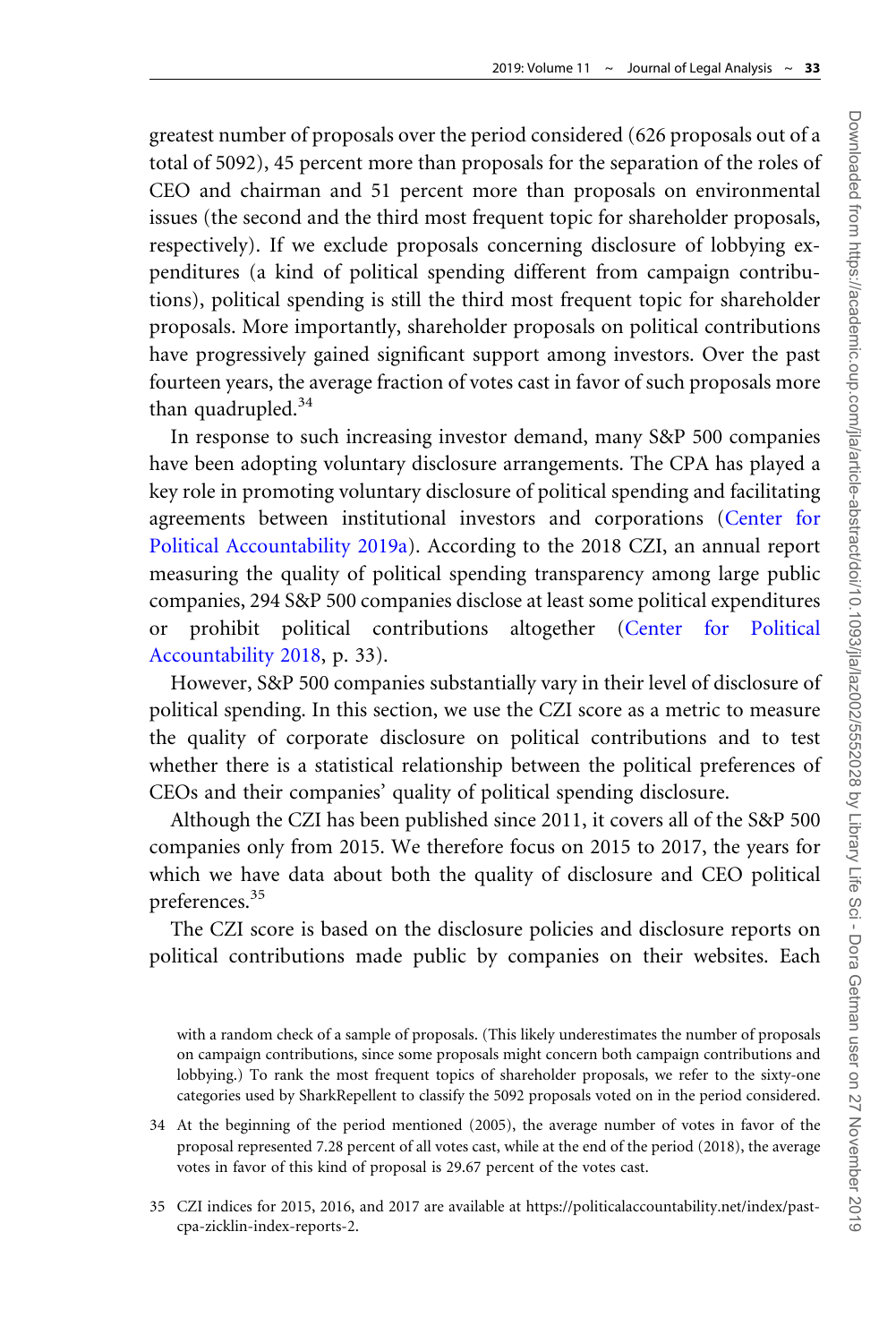greatest number of proposals over the period considered (626 proposals out of a total of 5092), 45 percent more than proposals for the separation of the roles of CEO and chairman and 51 percent more than proposals on environmental issues (the second and the third most frequent topic for shareholder proposals, respectively). If we exclude proposals concerning disclosure of lobbying expenditures (a kind of political spending different from campaign contributions), political spending is still the third most frequent topic for shareholder proposals. More importantly, shareholder proposals on political contributions have progressively gained significant support among investors. Over the past fourteen years, the average fraction of votes cast in favor of such proposals more than quadrupled.[34]

In response to such increasing investor demand, many S&P 500 companies have been adopting voluntary disclosure arrangements. The CPA has played a key role in promoting voluntary disclosure of political spending and facilitating agreements between institutional investors and corporations (Center for Political Accountability 2019a). According to the 2018 CZI, an annual report measuring the quality of political spending transparency among large public companies, 294 S&P 500 companies disclose at least some political expenditures or prohibit political contributions altogether (Center for Political Accountability 2018, p. 33).

However, S&P 500 companies substantially vary in their level of disclosure of political spending. In this section, we use the CZI score as a metric to measure the quality of corporate disclosure on political contributions and to test whether there is a statistical relationship between the political preferences of CEOs and their companies' quality of political spending disclosure.

Although the CZI has been published since 2011, it covers all of the S&P 500 companies only from 2015. We therefore focus on 2015 to 2017, the years for which we have data about both the quality of disclosure and CEO political preferences.[35]

The CZI score is based on the disclosure policies and disclosure reports on political contributions made public by companies on their websites. Each

with a random check of a sample of proposals. (This likely underestimates the number of proposals on campaign contributions, since some proposals might concern both campaign contributions and lobbying.) To rank the most frequent topics of shareholder proposals, we refer to the sixty-one categories used by SharkRepellent to classify the 5092 proposals voted on in the period considered.

34 At the beginning of the period mentioned (2005), the average number of votes in favor of the proposal represented 7.28 percent of all votes cast, while at the end of the period (2018), the average votes in favor of this kind of proposal is 29.67 percent of the votes cast.

35 CZI indices for 2015, 2016, and 2017 are available at https://politicalaccountability.net/index/past-cpa-zicklin-index-reports-2.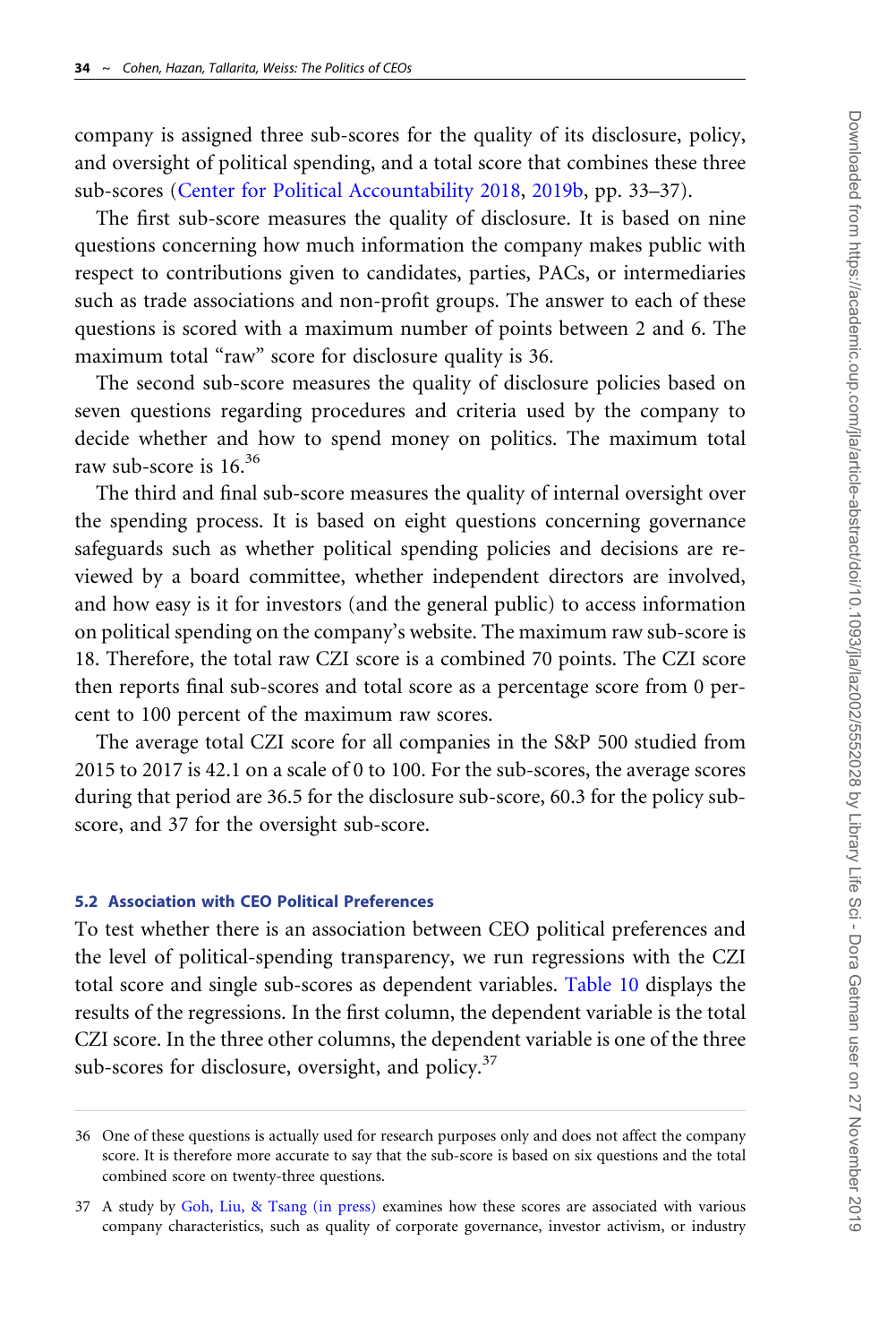company is assigned three sub-scores for the quality of its disclosure, policy, and oversight of political spending, and a total score that combines these three sub-scores (Center for Political Accountability 2018, 2019b, pp. 33–37).

The first sub-score measures the quality of disclosure. It is based on nine questions concerning how much information the company makes public with respect to contributions given to candidates, parties, PACs, or intermediaries such as trade associations and non-profit groups. The answer to each of these questions is scored with a maximum number of points between 2 and 6. The maximum total "raw" score for disclosure quality is 36.

The second sub-score measures the quality of disclosure policies based on seven questions regarding procedures and criteria used by the company to decide whether and how to spend money on politics. The maximum total raw sub-score is 16.[36]

The third and final sub-score measures the quality of internal oversight over the spending process. It is based on eight questions concerning governance safeguards such as whether political spending policies and decisions are reviewed by a board committee, whether independent directors are involved, and how easy is it for investors (and the general public) to access information on political spending on the company's website. The maximum raw sub-score is 18. Therefore, the total raw CZI score is a combined 70 points. The CZI score then reports final sub-scores and total score as a percentage score from 0 percent to 100 percent of the maximum raw scores.

The average total CZI score for all companies in the S&P 500 studied from 2015 to 2017 is 42.1 on a scale of 0 to 100. For the sub-scores, the average scores during that period are 36.5 for the disclosure sub-score, 60.3 for the policy sub-score, and 37 for the oversight sub-score.

### 5.2 Association with CEO Political Preferences

To test whether there is an association between CEO political preferences and the level of political-spending transparency, we run regressions with the CZI total score and single sub-scores as dependent variables. Table 10 displays the results of the regressions. In the first column, the dependent variable is the total CZI score. In the three other columns, the dependent variable is one of the three sub-scores for disclosure, oversight, and policy.[37]

---

36 One of these questions is actually used for research purposes only and does not affect the company score. It is therefore more accurate to say that the sub-score is based on six questions and the total combined score on twenty-three questions.

37 A study by Goh, Liu, & Tsang (in press) examines how these scores are associated with various company characteristics, such as quality of corporate governance, investor activism, or industry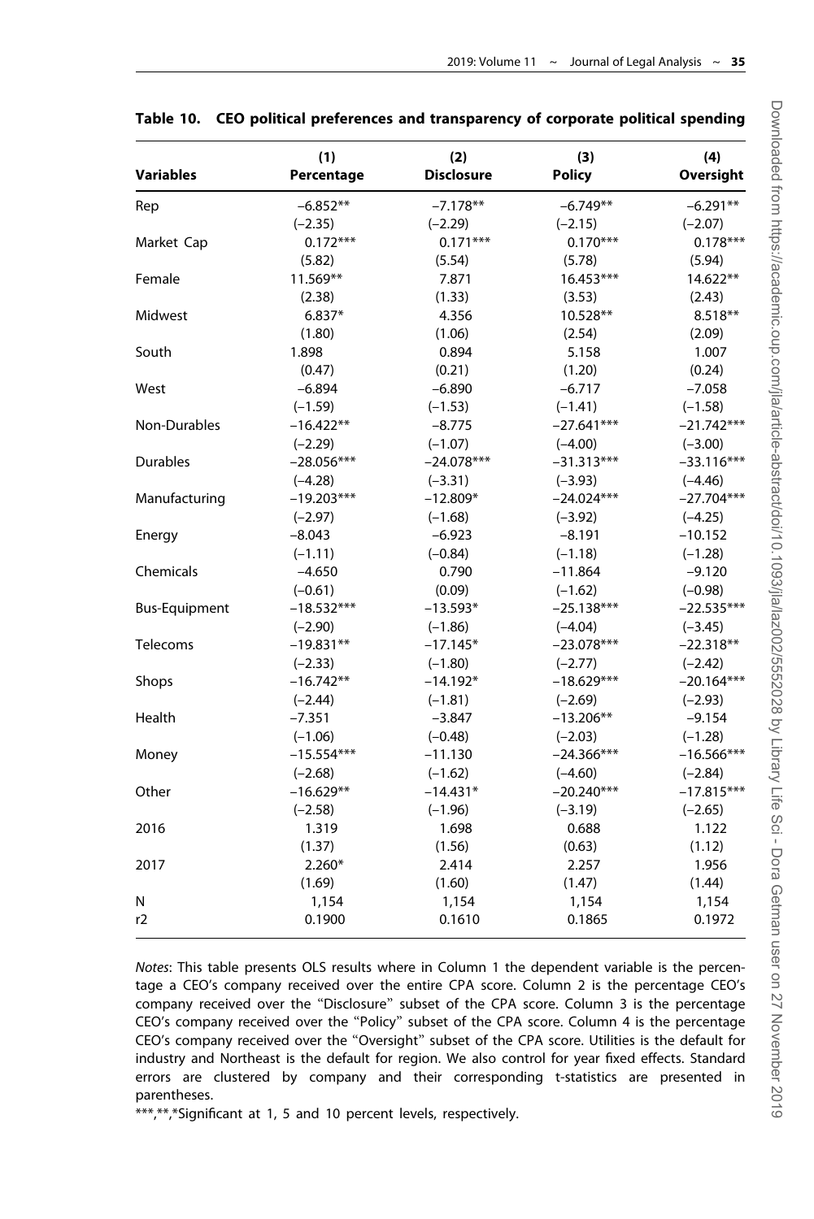**Table 10. CEO political preferences and transparency of corporate political spending**

| Variables | (1) Percentage | (2) Disclosure | (3) Policy | (4) Oversight |
|---|---|---|---|---|
| Rep | −6.852** | −7.178** | −6.749** | −6.291** |
| | (−2.35) | (−2.29) | (−2.15) | (−2.07) |
| Market Cap | 0.172*** | 0.171*** | 0.170*** | 0.178*** |
| | (5.82) | (5.54) | (5.78) | (5.94) |
| Female | 11.569** | 7.871 | 16.453*** | 14.622** |
| | (2.38) | (1.33) | (3.53) | (2.43) |
| Midwest | 6.837* | 4.356 | 10.528** | 8.518** |
| | (1.80) | (1.06) | (2.54) | (2.09) |
| South | 1.898 | 0.894 | 5.158 | 1.007 |
| | (0.47) | (0.21) | (1.20) | (0.24) |
| West | −6.894 | −6.890 | −6.717 | −7.058 |
| | (−1.59) | (−1.53) | (−1.41) | (−1.58) |
| Non-Durables | −16.422** | −8.775 | −27.641*** | −21.742*** |
| | (−2.29) | (−1.07) | (−4.00) | (−3.00) |
| Durables | −28.056*** | −24.078*** | −31.313*** | −33.116*** |
| | (−4.28) | (−3.31) | (−3.93) | (−4.46) |
| Manufacturing | −19.203*** | −12.809* | −24.024*** | −27.704*** |
| | (−2.97) | (−1.68) | (−3.92) | (−4.25) |
| Energy | −8.043 | −6.923 | −8.191 | −10.152 |
| | (−1.11) | (−0.84) | (−1.18) | (−1.28) |
| Chemicals | −4.650 | 0.790 | −11.864 | −9.120 |
| | (−0.61) | (0.09) | (−1.62) | (−0.98) |
| Bus-Equipment | −18.532*** | −13.593* | −25.138*** | −22.535*** |
| | (−2.90) | (−1.86) | (−4.04) | (−3.45) |
| Telecoms | −19.831** | −17.145* | −23.078*** | −22.318** |
| | (−2.33) | (−1.80) | (−2.77) | (−2.42) |
| Shops | −16.742** | −14.192* | −18.629*** | −20.164*** |
| | (−2.44) | (−1.81) | (−2.69) | (−2.93) |
| Health | −7.351 | −3.847 | −13.206** | −9.154 |
| | (−1.06) | (−0.48) | (−2.03) | (−1.28) |
| Money | −15.554*** | −11.130 | −24.366*** | −16.566*** |
| | (−2.68) | (−1.62) | (−4.60) | (−2.84) |
| Other | −16.629** | −14.431* | −20.240*** | −17.815*** |
| | (−2.58) | (−1.96) | (−3.19) | (−2.65) |
| 2016 | 1.319 | 1.698 | 0.688 | 1.122 |
| | (1.37) | (1.56) | (0.63) | (1.12) |
| 2017 | 2.260* | 2.414 | 2.257 | 1.956 |
| | (1.69) | (1.60) | (1.47) | (1.44) |
| N | 1,154 | 1,154 | 1,154 | 1,154 |
| r2 | 0.1900 | 0.1610 | 0.1865 | 0.1972 |

*Notes*: This table presents OLS results where in Column 1 the dependent variable is the percentage a CEO's company received over the entire CPA score. Column 2 is the percentage CEO's company received over the "Disclosure" subset of the CPA score. Column 3 is the percentage CEO's company received over the "Policy" subset of the CPA score. Column 4 is the percentage CEO's company received over the "Oversight" subset of the CPA score. Utilities is the default for industry and Northeast is the default for region. We also control for year fixed effects. Standard errors are clustered by company and their corresponding t-statistics are presented in parentheses.

***,**,*Significant at 1, 5 and 10 percent levels, respectively.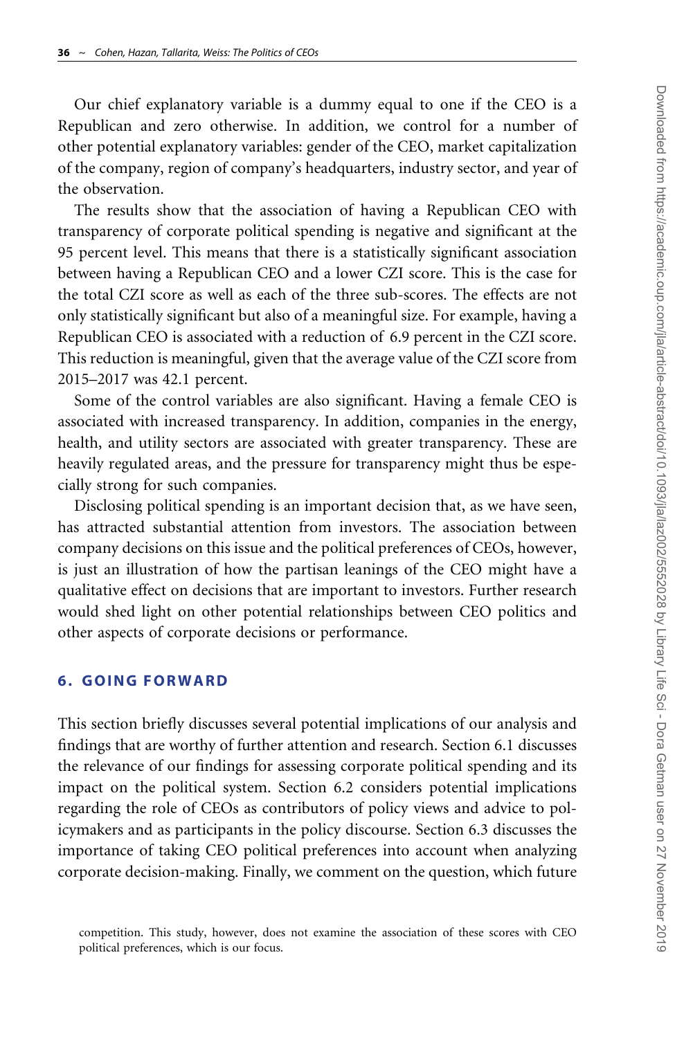Our chief explanatory variable is a dummy equal to one if the CEO is a Republican and zero otherwise. In addition, we control for a number of other potential explanatory variables: gender of the CEO, market capitalization of the company, region of company's headquarters, industry sector, and year of the observation.

The results show that the association of having a Republican CEO with transparency of corporate political spending is negative and significant at the 95 percent level. This means that there is a statistically significant association between having a Republican CEO and a lower CZI score. This is the case for the total CZI score as well as each of the three sub-scores. The effects are not only statistically significant but also of a meaningful size. For example, having a Republican CEO is associated with a reduction of 6.9 percent in the CZI score. This reduction is meaningful, given that the average value of the CZI score from 2015–2017 was 42.1 percent.

Some of the control variables are also significant. Having a female CEO is associated with increased transparency. In addition, companies in the energy, health, and utility sectors are associated with greater transparency. These are heavily regulated areas, and the pressure for transparency might thus be especially strong for such companies.

Disclosing political spending is an important decision that, as we have seen, has attracted substantial attention from investors. The association between company decisions on this issue and the political preferences of CEOs, however, is just an illustration of how the partisan leanings of the CEO might have a qualitative effect on decisions that are important to investors. Further research would shed light on other potential relationships between CEO politics and other aspects of corporate decisions or performance.

## 6. GOING FORWARD

This section briefly discusses several potential implications of our analysis and findings that are worthy of further attention and research. Section 6.1 discusses the relevance of our findings for assessing corporate political spending and its impact on the political system. Section 6.2 considers potential implications regarding the role of CEOs as contributors of policy views and advice to policymakers and as participants in the policy discourse. Section 6.3 discusses the importance of taking CEO political preferences into account when analyzing corporate decision-making. Finally, we comment on the question, which future

competition. This study, however, does not examine the association of these scores with CEO political preferences, which is our focus.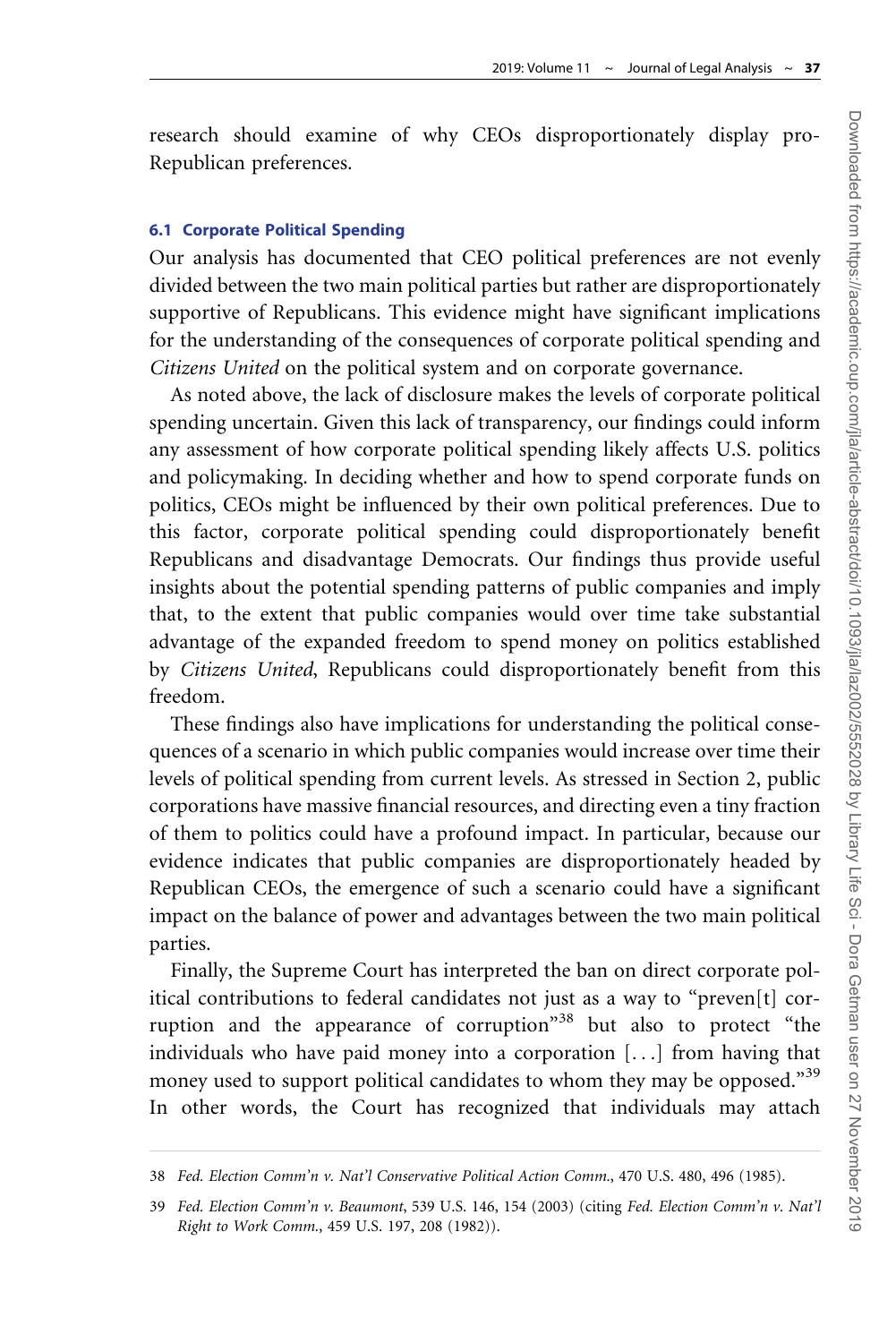research should examine of why CEOs disproportionately display pro-Republican preferences.

### 6.1 Corporate Political Spending

Our analysis has documented that CEO political preferences are not evenly divided between the two main political parties but rather are disproportionately supportive of Republicans. This evidence might have significant implications for the understanding of the consequences of corporate political spending and *Citizens United* on the political system and on corporate governance.

As noted above, the lack of disclosure makes the levels of corporate political spending uncertain. Given this lack of transparency, our findings could inform any assessment of how corporate political spending likely affects U.S. politics and policymaking. In deciding whether and how to spend corporate funds on politics, CEOs might be influenced by their own political preferences. Due to this factor, corporate political spending could disproportionately benefit Republicans and disadvantage Democrats. Our findings thus provide useful insights about the potential spending patterns of public companies and imply that, to the extent that public companies would over time take substantial advantage of the expanded freedom to spend money on politics established by *Citizens United*, Republicans could disproportionately benefit from this freedom.

These findings also have implications for understanding the political consequences of a scenario in which public companies would increase over time their levels of political spending from current levels. As stressed in Section 2, public corporations have massive financial resources, and directing even a tiny fraction of them to politics could have a profound impact. In particular, because our evidence indicates that public companies are disproportionately headed by Republican CEOs, the emergence of such a scenario could have a significant impact on the balance of power and advantages between the two main political parties.

Finally, the Supreme Court has interpreted the ban on direct corporate political contributions to federal candidates not just as a way to "preven[t] corruption and the appearance of corruption"[38] but also to protect "the individuals who have paid money into a corporation [...] from having that money used to support political candidates to whom they may be opposed."[39] In other words, the Court has recognized that individuals may attach

---

38 *Fed. Election Comm'n v. Nat'l Conservative Political Action Comm.*, 470 U.S. 480, 496 (1985).

39 *Fed. Election Comm'n v. Beaumont*, 539 U.S. 146, 154 (2003) (citing *Fed. Election Comm'n v. Nat'l Right to Work Comm.*, 459 U.S. 197, 208 (1982)).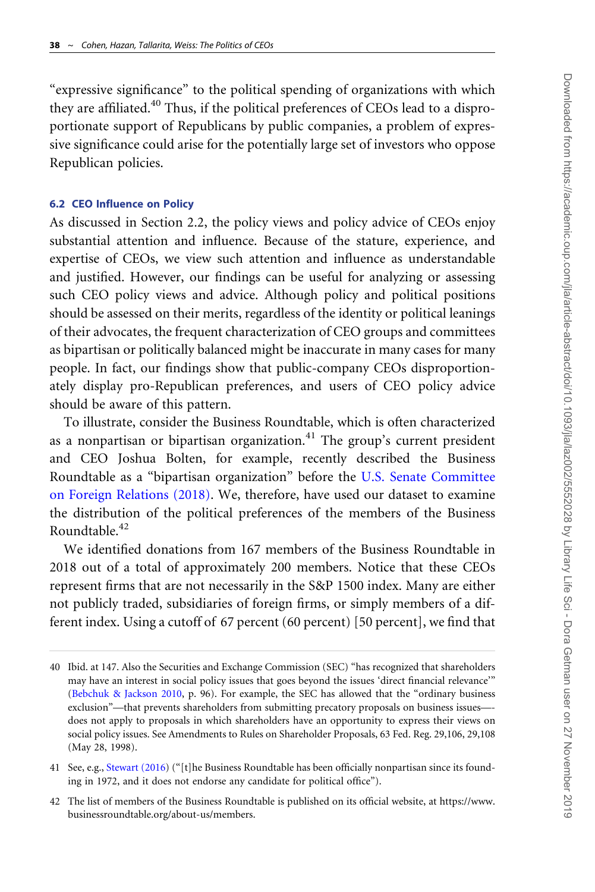"expressive significance" to the political spending of organizations with which they are affiliated.[40] Thus, if the political preferences of CEOs lead to a disproportionate support of Republicans by public companies, a problem of expressive significance could arise for the potentially large set of investors who oppose Republican policies.

### 6.2 CEO Influence on Policy

As discussed in Section 2.2, the policy views and policy advice of CEOs enjoy substantial attention and influence. Because of the stature, experience, and expertise of CEOs, we view such attention and influence as understandable and justified. However, our findings can be useful for analyzing or assessing such CEO policy views and advice. Although policy and political positions should be assessed on their merits, regardless of the identity or political leanings of their advocates, the frequent characterization of CEO groups and committees as bipartisan or politically balanced might be inaccurate in many cases for many people. In fact, our findings show that public-company CEOs disproportionately display pro-Republican preferences, and users of CEO policy advice should be aware of this pattern.

To illustrate, consider the Business Roundtable, which is often characterized as a nonpartisan or bipartisan organization.[41] The group's current president and CEO Joshua Bolten, for example, recently described the Business Roundtable as a "bipartisan organization" before the U.S. Senate Committee on Foreign Relations (2018). We, therefore, have used our dataset to examine the distribution of the political preferences of the members of the Business Roundtable.[42]

We identified donations from 167 members of the Business Roundtable in 2018 out of a total of approximately 200 members. Notice that these CEOs represent firms that are not necessarily in the S&P 1500 index. Many are either not publicly traded, subsidiaries of foreign firms, or simply members of a different index. Using a cutoff of 67 percent (60 percent) [50 percent], we find that

---

40 Ibid. at 147. Also the Securities and Exchange Commission (SEC) "has recognized that shareholders may have an interest in social policy issues that goes beyond the issues 'direct financial relevance'" (Bebchuk & Jackson 2010, p. 96). For example, the SEC has allowed that the "ordinary business exclusion"—that prevents shareholders from submitting precatory proposals on business issues—does not apply to proposals in which shareholders have an opportunity to express their views on social policy issues. See Amendments to Rules on Shareholder Proposals, 63 Fed. Reg. 29,106, 29,108 (May 28, 1998).

41 See, e.g., Stewart (2016) ("[t]he Business Roundtable has been officially nonpartisan since its founding in 1972, and it does not endorse any candidate for political office").

42 The list of members of the Business Roundtable is published on its official website, at https://www.businessroundtable.org/about-us/members.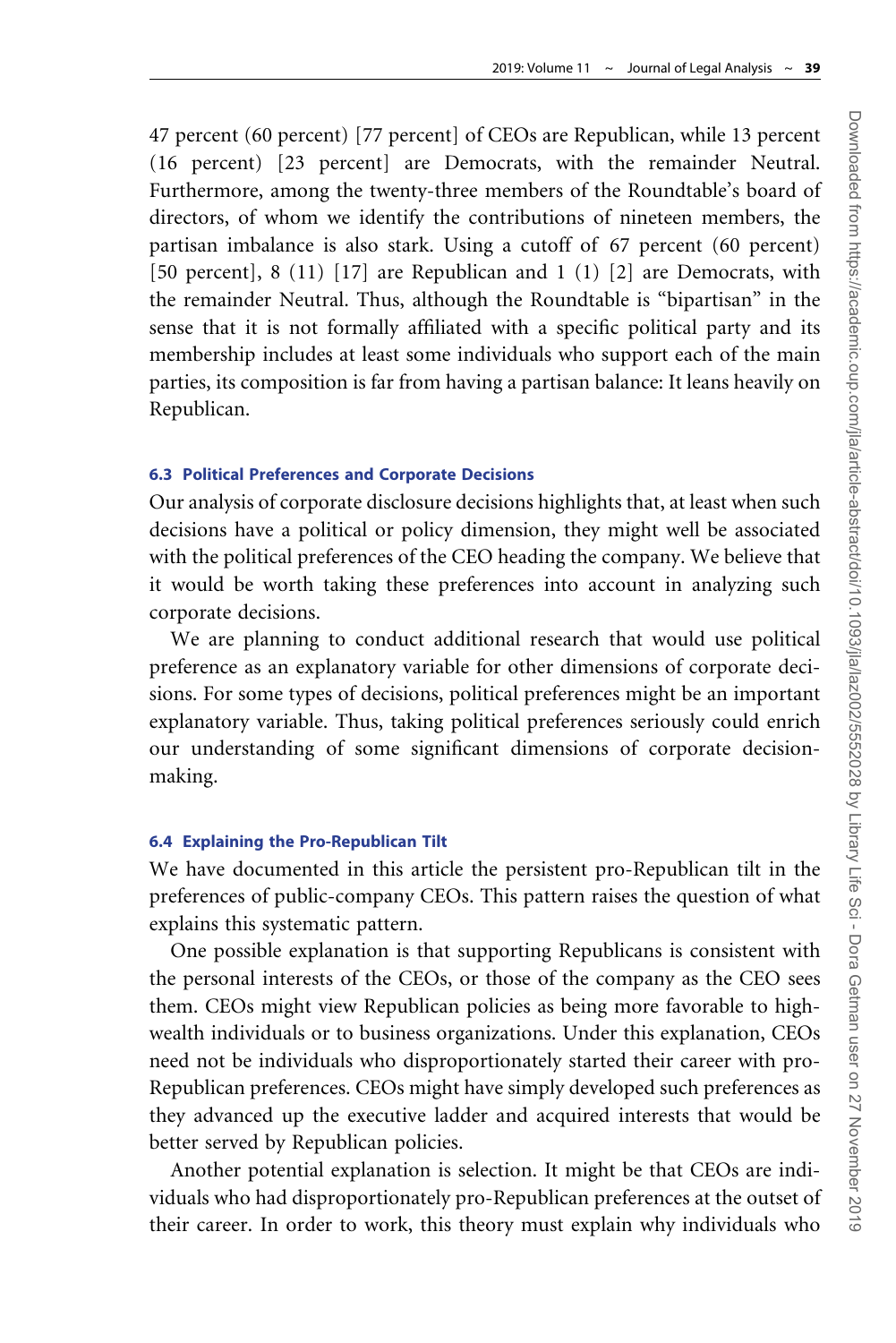47 percent (60 percent) [77 percent] of CEOs are Republican, while 13 percent (16 percent) [23 percent] are Democrats, with the remainder Neutral. Furthermore, among the twenty-three members of the Roundtable's board of directors, of whom we identify the contributions of nineteen members, the partisan imbalance is also stark. Using a cutoff of 67 percent (60 percent) [50 percent], 8 (11) [17] are Republican and 1 (1) [2] are Democrats, with the remainder Neutral. Thus, although the Roundtable is "bipartisan" in the sense that it is not formally affiliated with a specific political party and its membership includes at least some individuals who support each of the main parties, its composition is far from having a partisan balance: It leans heavily on Republican.

### 6.3 Political Preferences and Corporate Decisions

Our analysis of corporate disclosure decisions highlights that, at least when such decisions have a political or policy dimension, they might well be associated with the political preferences of the CEO heading the company. We believe that it would be worth taking these preferences into account in analyzing such corporate decisions.

We are planning to conduct additional research that would use political preference as an explanatory variable for other dimensions of corporate decisions. For some types of decisions, political preferences might be an important explanatory variable. Thus, taking political preferences seriously could enrich our understanding of some significant dimensions of corporate decision-making.

### 6.4 Explaining the Pro-Republican Tilt

We have documented in this article the persistent pro-Republican tilt in the preferences of public-company CEOs. This pattern raises the question of what explains this systematic pattern.

One possible explanation is that supporting Republicans is consistent with the personal interests of the CEOs, or those of the company as the CEO sees them. CEOs might view Republican policies as being more favorable to high-wealth individuals or to business organizations. Under this explanation, CEOs need not be individuals who disproportionately started their career with pro-Republican preferences. CEOs might have simply developed such preferences as they advanced up the executive ladder and acquired interests that would be better served by Republican policies.

Another potential explanation is selection. It might be that CEOs are individuals who had disproportionately pro-Republican preferences at the outset of their career. In order to work, this theory must explain why individuals who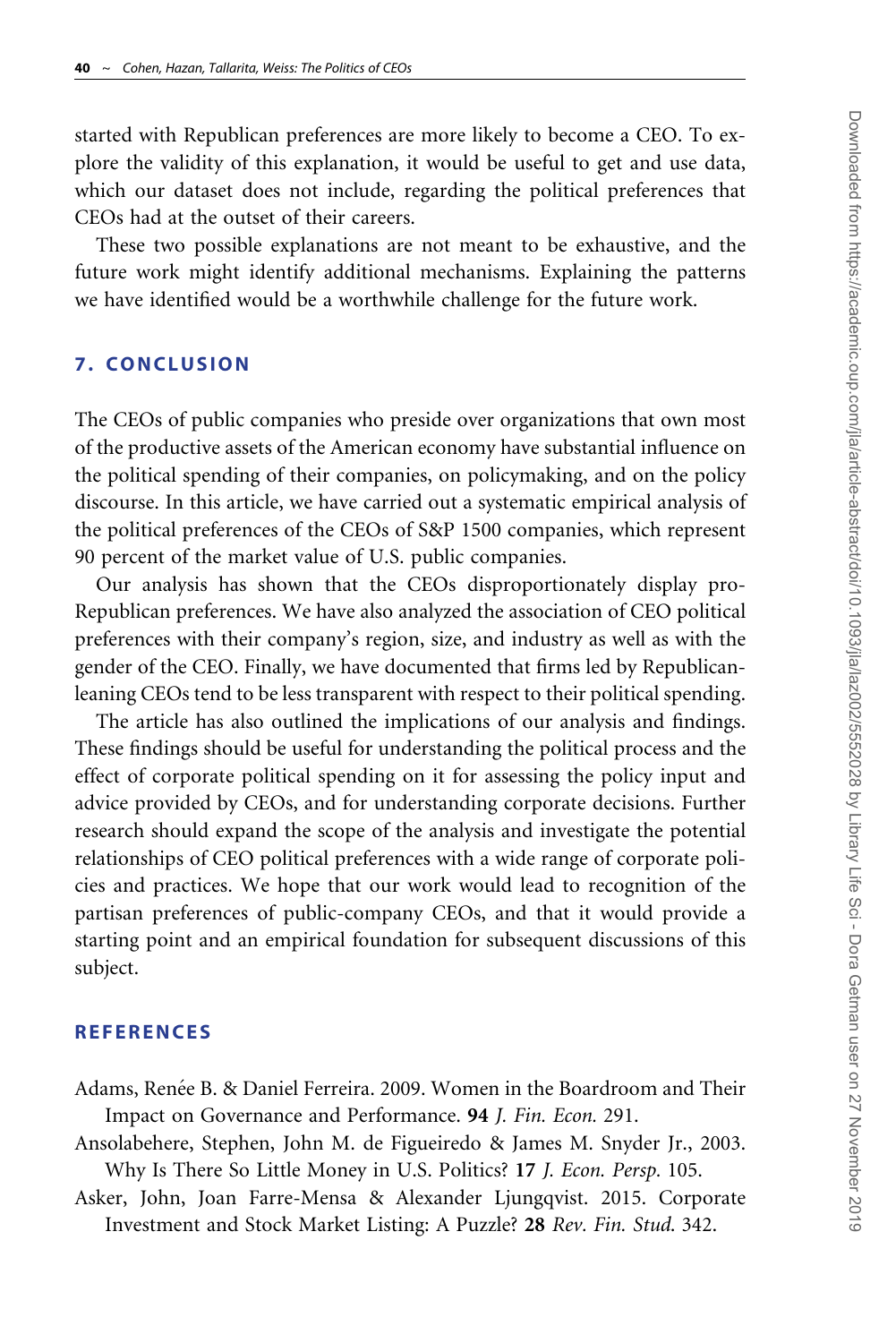started with Republican preferences are more likely to become a CEO. To explore the validity of this explanation, it would be useful to get and use data, which our dataset does not include, regarding the political preferences that CEOs had at the outset of their careers.

These two possible explanations are not meant to be exhaustive, and the future work might identify additional mechanisms. Explaining the patterns we have identified would be a worthwhile challenge for the future work.

## 7. CONCLUSION

The CEOs of public companies who preside over organizations that own most of the productive assets of the American economy have substantial influence on the political spending of their companies, on policymaking, and on the policy discourse. In this article, we have carried out a systematic empirical analysis of the political preferences of the CEOs of S&P 1500 companies, which represent 90 percent of the market value of U.S. public companies.

Our analysis has shown that the CEOs disproportionately display pro-Republican preferences. We have also analyzed the association of CEO political preferences with their company's region, size, and industry as well as with the gender of the CEO. Finally, we have documented that firms led by Republican-leaning CEOs tend to be less transparent with respect to their political spending.

The article has also outlined the implications of our analysis and findings. These findings should be useful for understanding the political process and the effect of corporate political spending on it for assessing the policy input and advice provided by CEOs, and for understanding corporate decisions. Further research should expand the scope of the analysis and investigate the potential relationships of CEO political preferences with a wide range of corporate policies and practices. We hope that our work would lead to recognition of the partisan preferences of public-company CEOs, and that it would provide a starting point and an empirical foundation for subsequent discussions of this subject.

## REFERENCES

Adams, Renée B. & Daniel Ferreira. 2009. Women in the Boardroom and Their Impact on Governance and Performance. **94** *J. Fin. Econ.* 291.

Ansolabehere, Stephen, John M. de Figueiredo & James M. Snyder Jr., 2003. Why Is There So Little Money in U.S. Politics? **17** *J. Econ. Persp.* 105.

Asker, John, Joan Farre-Mensa & Alexander Ljungqvist. 2015. Corporate Investment and Stock Market Listing: A Puzzle? **28** *Rev. Fin. Stud.* 342.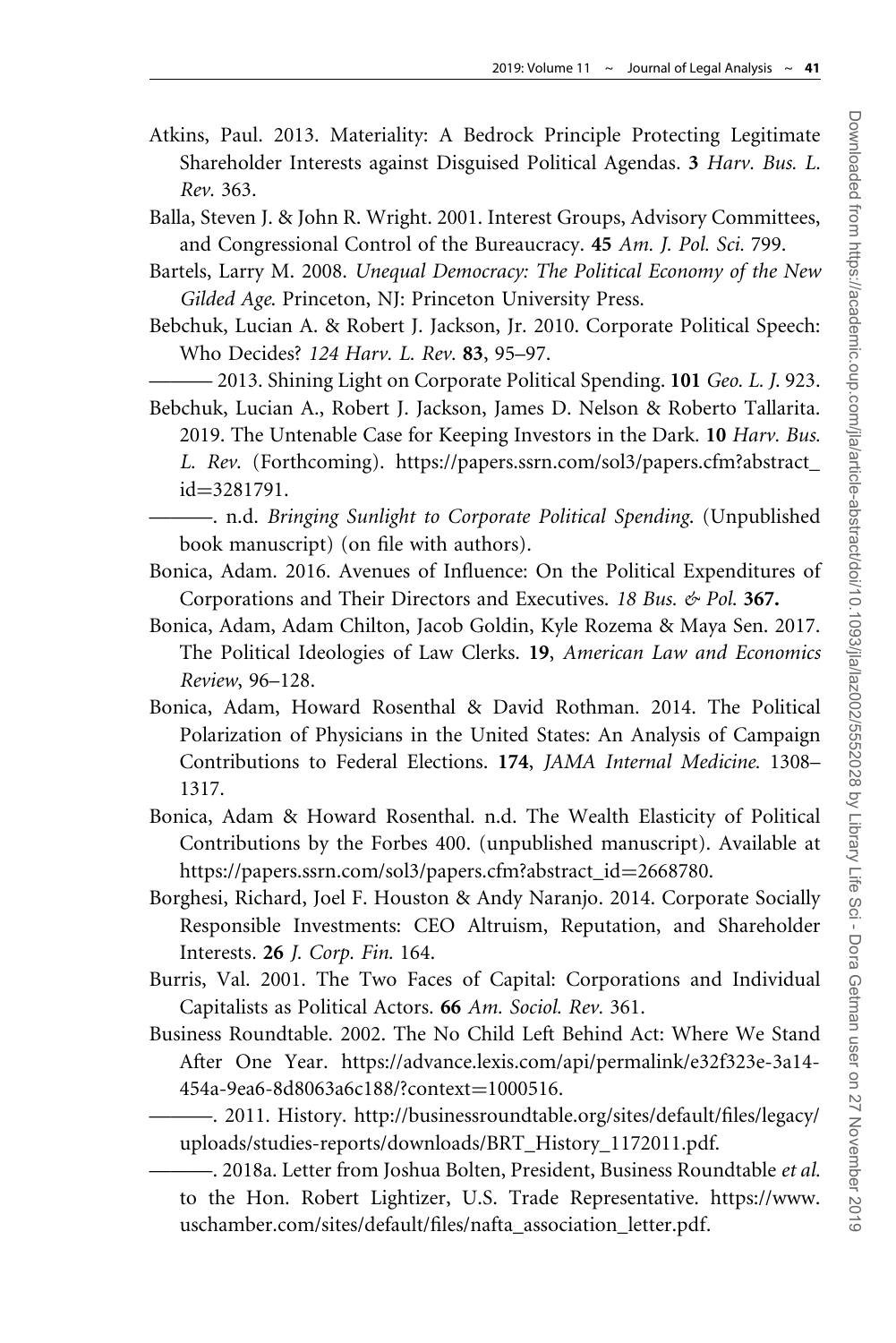Atkins, Paul. 2013. Materiality: A Bedrock Principle Protecting Legitimate Shareholder Interests against Disguised Political Agendas. **3** *Harv. Bus. L. Rev.* 363.

Balla, Steven J. & John R. Wright. 2001. Interest Groups, Advisory Committees, and Congressional Control of the Bureaucracy. **45** *Am. J. Pol. Sci.* 799.

Bartels, Larry M. 2008. *Unequal Democracy: The Political Economy of the New Gilded Age*. Princeton, NJ: Princeton University Press.

Bebchuk, Lucian A. & Robert J. Jackson, Jr. 2010. Corporate Political Speech: Who Decides? *124 Harv. L. Rev.* **83**, 95–97.

——— 2013. Shining Light on Corporate Political Spending. **101** *Geo. L. J.* 923.

Bebchuk, Lucian A., Robert J. Jackson, James D. Nelson & Roberto Tallarita. 2019. The Untenable Case for Keeping Investors in the Dark. **10** *Harv. Bus. L. Rev.* (Forthcoming). https://papers.ssrn.com/sol3/papers.cfm?abstract_id=3281791.

———. n.d. *Bringing Sunlight to Corporate Political Spending*. (Unpublished book manuscript) (on file with authors).

Bonica, Adam. 2016. Avenues of Influence: On the Political Expenditures of Corporations and Their Directors and Executives. *18 Bus. & Pol.* **367.**

Bonica, Adam, Adam Chilton, Jacob Goldin, Kyle Rozema & Maya Sen. 2017. The Political Ideologies of Law Clerks. **19**, *American Law and Economics Review*, 96–128.

Bonica, Adam, Howard Rosenthal & David Rothman. 2014. The Political Polarization of Physicians in the United States: An Analysis of Campaign Contributions to Federal Elections. **174**, *JAMA Internal Medicine.* 1308–1317.

Bonica, Adam & Howard Rosenthal. n.d. The Wealth Elasticity of Political Contributions by the Forbes 400. (unpublished manuscript). Available at https://papers.ssrn.com/sol3/papers.cfm?abstract_id=2668780.

Borghesi, Richard, Joel F. Houston & Andy Naranjo. 2014. Corporate Socially Responsible Investments: CEO Altruism, Reputation, and Shareholder Interests. **26** *J. Corp. Fin.* 164.

Burris, Val. 2001. The Two Faces of Capital: Corporations and Individual Capitalists as Political Actors. **66** *Am. Sociol. Rev.* 361.

Business Roundtable. 2002. The No Child Left Behind Act: Where We Stand After One Year. https://advance.lexis.com/api/permalink/e32f323e-3a14-454a-9ea6-8d8063a6c188/?context=1000516.

———. 2011. History. http://businessroundtable.org/sites/default/files/legacy/uploads/studies-reports/downloads/BRT_History_1172011.pdf.

———. 2018a. Letter from Joshua Bolten, President, Business Roundtable *et al.* to the Hon. Robert Lightizer, U.S. Trade Representative. https://www.uschamber.com/sites/default/files/nafta_association_letter.pdf.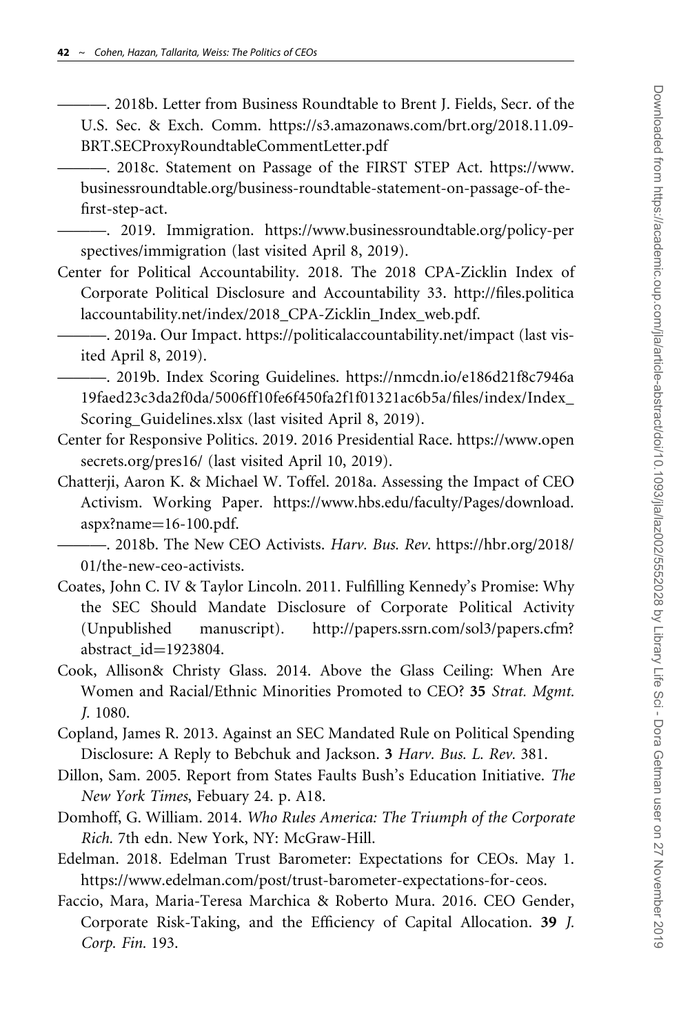———. 2018b. Letter from Business Roundtable to Brent J. Fields, Secr. of the U.S. Sec. & Exch. Comm. https://s3.amazonaws.com/brt.org/2018.11.09-BRT.SECProxyRoundtableCommentLetter.pdf

———. 2018c. Statement on Passage of the FIRST STEP Act. https://www.businessroundtable.org/business-roundtable-statement-on-passage-of-the-first-step-act.

———. 2019. Immigration. https://www.businessroundtable.org/policy-perspectives/immigration (last visited April 8, 2019).

Center for Political Accountability. 2018. The 2018 CPA-Zicklin Index of Corporate Political Disclosure and Accountability 33. http://files.politicalaccountability.net/index/2018_CPA-Zicklin_Index_web.pdf.

———. 2019a. Our Impact. https://politicalaccountability.net/impact (last visited April 8, 2019).

———. 2019b. Index Scoring Guidelines. https://nmcdn.io/e186d21f8c7946a19faed23c3da2f0da/5006ff10fe6f450fa2f1f01321ac6b5a/files/index/Index_Scoring_Guidelines.xlsx (last visited April 8, 2019).

Center for Responsive Politics. 2019. 2016 Presidential Race. https://www.opensecrets.org/pres16/ (last visited April 10, 2019).

Chatterji, Aaron K. & Michael W. Toffel. 2018a. Assessing the Impact of CEO Activism. Working Paper. https://www.hbs.edu/faculty/Pages/download.aspx?name=16-100.pdf.

———. 2018b. The New CEO Activists. *Harv. Bus. Rev*. https://hbr.org/2018/01/the-new-ceo-activists.

Coates, John C. IV & Taylor Lincoln. 2011. Fulfilling Kennedy's Promise: Why the SEC Should Mandate Disclosure of Corporate Political Activity (Unpublished manuscript). http://papers.ssrn.com/sol3/papers.cfm?abstract_id=1923804.

Cook, Allison& Christy Glass. 2014. Above the Glass Ceiling: When Are Women and Racial/Ethnic Minorities Promoted to CEO? **35** *Strat. Mgmt. J*. 1080.

Copland, James R. 2013. Against an SEC Mandated Rule on Political Spending Disclosure: A Reply to Bebchuk and Jackson. **3** *Harv. Bus. L. Rev*. 381.

Dillon, Sam. 2005. Report from States Faults Bush's Education Initiative. *The New York Times*, Febuary 24. p. A18.

Domhoff, G. William. 2014. *Who Rules America: The Triumph of the Corporate Rich*. 7th edn. New York, NY: McGraw-Hill.

Edelman. 2018. Edelman Trust Barometer: Expectations for CEOs. May 1. https://www.edelman.com/post/trust-barometer-expectations-for-ceos.

Faccio, Mara, Maria-Teresa Marchica & Roberto Mura. 2016. CEO Gender, Corporate Risk-Taking, and the Efficiency of Capital Allocation. **39** *J. Corp. Fin*. 193.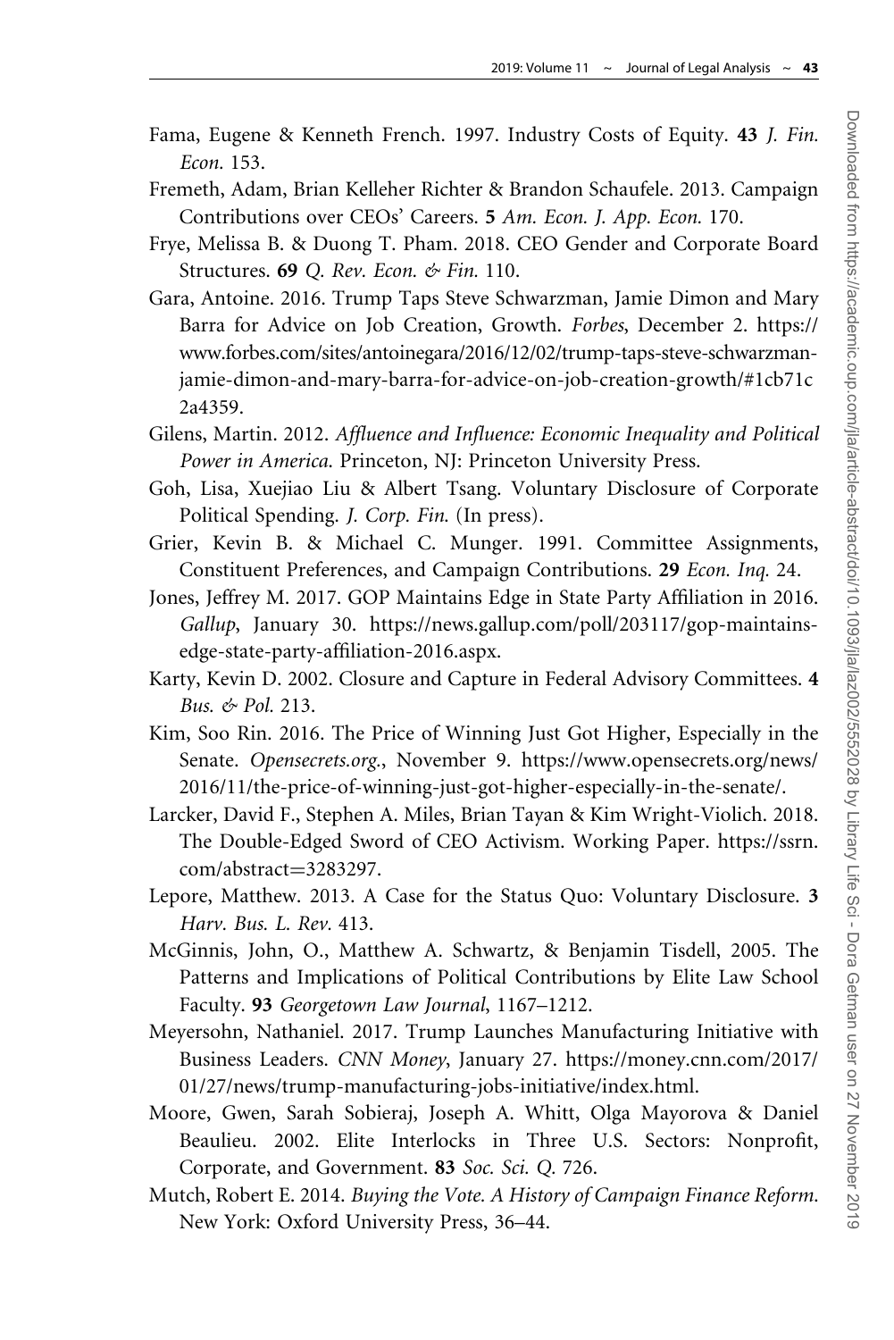Fama, Eugene & Kenneth French. 1997. Industry Costs of Equity. **43** *J. Fin. Econ.* 153.

Fremeth, Adam, Brian Kelleher Richter & Brandon Schaufele. 2013. Campaign Contributions over CEOs' Careers. **5** *Am. Econ. J. App. Econ.* 170.

Frye, Melissa B. & Duong T. Pham. 2018. CEO Gender and Corporate Board Structures. **69** *Q. Rev. Econ. & Fin.* 110.

Gara, Antoine. 2016. Trump Taps Steve Schwarzman, Jamie Dimon and Mary Barra for Advice on Job Creation, Growth. *Forbes*, December 2. https://www.forbes.com/sites/antoinegara/2016/12/02/trump-taps-steve-schwarzman-jamie-dimon-and-mary-barra-for-advice-on-job-creation-growth/#1cb71c2a4359.

Gilens, Martin. 2012. *Affluence and Influence: Economic Inequality and Political Power in America.* Princeton, NJ: Princeton University Press.

Goh, Lisa, Xuejiao Liu & Albert Tsang. Voluntary Disclosure of Corporate Political Spending. *J. Corp. Fin.* (In press).

Grier, Kevin B. & Michael C. Munger. 1991. Committee Assignments, Constituent Preferences, and Campaign Contributions. **29** *Econ. Inq.* 24.

Jones, Jeffrey M. 2017. GOP Maintains Edge in State Party Affiliation in 2016. *Gallup*, January 30. https://news.gallup.com/poll/203117/gop-maintains-edge-state-party-affiliation-2016.aspx.

Karty, Kevin D. 2002. Closure and Capture in Federal Advisory Committees. **4** *Bus. & Pol.* 213.

Kim, Soo Rin. 2016. The Price of Winning Just Got Higher, Especially in the Senate. *Opensecrets.org.*, November 9. https://www.opensecrets.org/news/2016/11/the-price-of-winning-just-got-higher-especially-in-the-senate/.

Larcker, David F., Stephen A. Miles, Brian Tayan & Kim Wright-Violich. 2018. The Double-Edged Sword of CEO Activism. Working Paper. https://ssrn.com/abstract=3283297.

Lepore, Matthew. 2013. A Case for the Status Quo: Voluntary Disclosure. **3** *Harv. Bus. L. Rev.* 413.

McGinnis, John, O., Matthew A. Schwartz, & Benjamin Tisdell, 2005. The Patterns and Implications of Political Contributions by Elite Law School Faculty. **93** *Georgetown Law Journal*, 1167–1212.

Meyersohn, Nathaniel. 2017. Trump Launches Manufacturing Initiative with Business Leaders. *CNN Money*, January 27. https://money.cnn.com/2017/01/27/news/trump-manufacturing-jobs-initiative/index.html.

Moore, Gwen, Sarah Sobieraj, Joseph A. Whitt, Olga Mayorova & Daniel Beaulieu. 2002. Elite Interlocks in Three U.S. Sectors: Nonprofit, Corporate, and Government. **83** *Soc. Sci. Q.* 726.

Mutch, Robert E. 2014. *Buying the Vote. A History of Campaign Finance Reform.* New York: Oxford University Press, 36–44.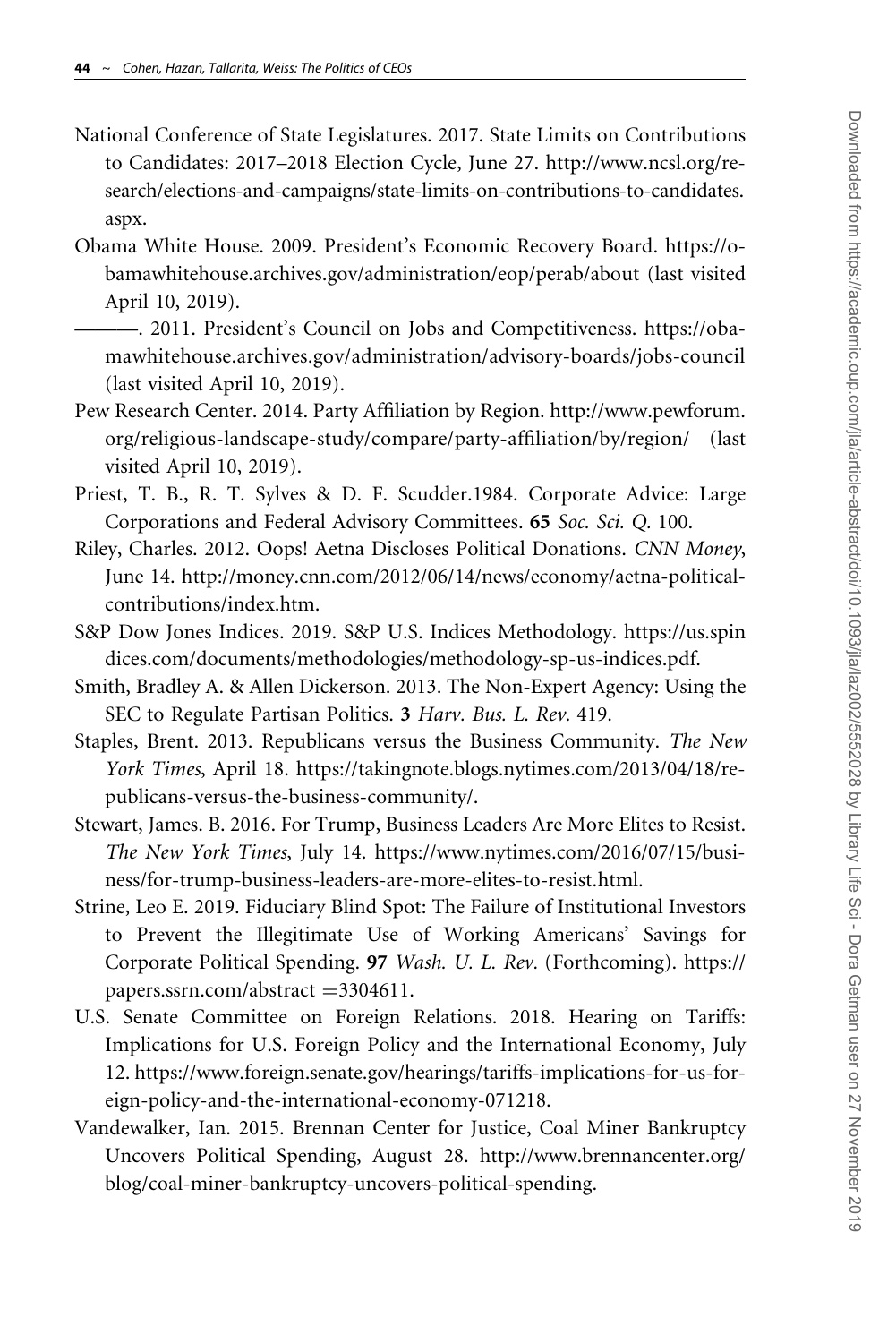National Conference of State Legislatures. 2017. State Limits on Contributions to Candidates: 2017–2018 Election Cycle, June 27. http://www.ncsl.org/research/elections-and-campaigns/state-limits-on-contributions-to-candidates.aspx.

Obama White House. 2009. President's Economic Recovery Board. https://obamawhitehouse.archives.gov/administration/eop/perab/about (last visited April 10, 2019).

———. 2011. President's Council on Jobs and Competitiveness. https://obamawhitehouse.archives.gov/administration/advisory-boards/jobs-council (last visited April 10, 2019).

Pew Research Center. 2014. Party Affiliation by Region. http://www.pewforum.org/religious-landscape-study/compare/party-affiliation/by/region/ (last visited April 10, 2019).

Priest, T. B., R. T. Sylves & D. F. Scudder.1984. Corporate Advice: Large Corporations and Federal Advisory Committees. **65** *Soc. Sci. Q.* 100.

Riley, Charles. 2012. Oops! Aetna Discloses Political Donations. *CNN Money*, June 14. http://money.cnn.com/2012/06/14/news/economy/aetna-political-contributions/index.htm.

S&P Dow Jones Indices. 2019. S&P U.S. Indices Methodology. https://us.spindices.com/documents/methodologies/methodology-sp-us-indices.pdf.

Smith, Bradley A. & Allen Dickerson. 2013. The Non-Expert Agency: Using the SEC to Regulate Partisan Politics. **3** *Harv. Bus. L. Rev.* 419.

Staples, Brent. 2013. Republicans versus the Business Community. *The New York Times*, April 18. https://takingnote.blogs.nytimes.com/2013/04/18/republicans-versus-the-business-community/.

Stewart, James. B. 2016. For Trump, Business Leaders Are More Elites to Resist. *The New York Times*, July 14. https://www.nytimes.com/2016/07/15/business/for-trump-business-leaders-are-more-elites-to-resist.html.

Strine, Leo E. 2019. Fiduciary Blind Spot: The Failure of Institutional Investors to Prevent the Illegitimate Use of Working Americans' Savings for Corporate Political Spending. **97** *Wash. U. L. Rev.* (Forthcoming). https://papers.ssrn.com/abstract =3304611.

U.S. Senate Committee on Foreign Relations. 2018. Hearing on Tariffs: Implications for U.S. Foreign Policy and the International Economy, July 12. https://www.foreign.senate.gov/hearings/tariffs-implications-for-us-foreign-policy-and-the-international-economy-071218.

Vandewalker, Ian. 2015. Brennan Center for Justice, Coal Miner Bankruptcy Uncovers Political Spending, August 28. http://www.brennancenter.org/blog/coal-miner-bankruptcy-uncovers-political-spending.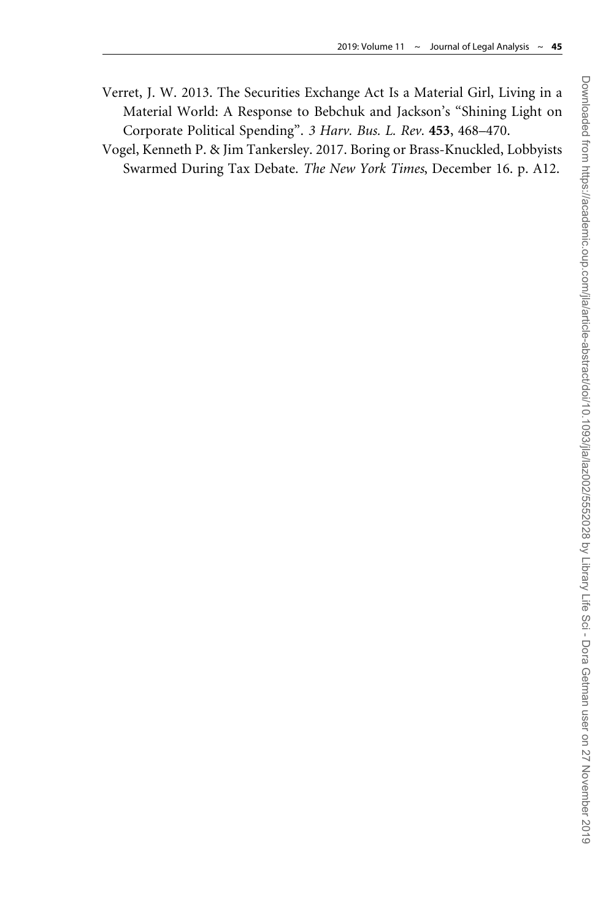Verret, J. W. 2013. The Securities Exchange Act Is a Material Girl, Living in a Material World: A Response to Bebchuk and Jackson's "Shining Light on Corporate Political Spending". *3 Harv. Bus. L. Rev*. **453**, 468–470.

Vogel, Kenneth P. & Jim Tankersley. 2017. Boring or Brass-Knuckled, Lobbyists Swarmed During Tax Debate. *The New York Times*, December 16. p. A12.